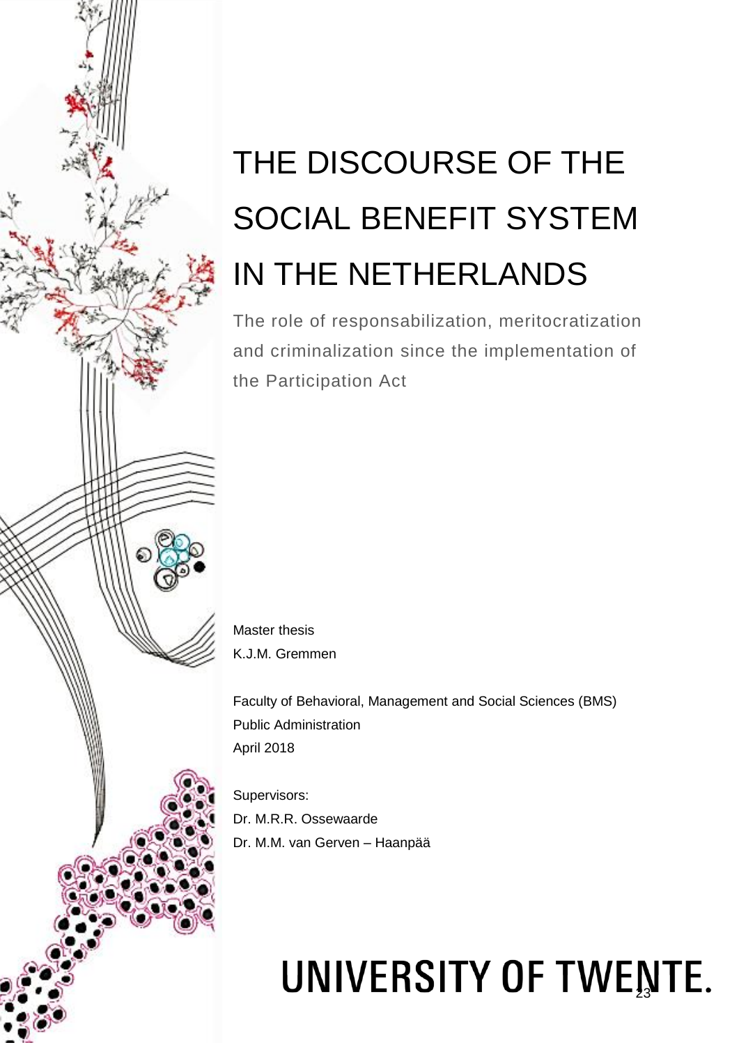# THE DISCOURSE OF THE SOCIAL BENEFIT SYSTEM IN THE NETHERLANDS

The role of responsabilization, meritocratization and criminalization since the implementation of the Participation Act

Master thesis
K.J.M. Gremmen

Faculty of Behavioral, Management and Social Sciences (BMS)
Public Administration
April 2018

Supervisors:
Dr. M.R.R. Ossewaarde
Dr. M.M. van Gerven – Haanpää

UNIVERSITY OF TWENTE.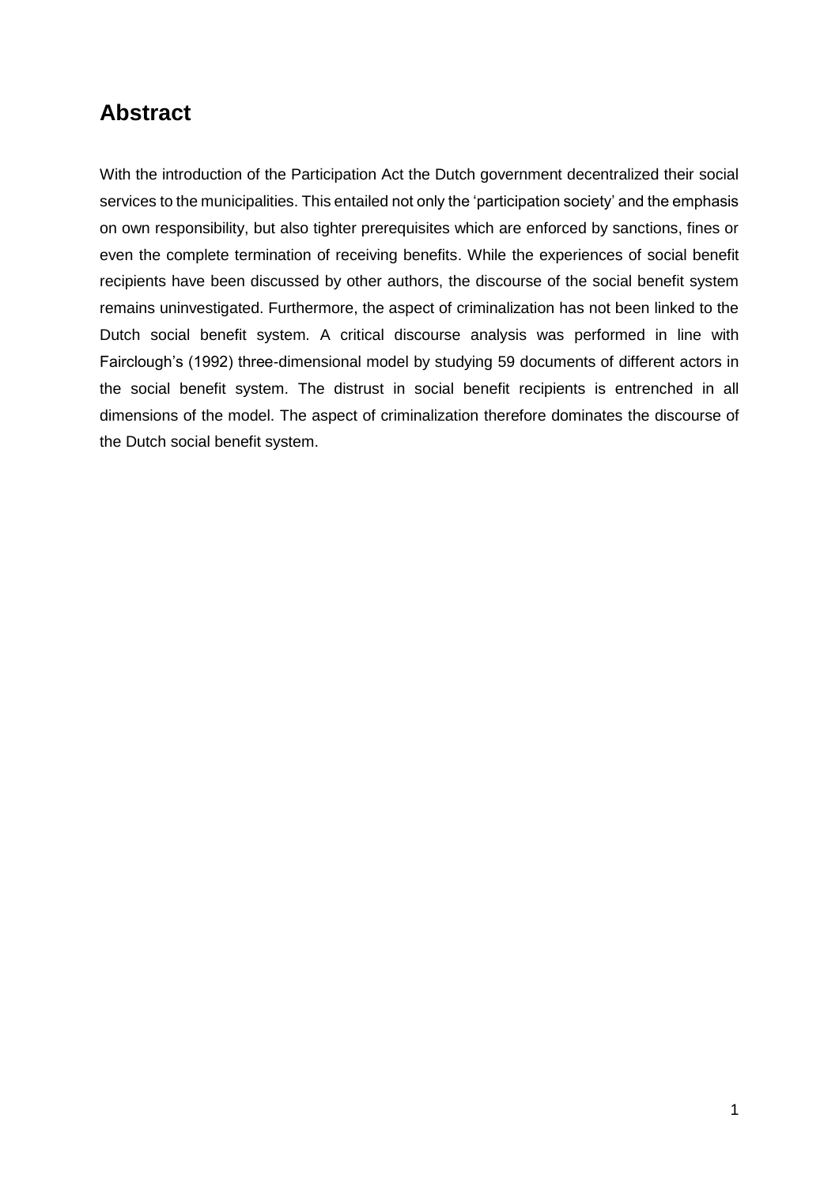## Abstract

With the introduction of the Participation Act the Dutch government decentralized their social services to the municipalities. This entailed not only the 'participation society' and the emphasis on own responsibility, but also tighter prerequisites which are enforced by sanctions, fines or even the complete termination of receiving benefits. While the experiences of social benefit recipients have been discussed by other authors, the discourse of the social benefit system remains uninvestigated. Furthermore, the aspect of criminalization has not been linked to the Dutch social benefit system. A critical discourse analysis was performed in line with Fairclough's (1992) three-dimensional model by studying 59 documents of different actors in the social benefit system. The distrust in social benefit recipients is entrenched in all dimensions of the model. The aspect of criminalization therefore dominates the discourse of the Dutch social benefit system.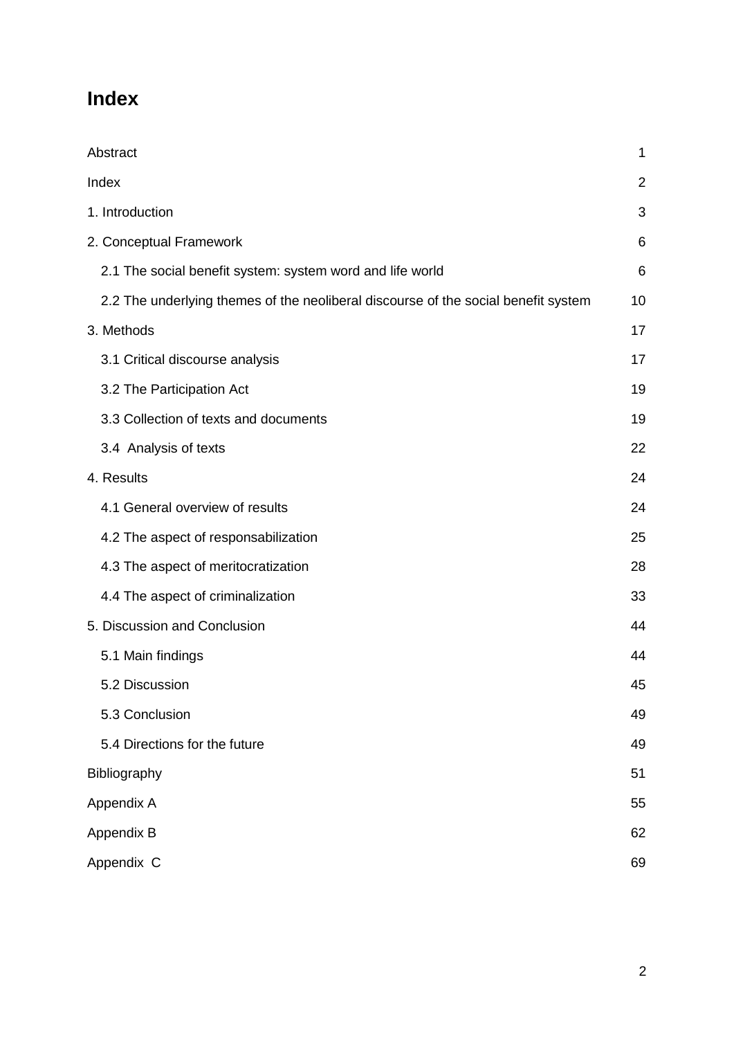# Index

| | |
|---|---|
| Abstract | 1 |
| Index | 2 |
| 1. Introduction | 3 |
| 2. Conceptual Framework | 6 |
| 2.1 The social benefit system: system word and life world | 6 |
| 2.2 The underlying themes of the neoliberal discourse of the social benefit system | 10 |
| 3. Methods | 17 |
| 3.1 Critical discourse analysis | 17 |
| 3.2 The Participation Act | 19 |
| 3.3 Collection of texts and documents | 19 |
| 3.4 Analysis of texts | 22 |
| 4. Results | 24 |
| 4.1 General overview of results | 24 |
| 4.2 The aspect of responsabilization | 25 |
| 4.3 The aspect of meritocratization | 28 |
| 4.4 The aspect of criminalization | 33 |
| 5. Discussion and Conclusion | 44 |
| 5.1 Main findings | 44 |
| 5.2 Discussion | 45 |
| 5.3 Conclusion | 49 |
| 5.4 Directions for the future | 49 |
| Bibliography | 51 |
| Appendix A | 55 |
| Appendix B | 62 |
| Appendix C | 69 |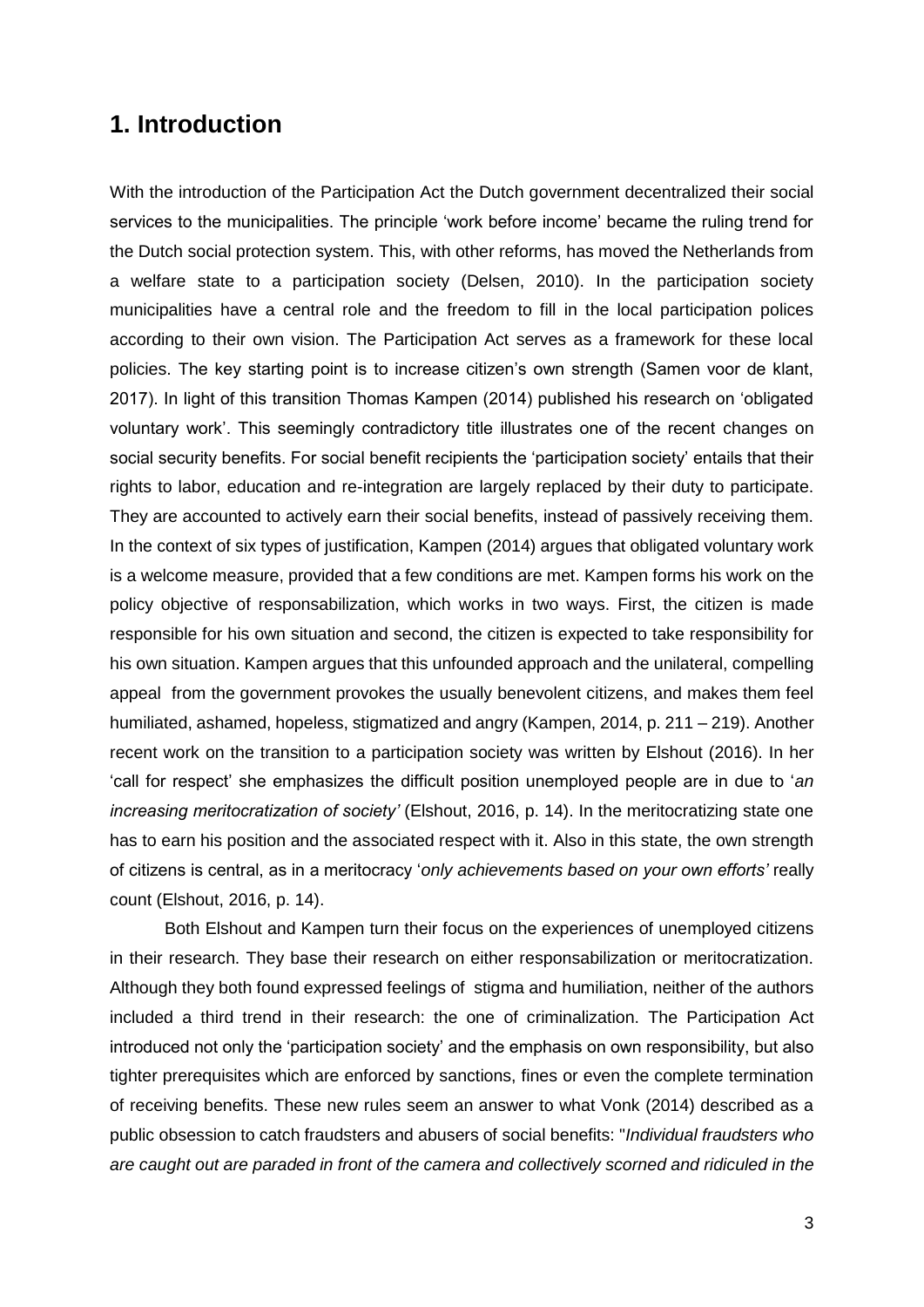# 1. Introduction

With the introduction of the Participation Act the Dutch government decentralized their social services to the municipalities. The principle 'work before income' became the ruling trend for the Dutch social protection system. This, with other reforms, has moved the Netherlands from a welfare state to a participation society (Delsen, 2010). In the participation society municipalities have a central role and the freedom to fill in the local participation polices according to their own vision. The Participation Act serves as a framework for these local policies. The key starting point is to increase citizen's own strength (Samen voor de klant, 2017). In light of this transition Thomas Kampen (2014) published his research on 'obligated voluntary work'. This seemingly contradictory title illustrates one of the recent changes on social security benefits. For social benefit recipients the 'participation society' entails that their rights to labor, education and re-integration are largely replaced by their duty to participate. They are accounted to actively earn their social benefits, instead of passively receiving them. In the context of six types of justification, Kampen (2014) argues that obligated voluntary work is a welcome measure, provided that a few conditions are met. Kampen forms his work on the policy objective of responsabilization, which works in two ways. First, the citizen is made responsible for his own situation and second, the citizen is expected to take responsibility for his own situation. Kampen argues that this unfounded approach and the unilateral, compelling appeal from the government provokes the usually benevolent citizens, and makes them feel humiliated, ashamed, hopeless, stigmatized and angry (Kampen, 2014, p. 211 – 219). Another recent work on the transition to a participation society was written by Elshout (2016). In her 'call for respect' she emphasizes the difficult position unemployed people are in due to '*an increasing meritocratization of society'* (Elshout, 2016, p. 14). In the meritocratizing state one has to earn his position and the associated respect with it. Also in this state, the own strength of citizens is central, as in a meritocracy '*only achievements based on your own efforts'* really count (Elshout, 2016, p. 14).

Both Elshout and Kampen turn their focus on the experiences of unemployed citizens in their research. They base their research on either responsabilization or meritocratization. Although they both found expressed feelings of stigma and humiliation, neither of the authors included a third trend in their research: the one of criminalization. The Participation Act introduced not only the 'participation society' and the emphasis on own responsibility, but also tighter prerequisites which are enforced by sanctions, fines or even the complete termination of receiving benefits. These new rules seem an answer to what Vonk (2014) described as a public obsession to catch fraudsters and abusers of social benefits: "*Individual fraudsters who are caught out are paraded in front of the camera and collectively scorned and ridiculed in the*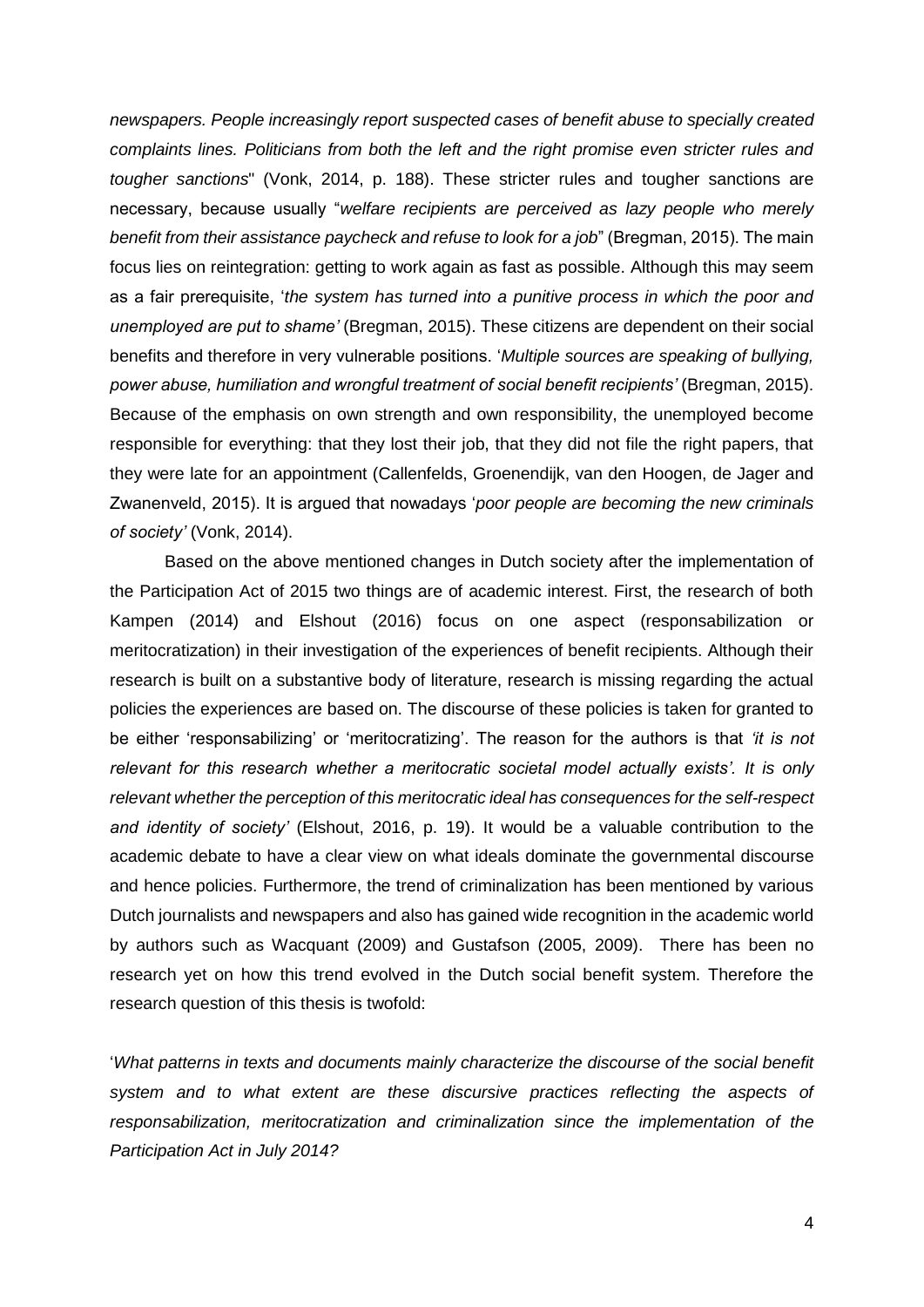*newspapers. People increasingly report suspected cases of benefit abuse to specially created complaints lines. Politicians from both the left and the right promise even stricter rules and tougher sanctions*" (Vonk, 2014, p. 188). These stricter rules and tougher sanctions are necessary, because usually "*welfare recipients are perceived as lazy people who merely benefit from their assistance paycheck and refuse to look for a job*" (Bregman, 2015). The main focus lies on reintegration: getting to work again as fast as possible. Although this may seem as a fair prerequisite, '*the system has turned into a punitive process in which the poor and unemployed are put to shame'* (Bregman, 2015). These citizens are dependent on their social benefits and therefore in very vulnerable positions. '*Multiple sources are speaking of bullying, power abuse, humiliation and wrongful treatment of social benefit recipients'* (Bregman, 2015). Because of the emphasis on own strength and own responsibility, the unemployed become responsible for everything: that they lost their job, that they did not file the right papers, that they were late for an appointment (Callenfelds, Groenendijk, van den Hoogen, de Jager and Zwanenveld, 2015). It is argued that nowadays '*poor people are becoming the new criminals of society'* (Vonk, 2014).

Based on the above mentioned changes in Dutch society after the implementation of the Participation Act of 2015 two things are of academic interest. First, the research of both Kampen (2014) and Elshout (2016) focus on one aspect (responsabilization or meritocratization) in their investigation of the experiences of benefit recipients. Although their research is built on a substantive body of literature, research is missing regarding the actual policies the experiences are based on. The discourse of these policies is taken for granted to be either 'responsabilizing' or 'meritocratizing'. The reason for the authors is that *'it is not relevant for this research whether a meritocratic societal model actually exists'. It is only relevant whether the perception of this meritocratic ideal has consequences for the self-respect and identity of society'* (Elshout, 2016, p. 19). It would be a valuable contribution to the academic debate to have a clear view on what ideals dominate the governmental discourse and hence policies. Furthermore, the trend of criminalization has been mentioned by various Dutch journalists and newspapers and also has gained wide recognition in the academic world by authors such as Wacquant (2009) and Gustafson (2005, 2009). There has been no research yet on how this trend evolved in the Dutch social benefit system. Therefore the research question of this thesis is twofold:

'*What patterns in texts and documents mainly characterize the discourse of the social benefit system and to what extent are these discursive practices reflecting the aspects of responsabilization, meritocratization and criminalization since the implementation of the Participation Act in July 2014?*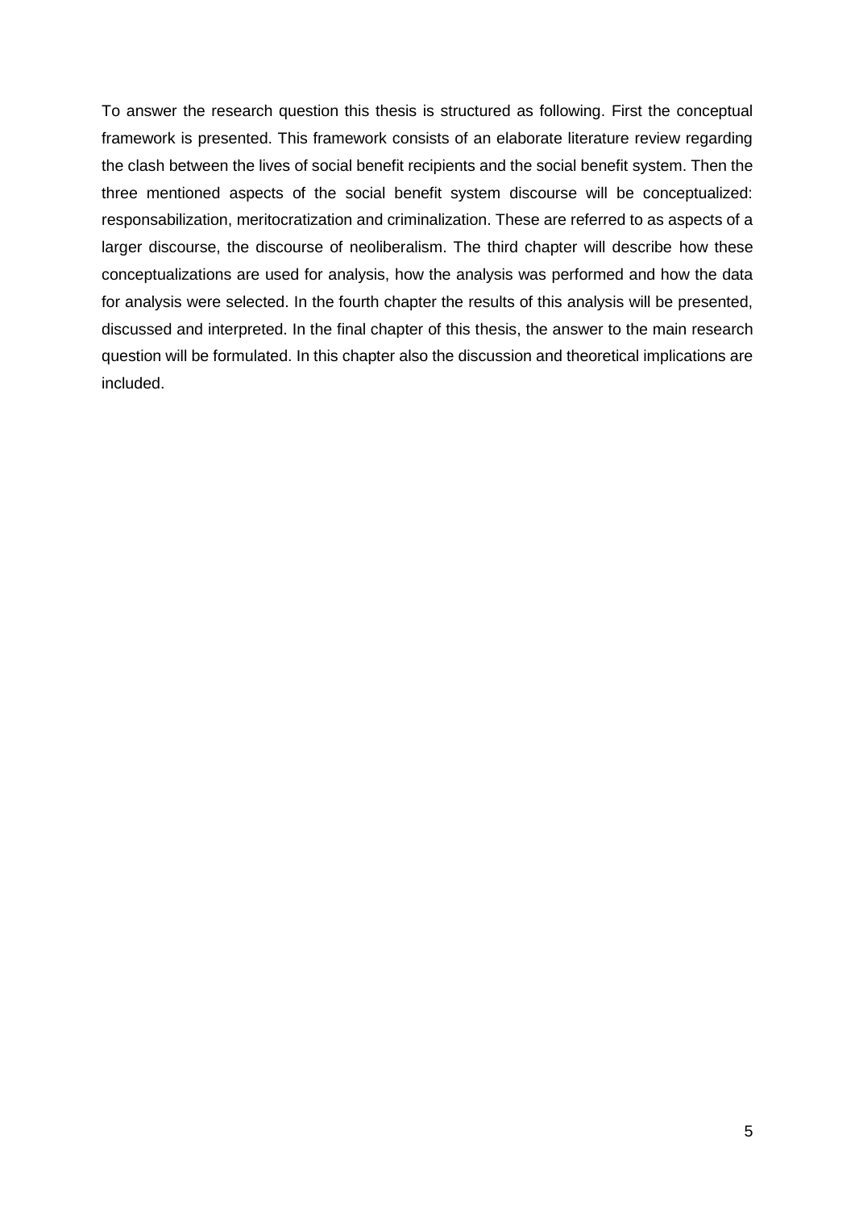To answer the research question this thesis is structured as following. First the conceptual framework is presented. This framework consists of an elaborate literature review regarding the clash between the lives of social benefit recipients and the social benefit system. Then the three mentioned aspects of the social benefit system discourse will be conceptualized: responsabilization, meritocratization and criminalization. These are referred to as aspects of a larger discourse, the discourse of neoliberalism. The third chapter will describe how these conceptualizations are used for analysis, how the analysis was performed and how the data for analysis were selected. In the fourth chapter the results of this analysis will be presented, discussed and interpreted. In the final chapter of this thesis, the answer to the main research question will be formulated. In this chapter also the discussion and theoretical implications are included.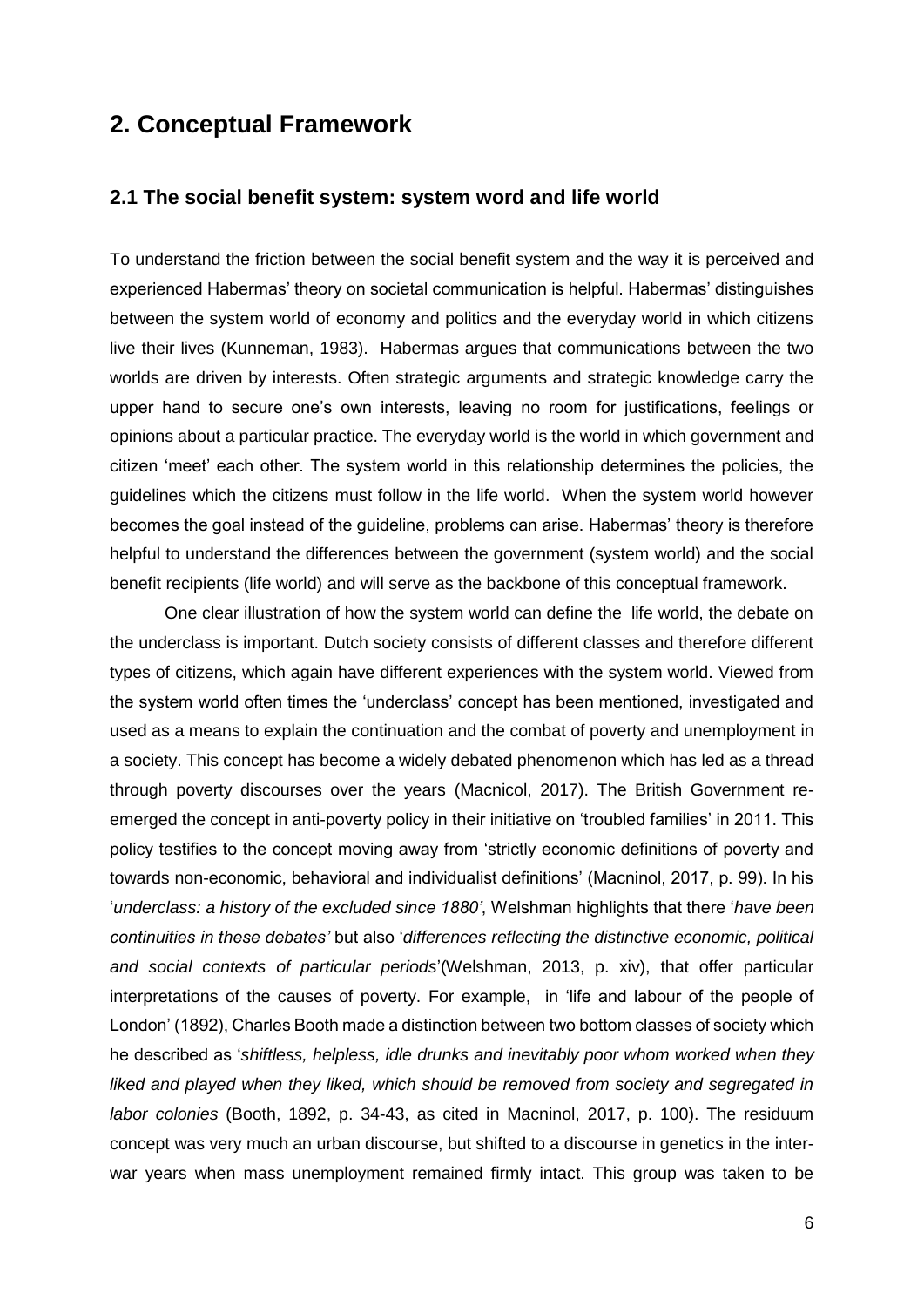# 2. Conceptual Framework

## 2.1 The social benefit system: system word and life world

To understand the friction between the social benefit system and the way it is perceived and experienced Habermas' theory on societal communication is helpful. Habermas' distinguishes between the system world of economy and politics and the everyday world in which citizens live their lives (Kunneman, 1983). Habermas argues that communications between the two worlds are driven by interests. Often strategic arguments and strategic knowledge carry the upper hand to secure one's own interests, leaving no room for justifications, feelings or opinions about a particular practice. The everyday world is the world in which government and citizen 'meet' each other. The system world in this relationship determines the policies, the guidelines which the citizens must follow in the life world. When the system world however becomes the goal instead of the guideline, problems can arise. Habermas' theory is therefore helpful to understand the differences between the government (system world) and the social benefit recipients (life world) and will serve as the backbone of this conceptual framework.

One clear illustration of how the system world can define the life world, the debate on the underclass is important. Dutch society consists of different classes and therefore different types of citizens, which again have different experiences with the system world. Viewed from the system world often times the 'underclass' concept has been mentioned, investigated and used as a means to explain the continuation and the combat of poverty and unemployment in a society. This concept has become a widely debated phenomenon which has led as a thread through poverty discourses over the years (Macnicol, 2017). The British Government re-emerged the concept in anti-poverty policy in their initiative on 'troubled families' in 2011. This policy testifies to the concept moving away from 'strictly economic definitions of poverty and towards non-economic, behavioral and individualist definitions' (Macninol, 2017, p. 99). In his '*underclass: a history of the excluded since 1880'*, Welshman highlights that there '*have been continuities in these debates'* but also '*differences reflecting the distinctive economic, political and social contexts of particular periods*'(Welshman, 2013, p. xiv), that offer particular interpretations of the causes of poverty. For example, in 'life and labour of the people of London' (1892), Charles Booth made a distinction between two bottom classes of society which he described as '*shiftless, helpless, idle drunks and inevitably poor whom worked when they liked and played when they liked, which should be removed from society and segregated in labor colonies* (Booth, 1892, p. 34-43, as cited in Macninol, 2017, p. 100). The residuum concept was very much an urban discourse, but shifted to a discourse in genetics in the inter-war years when mass unemployment remained firmly intact. This group was taken to be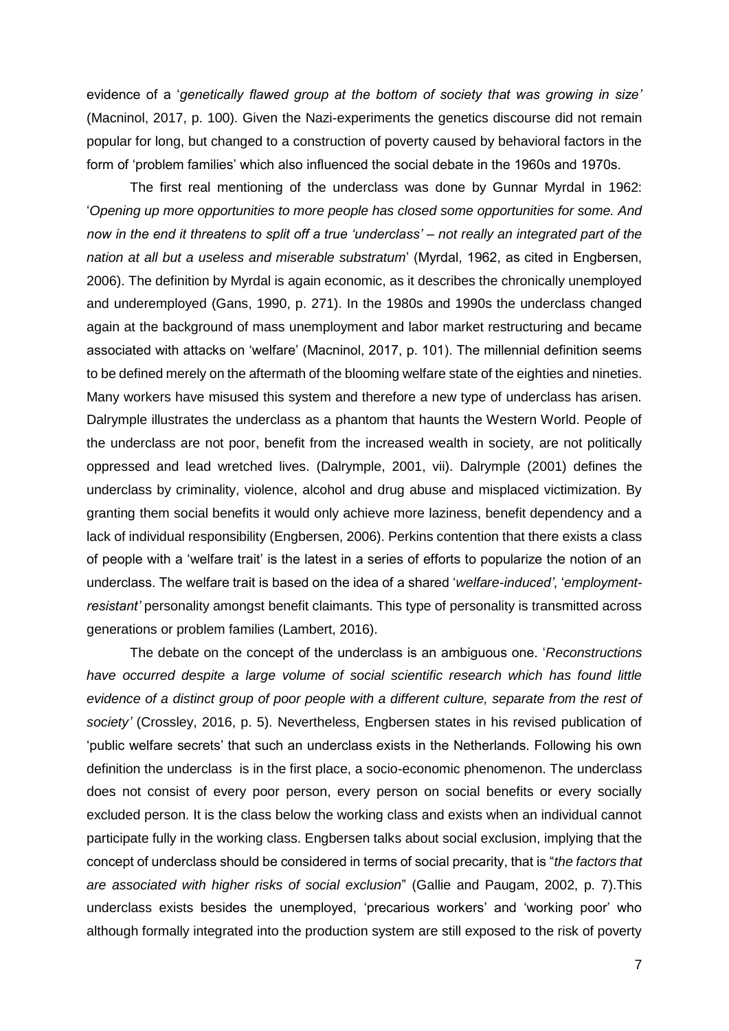evidence of a '*genetically flawed group at the bottom of society that was growing in size'* (Macninol, 2017, p. 100). Given the Nazi-experiments the genetics discourse did not remain popular for long, but changed to a construction of poverty caused by behavioral factors in the form of 'problem families' which also influenced the social debate in the 1960s and 1970s.

The first real mentioning of the underclass was done by Gunnar Myrdal in 1962: '*Opening up more opportunities to more people has closed some opportunities for some. And now in the end it threatens to split off a true 'underclass' – not really an integrated part of the nation at all but a useless and miserable substratum*' (Myrdal, 1962, as cited in Engbersen, 2006). The definition by Myrdal is again economic, as it describes the chronically unemployed and underemployed (Gans, 1990, p. 271). In the 1980s and 1990s the underclass changed again at the background of mass unemployment and labor market restructuring and became associated with attacks on 'welfare' (Macninol, 2017, p. 101). The millennial definition seems to be defined merely on the aftermath of the blooming welfare state of the eighties and nineties. Many workers have misused this system and therefore a new type of underclass has arisen. Dalrymple illustrates the underclass as a phantom that haunts the Western World. People of the underclass are not poor, benefit from the increased wealth in society, are not politically oppressed and lead wretched lives. (Dalrymple, 2001, vii). Dalrymple (2001) defines the underclass by criminality, violence, alcohol and drug abuse and misplaced victimization. By granting them social benefits it would only achieve more laziness, benefit dependency and a lack of individual responsibility (Engbersen, 2006). Perkins contention that there exists a class of people with a 'welfare trait' is the latest in a series of efforts to popularize the notion of an underclass. The welfare trait is based on the idea of a shared '*welfare-induced'*, '*employment-resistant'* personality amongst benefit claimants. This type of personality is transmitted across generations or problem families (Lambert, 2016).

The debate on the concept of the underclass is an ambiguous one. '*Reconstructions have occurred despite a large volume of social scientific research which has found little evidence of a distinct group of poor people with a different culture, separate from the rest of society'* (Crossley, 2016, p. 5). Nevertheless, Engbersen states in his revised publication of 'public welfare secrets' that such an underclass exists in the Netherlands. Following his own definition the underclass is in the first place, a socio-economic phenomenon. The underclass does not consist of every poor person, every person on social benefits or every socially excluded person. It is the class below the working class and exists when an individual cannot participate fully in the working class. Engbersen talks about social exclusion, implying that the concept of underclass should be considered in terms of social precarity, that is "*the factors that are associated with higher risks of social exclusion*" (Gallie and Paugam, 2002, p. 7).This underclass exists besides the unemployed, 'precarious workers' and 'working poor' who although formally integrated into the production system are still exposed to the risk of poverty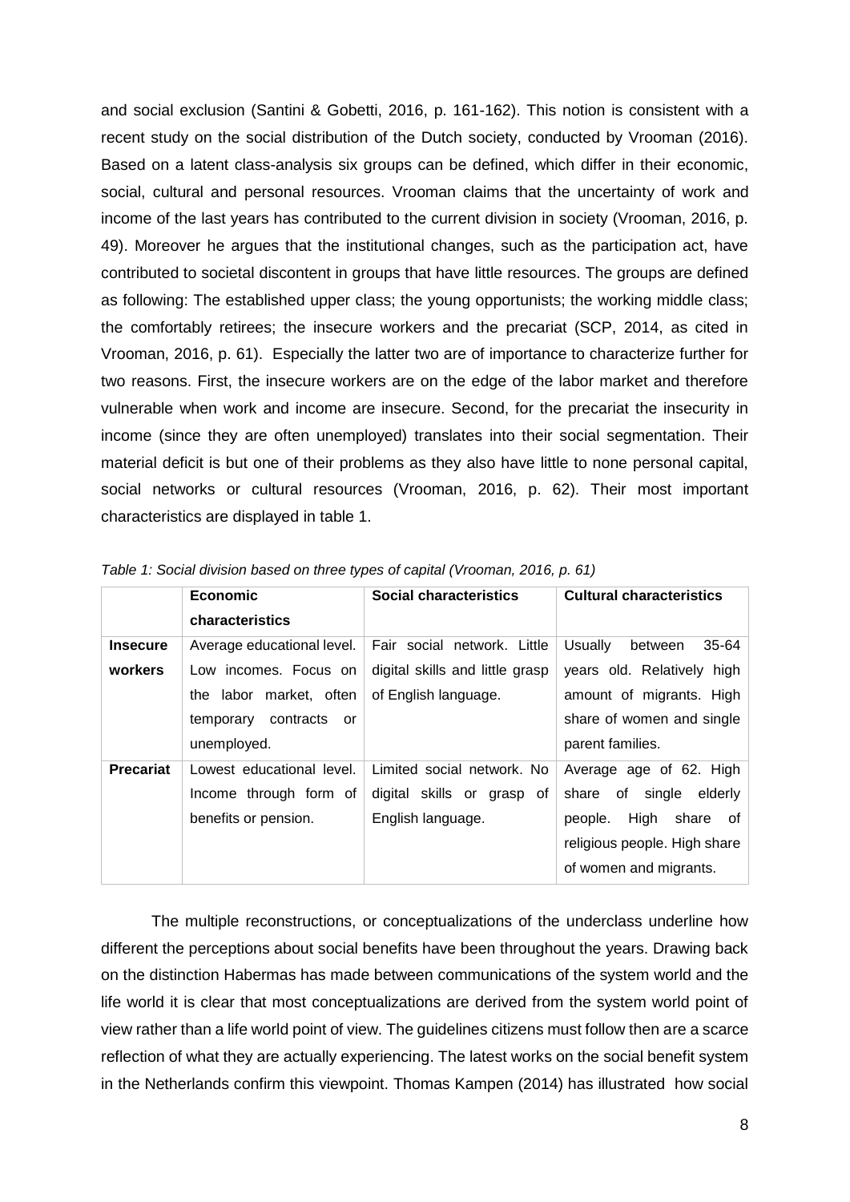and social exclusion (Santini & Gobetti, 2016, p. 161-162). This notion is consistent with a recent study on the social distribution of the Dutch society, conducted by Vrooman (2016). Based on a latent class-analysis six groups can be defined, which differ in their economic, social, cultural and personal resources. Vrooman claims that the uncertainty of work and income of the last years has contributed to the current division in society (Vrooman, 2016, p. 49). Moreover he argues that the institutional changes, such as the participation act, have contributed to societal discontent in groups that have little resources. The groups are defined as following: The established upper class; the young opportunists; the working middle class; the comfortably retirees; the insecure workers and the precariat (SCP, 2014, as cited in Vrooman, 2016, p. 61). Especially the latter two are of importance to characterize further for two reasons. First, the insecure workers are on the edge of the labor market and therefore vulnerable when work and income are insecure. Second, for the precariat the insecurity in income (since they are often unemployed) translates into their social segmentation. Their material deficit is but one of their problems as they also have little to none personal capital, social networks or cultural resources (Vrooman, 2016, p. 62). Their most important characteristics are displayed in table 1.

*Table 1: Social division based on three types of capital (Vrooman, 2016, p. 61)*

| | **Economic characteristics** | **Social characteristics** | **Cultural characteristics** |
|---|---|---|---|
| **Insecure workers** | Average educational level. Low incomes. Focus on the labor market, often temporary contracts or unemployed. | Fair social network. Little digital skills and little grasp of English language. | Usually between 35-64 years old. Relatively high amount of migrants. High share of women and single parent families. |
| **Precariat** | Lowest educational level. Income through form of benefits or pension. | Limited social network. No digital skills or grasp of English language. | Average age of 62. High share of single elderly people. High share of religious people. High share of women and migrants. |

The multiple reconstructions, or conceptualizations of the underclass underline how different the perceptions about social benefits have been throughout the years. Drawing back on the distinction Habermas has made between communications of the system world and the life world it is clear that most conceptualizations are derived from the system world point of view rather than a life world point of view. The guidelines citizens must follow then are a scarce reflection of what they are actually experiencing. The latest works on the social benefit system in the Netherlands confirm this viewpoint. Thomas Kampen (2014) has illustrated how social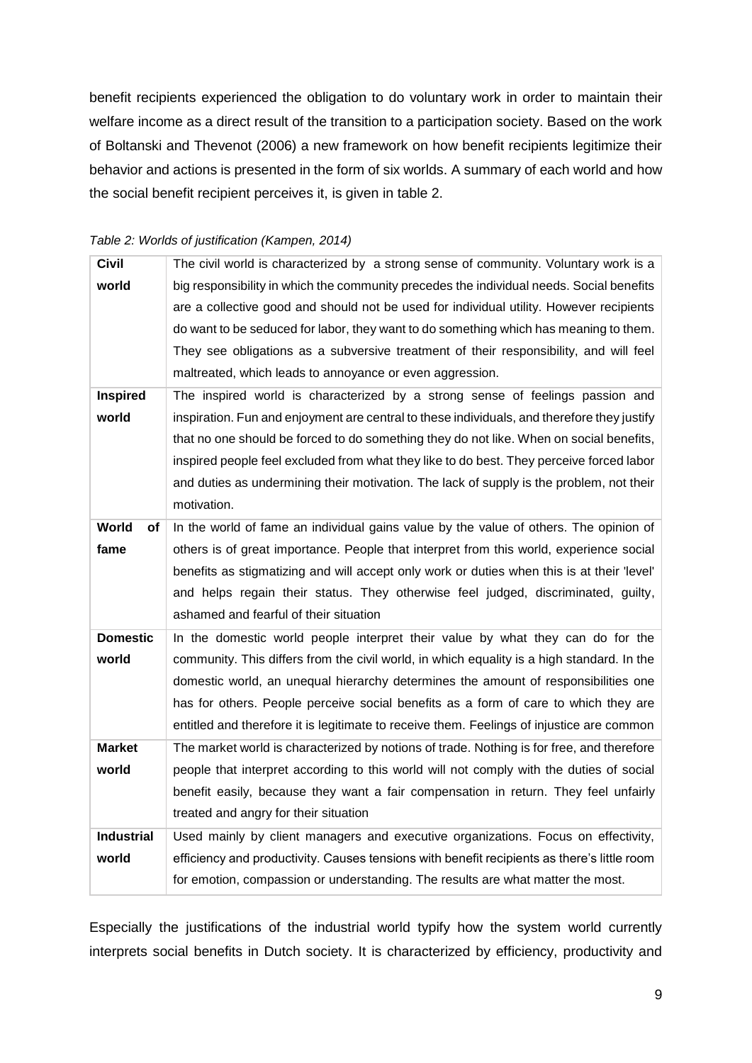benefit recipients experienced the obligation to do voluntary work in order to maintain their welfare income as a direct result of the transition to a participation society. Based on the work of Boltanski and Thevenot (2006) a new framework on how benefit recipients legitimize their behavior and actions is presented in the form of six worlds. A summary of each world and how the social benefit recipient perceives it, is given in table 2.

*Table 2: Worlds of justification (Kampen, 2014)*

| | |
|---|---|
| **Civil world** | The civil world is characterized by a strong sense of community. Voluntary work is a big responsibility in which the community precedes the individual needs. Social benefits are a collective good and should not be used for individual utility. However recipients do want to be seduced for labor, they want to do something which has meaning to them. They see obligations as a subversive treatment of their responsibility, and will feel maltreated, which leads to annoyance or even aggression. |
| **Inspired world** | The inspired world is characterized by a strong sense of feelings passion and inspiration. Fun and enjoyment are central to these individuals, and therefore they justify that no one should be forced to do something they do not like. When on social benefits, inspired people feel excluded from what they like to do best. They perceive forced labor and duties as undermining their motivation. The lack of supply is the problem, not their motivation. |
| **World of fame** | In the world of fame an individual gains value by the value of others. The opinion of others is of great importance. People that interpret from this world, experience social benefits as stigmatizing and will accept only work or duties when this is at their 'level' and helps regain their status. They otherwise feel judged, discriminated, guilty, ashamed and fearful of their situation |
| **Domestic world** | In the domestic world people interpret their value by what they can do for the community. This differs from the civil world, in which equality is a high standard. In the domestic world, an unequal hierarchy determines the amount of responsibilities one has for others. People perceive social benefits as a form of care to which they are entitled and therefore it is legitimate to receive them. Feelings of injustice are common |
| **Market world** | The market world is characterized by notions of trade. Nothing is for free, and therefore people that interpret according to this world will not comply with the duties of social benefit easily, because they want a fair compensation in return. They feel unfairly treated and angry for their situation |
| **Industrial world** | Used mainly by client managers and executive organizations. Focus on effectivity, efficiency and productivity. Causes tensions with benefit recipients as there's little room for emotion, compassion or understanding. The results are what matter the most. |

Especially the justifications of the industrial world typify how the system world currently interprets social benefits in Dutch society. It is characterized by efficiency, productivity and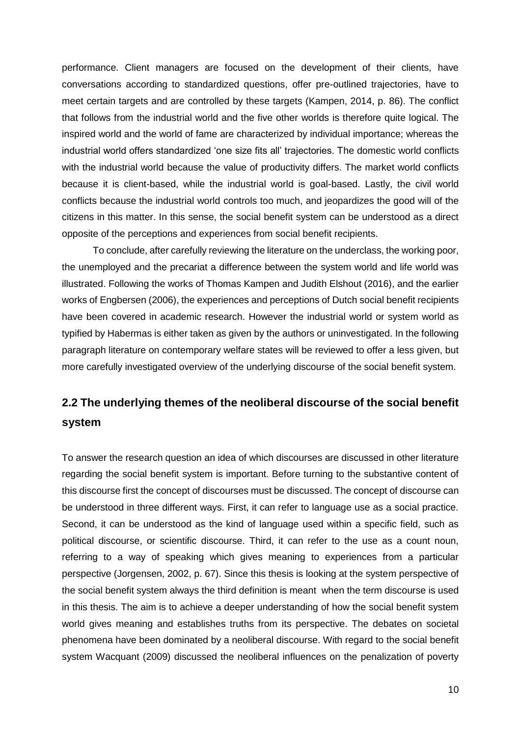performance. Client managers are focused on the development of their clients, have conversations according to standardized questions, offer pre-outlined trajectories, have to meet certain targets and are controlled by these targets (Kampen, 2014, p. 86). The conflict that follows from the industrial world and the five other worlds is therefore quite logical. The inspired world and the world of fame are characterized by individual importance; whereas the industrial world offers standardized 'one size fits all' trajectories. The domestic world conflicts with the industrial world because the value of productivity differs. The market world conflicts because it is client-based, while the industrial world is goal-based. Lastly, the civil world conflicts because the industrial world controls too much, and jeopardizes the good will of the citizens in this matter. In this sense, the social benefit system can be understood as a direct opposite of the perceptions and experiences from social benefit recipients.

To conclude, after carefully reviewing the literature on the underclass, the working poor, the unemployed and the precariat a difference between the system world and life world was illustrated. Following the works of Thomas Kampen and Judith Elshout (2016), and the earlier works of Engbersen (2006), the experiences and perceptions of Dutch social benefit recipients have been covered in academic research. However the industrial world or system world as typified by Habermas is either taken as given by the authors or uninvestigated. In the following paragraph literature on contemporary welfare states will be reviewed to offer a less given, but more carefully investigated overview of the underlying discourse of the social benefit system.

## 2.2 The underlying themes of the neoliberal discourse of the social benefit system

To answer the research question an idea of which discourses are discussed in other literature regarding the social benefit system is important. Before turning to the substantive content of this discourse first the concept of discourses must be discussed. The concept of discourse can be understood in three different ways. First, it can refer to language use as a social practice. Second, it can be understood as the kind of language used within a specific field, such as political discourse, or scientific discourse. Third, it can refer to the use as a count noun, referring to a way of speaking which gives meaning to experiences from a particular perspective (Jorgensen, 2002, p. 67). Since this thesis is looking at the system perspective of the social benefit system always the third definition is meant when the term discourse is used in this thesis. The aim is to achieve a deeper understanding of how the social benefit system world gives meaning and establishes truths from its perspective. The debates on societal phenomena have been dominated by a neoliberal discourse. With regard to the social benefit system Wacquant (2009) discussed the neoliberal influences on the penalization of poverty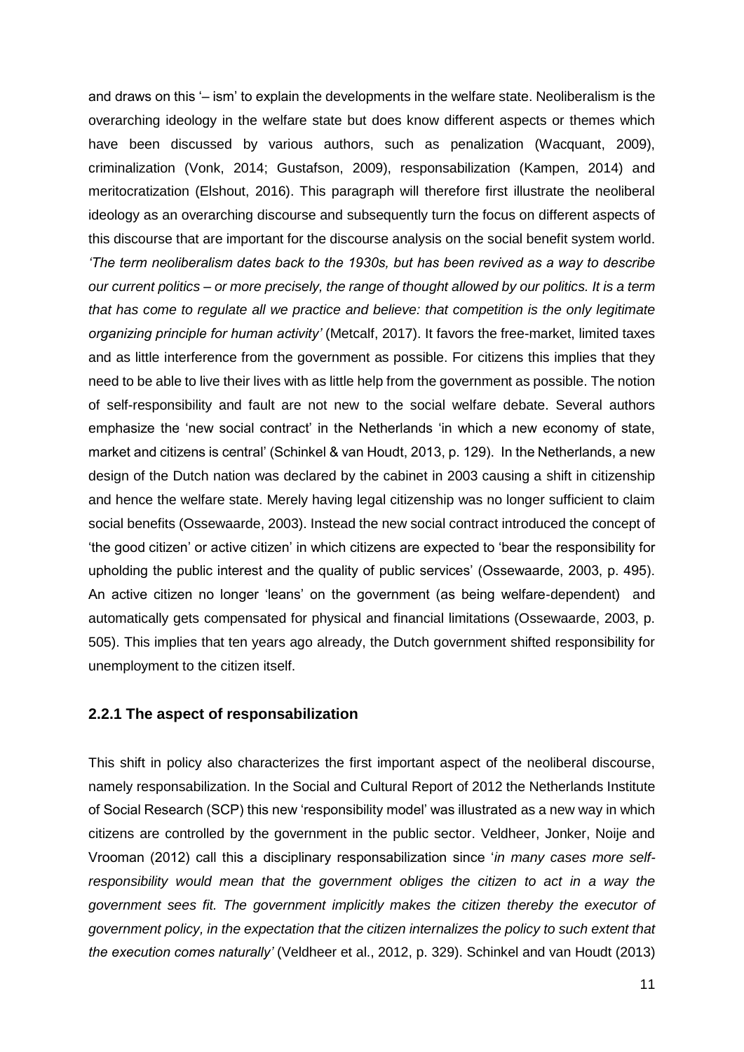and draws on this '– ism' to explain the developments in the welfare state. Neoliberalism is the overarching ideology in the welfare state but does know different aspects or themes which have been discussed by various authors, such as penalization (Wacquant, 2009), criminalization (Vonk, 2014; Gustafson, 2009), responsabilization (Kampen, 2014) and meritocratization (Elshout, 2016). This paragraph will therefore first illustrate the neoliberal ideology as an overarching discourse and subsequently turn the focus on different aspects of this discourse that are important for the discourse analysis on the social benefit system world. *'The term neoliberalism dates back to the 1930s, but has been revived as a way to describe our current politics – or more precisely, the range of thought allowed by our politics. It is a term that has come to regulate all we practice and believe: that competition is the only legitimate organizing principle for human activity'* (Metcalf, 2017). It favors the free-market, limited taxes and as little interference from the government as possible. For citizens this implies that they need to be able to live their lives with as little help from the government as possible. The notion of self-responsibility and fault are not new to the social welfare debate. Several authors emphasize the 'new social contract' in the Netherlands 'in which a new economy of state, market and citizens is central' (Schinkel & van Houdt, 2013, p. 129). In the Netherlands, a new design of the Dutch nation was declared by the cabinet in 2003 causing a shift in citizenship and hence the welfare state. Merely having legal citizenship was no longer sufficient to claim social benefits (Ossewaarde, 2003). Instead the new social contract introduced the concept of 'the good citizen' or active citizen' in which citizens are expected to 'bear the responsibility for upholding the public interest and the quality of public services' (Ossewaarde, 2003, p. 495). An active citizen no longer 'leans' on the government (as being welfare-dependent) and automatically gets compensated for physical and financial limitations (Ossewaarde, 2003, p. 505). This implies that ten years ago already, the Dutch government shifted responsibility for unemployment to the citizen itself.

### 2.2.1 The aspect of responsabilization

This shift in policy also characterizes the first important aspect of the neoliberal discourse, namely responsabilization. In the Social and Cultural Report of 2012 the Netherlands Institute of Social Research (SCP) this new 'responsibility model' was illustrated as a new way in which citizens are controlled by the government in the public sector. Veldheer, Jonker, Noije and Vrooman (2012) call this a disciplinary responsabilization since '*in many cases more self-responsibility would mean that the government obliges the citizen to act in a way the government sees fit. The government implicitly makes the citizen thereby the executor of government policy, in the expectation that the citizen internalizes the policy to such extent that the execution comes naturally'* (Veldheer et al., 2012, p. 329). Schinkel and van Houdt (2013)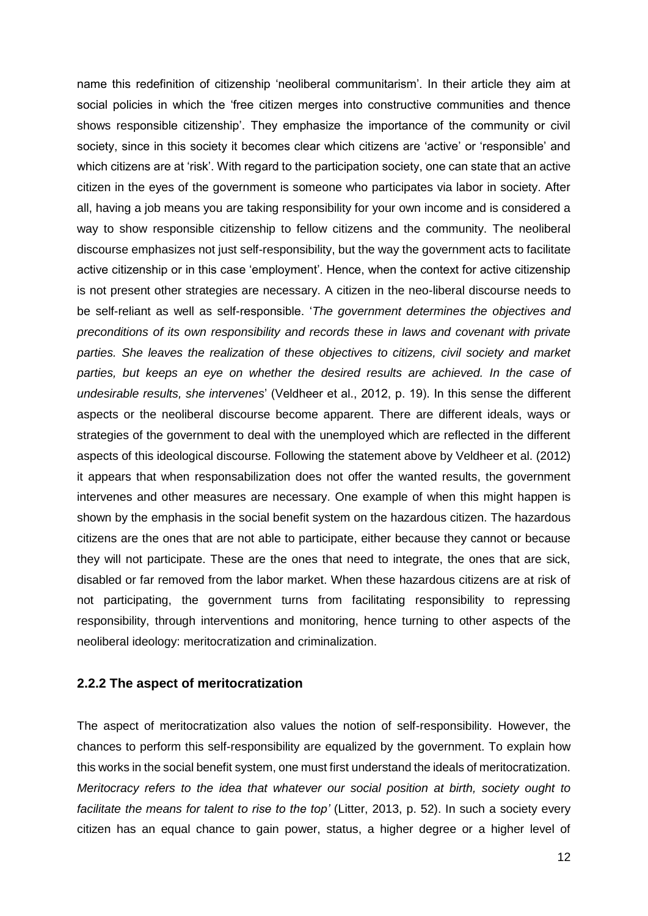name this redefinition of citizenship 'neoliberal communitarism'. In their article they aim at social policies in which the 'free citizen merges into constructive communities and thence shows responsible citizenship'. They emphasize the importance of the community or civil society, since in this society it becomes clear which citizens are 'active' or 'responsible' and which citizens are at 'risk'. With regard to the participation society, one can state that an active citizen in the eyes of the government is someone who participates via labor in society. After all, having a job means you are taking responsibility for your own income and is considered a way to show responsible citizenship to fellow citizens and the community. The neoliberal discourse emphasizes not just self-responsibility, but the way the government acts to facilitate active citizenship or in this case 'employment'. Hence, when the context for active citizenship is not present other strategies are necessary. A citizen in the neo-liberal discourse needs to be self-reliant as well as self-responsible. '*The government determines the objectives and preconditions of its own responsibility and records these in laws and covenant with private parties. She leaves the realization of these objectives to citizens, civil society and market parties, but keeps an eye on whether the desired results are achieved. In the case of undesirable results, she intervenes*' (Veldheer et al., 2012, p. 19). In this sense the different aspects or the neoliberal discourse become apparent. There are different ideals, ways or strategies of the government to deal with the unemployed which are reflected in the different aspects of this ideological discourse. Following the statement above by Veldheer et al. (2012) it appears that when responsabilization does not offer the wanted results, the government intervenes and other measures are necessary. One example of when this might happen is shown by the emphasis in the social benefit system on the hazardous citizen. The hazardous citizens are the ones that are not able to participate, either because they cannot or because they will not participate. These are the ones that need to integrate, the ones that are sick, disabled or far removed from the labor market. When these hazardous citizens are at risk of not participating, the government turns from facilitating responsibility to repressing responsibility, through interventions and monitoring, hence turning to other aspects of the neoliberal ideology: meritocratization and criminalization.

### 2.2.2 The aspect of meritocratization

The aspect of meritocratization also values the notion of self-responsibility. However, the chances to perform this self-responsibility are equalized by the government. To explain how this works in the social benefit system, one must first understand the ideals of meritocratization. *Meritocracy refers to the idea that whatever our social position at birth, society ought to facilitate the means for talent to rise to the top'* (Litter, 2013, p. 52). In such a society every citizen has an equal chance to gain power, status, a higher degree or a higher level of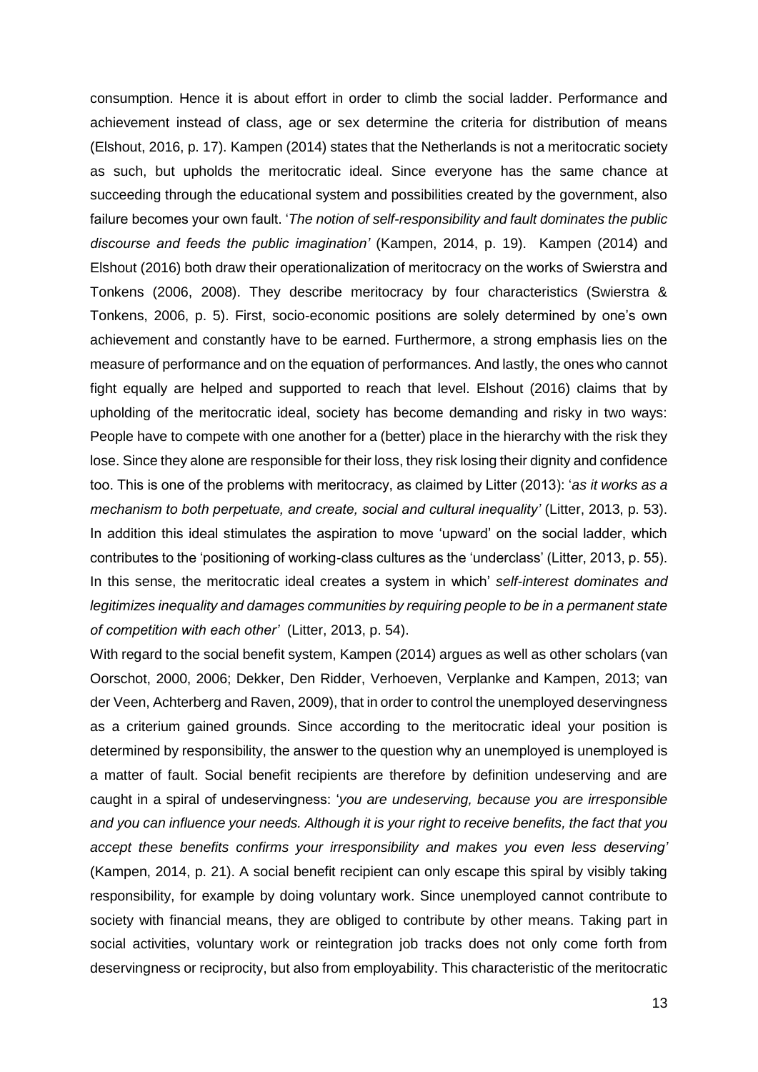consumption. Hence it is about effort in order to climb the social ladder. Performance and achievement instead of class, age or sex determine the criteria for distribution of means (Elshout, 2016, p. 17). Kampen (2014) states that the Netherlands is not a meritocratic society as such, but upholds the meritocratic ideal. Since everyone has the same chance at succeeding through the educational system and possibilities created by the government, also failure becomes your own fault. '*The notion of self-responsibility and fault dominates the public discourse and feeds the public imagination'* (Kampen, 2014, p. 19). Kampen (2014) and Elshout (2016) both draw their operationalization of meritocracy on the works of Swierstra and Tonkens (2006, 2008). They describe meritocracy by four characteristics (Swierstra & Tonkens, 2006, p. 5). First, socio-economic positions are solely determined by one's own achievement and constantly have to be earned. Furthermore, a strong emphasis lies on the measure of performance and on the equation of performances. And lastly, the ones who cannot fight equally are helped and supported to reach that level. Elshout (2016) claims that by upholding of the meritocratic ideal, society has become demanding and risky in two ways: People have to compete with one another for a (better) place in the hierarchy with the risk they lose. Since they alone are responsible for their loss, they risk losing their dignity and confidence too. This is one of the problems with meritocracy, as claimed by Litter (2013): '*as it works as a mechanism to both perpetuate, and create, social and cultural inequality'* (Litter, 2013, p. 53). In addition this ideal stimulates the aspiration to move 'upward' on the social ladder, which contributes to the 'positioning of working-class cultures as the 'underclass' (Litter, 2013, p. 55). In this sense, the meritocratic ideal creates a system in which' *self-interest dominates and legitimizes inequality and damages communities by requiring people to be in a permanent state of competition with each other'* (Litter, 2013, p. 54).

With regard to the social benefit system, Kampen (2014) argues as well as other scholars (van Oorschot, 2000, 2006; Dekker, Den Ridder, Verhoeven, Verplanke and Kampen, 2013; van der Veen, Achterberg and Raven, 2009), that in order to control the unemployed deservingness as a criterium gained grounds. Since according to the meritocratic ideal your position is determined by responsibility, the answer to the question why an unemployed is unemployed is a matter of fault. Social benefit recipients are therefore by definition undeserving and are caught in a spiral of undeservingness: '*you are undeserving, because you are irresponsible and you can influence your needs. Although it is your right to receive benefits, the fact that you accept these benefits confirms your irresponsibility and makes you even less deserving'* (Kampen, 2014, p. 21). A social benefit recipient can only escape this spiral by visibly taking responsibility, for example by doing voluntary work. Since unemployed cannot contribute to society with financial means, they are obliged to contribute by other means. Taking part in social activities, voluntary work or reintegration job tracks does not only come forth from deservingness or reciprocity, but also from employability. This characteristic of the meritocratic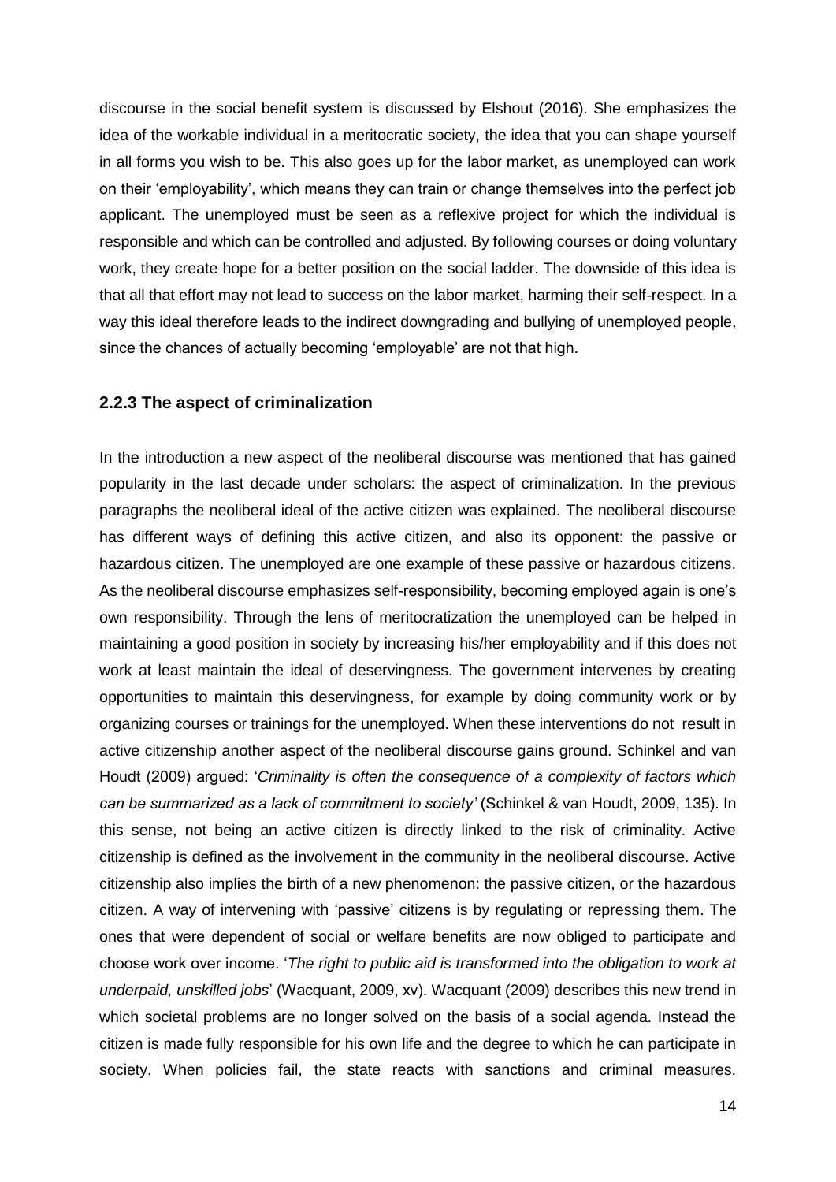discourse in the social benefit system is discussed by Elshout (2016). She emphasizes the idea of the workable individual in a meritocratic society, the idea that you can shape yourself in all forms you wish to be. This also goes up for the labor market, as unemployed can work on their 'employability', which means they can train or change themselves into the perfect job applicant. The unemployed must be seen as a reflexive project for which the individual is responsible and which can be controlled and adjusted. By following courses or doing voluntary work, they create hope for a better position on the social ladder. The downside of this idea is that all that effort may not lead to success on the labor market, harming their self-respect. In a way this ideal therefore leads to the indirect downgrading and bullying of unemployed people, since the chances of actually becoming 'employable' are not that high.

### 2.2.3 The aspect of criminalization

In the introduction a new aspect of the neoliberal discourse was mentioned that has gained popularity in the last decade under scholars: the aspect of criminalization. In the previous paragraphs the neoliberal ideal of the active citizen was explained. The neoliberal discourse has different ways of defining this active citizen, and also its opponent: the passive or hazardous citizen. The unemployed are one example of these passive or hazardous citizens. As the neoliberal discourse emphasizes self-responsibility, becoming employed again is one's own responsibility. Through the lens of meritocratization the unemployed can be helped in maintaining a good position in society by increasing his/her employability and if this does not work at least maintain the ideal of deservingness. The government intervenes by creating opportunities to maintain this deservingness, for example by doing community work or by organizing courses or trainings for the unemployed. When these interventions do not result in active citizenship another aspect of the neoliberal discourse gains ground. Schinkel and van Houdt (2009) argued: '*Criminality is often the consequence of a complexity of factors which can be summarized as a lack of commitment to society'* (Schinkel & van Houdt, 2009, 135). In this sense, not being an active citizen is directly linked to the risk of criminality. Active citizenship is defined as the involvement in the community in the neoliberal discourse. Active citizenship also implies the birth of a new phenomenon: the passive citizen, or the hazardous citizen. A way of intervening with 'passive' citizens is by regulating or repressing them. The ones that were dependent of social or welfare benefits are now obliged to participate and choose work over income. '*The right to public aid is transformed into the obligation to work at underpaid, unskilled jobs*' (Wacquant, 2009, xv). Wacquant (2009) describes this new trend in which societal problems are no longer solved on the basis of a social agenda. Instead the citizen is made fully responsible for his own life and the degree to which he can participate in society. When policies fail, the state reacts with sanctions and criminal measures.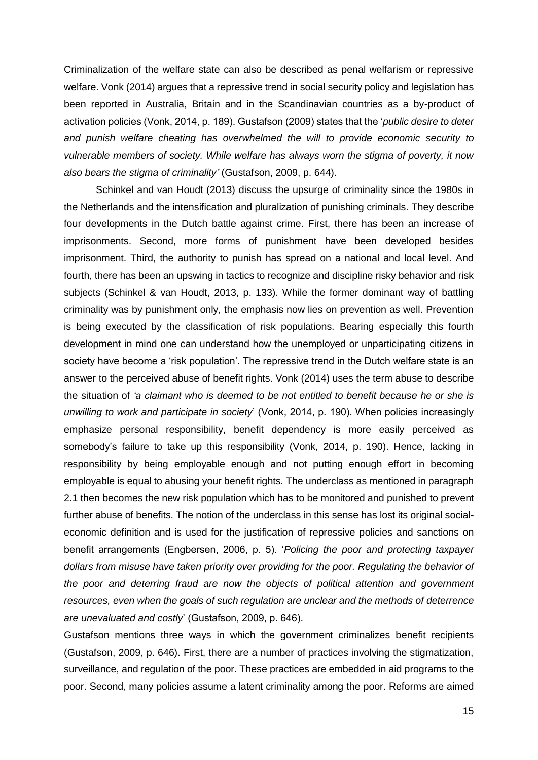Criminalization of the welfare state can also be described as penal welfarism or repressive welfare. Vonk (2014) argues that a repressive trend in social security policy and legislation has been reported in Australia, Britain and in the Scandinavian countries as a by-product of activation policies (Vonk, 2014, p. 189). Gustafson (2009) states that the '*public desire to deter and punish welfare cheating has overwhelmed the will to provide economic security to vulnerable members of society. While welfare has always worn the stigma of poverty, it now also bears the stigma of criminality'* (Gustafson, 2009, p. 644).

Schinkel and van Houdt (2013) discuss the upsurge of criminality since the 1980s in the Netherlands and the intensification and pluralization of punishing criminals. They describe four developments in the Dutch battle against crime. First, there has been an increase of imprisonments. Second, more forms of punishment have been developed besides imprisonment. Third, the authority to punish has spread on a national and local level. And fourth, there has been an upswing in tactics to recognize and discipline risky behavior and risk subjects (Schinkel & van Houdt, 2013, p. 133). While the former dominant way of battling criminality was by punishment only, the emphasis now lies on prevention as well. Prevention is being executed by the classification of risk populations. Bearing especially this fourth development in mind one can understand how the unemployed or unparticipating citizens in society have become a 'risk population'. The repressive trend in the Dutch welfare state is an answer to the perceived abuse of benefit rights. Vonk (2014) uses the term abuse to describe the situation of *'a claimant who is deemed to be not entitled to benefit because he or she is unwilling to work and participate in society*' (Vonk, 2014, p. 190). When policies increasingly emphasize personal responsibility, benefit dependency is more easily perceived as somebody's failure to take up this responsibility (Vonk, 2014, p. 190). Hence, lacking in responsibility by being employable enough and not putting enough effort in becoming employable is equal to abusing your benefit rights. The underclass as mentioned in paragraph 2.1 then becomes the new risk population which has to be monitored and punished to prevent further abuse of benefits. The notion of the underclass in this sense has lost its original social-economic definition and is used for the justification of repressive policies and sanctions on benefit arrangements (Engbersen, 2006, p. 5). '*Policing the poor and protecting taxpayer dollars from misuse have taken priority over providing for the poor. Regulating the behavior of the poor and deterring fraud are now the objects of political attention and government resources, even when the goals of such regulation are unclear and the methods of deterrence are unevaluated and costly*' (Gustafson, 2009, p. 646).

Gustafson mentions three ways in which the government criminalizes benefit recipients (Gustafson, 2009, p. 646). First, there are a number of practices involving the stigmatization, surveillance, and regulation of the poor. These practices are embedded in aid programs to the poor. Second, many policies assume a latent criminality among the poor. Reforms are aimed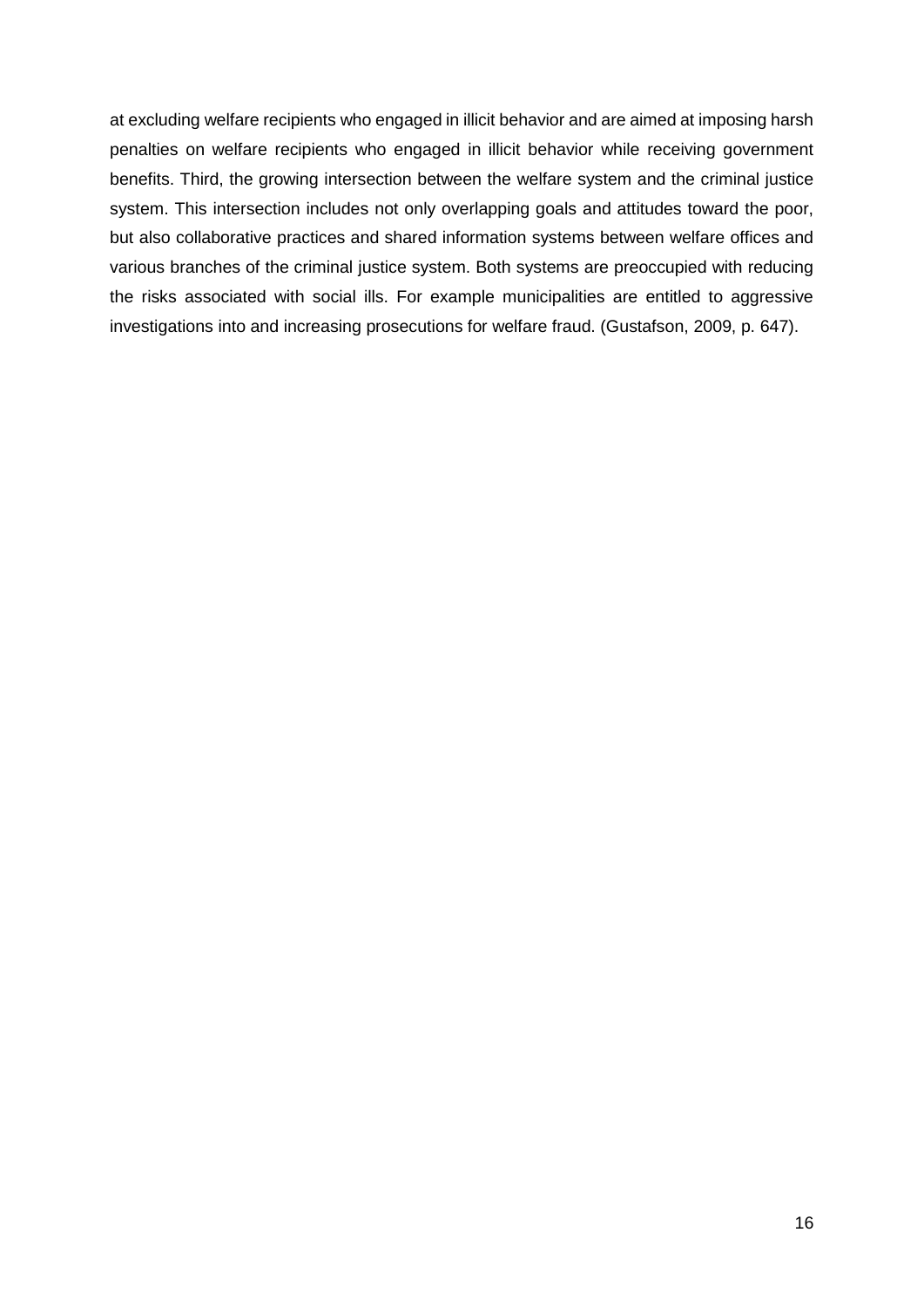at excluding welfare recipients who engaged in illicit behavior and are aimed at imposing harsh penalties on welfare recipients who engaged in illicit behavior while receiving government benefits. Third, the growing intersection between the welfare system and the criminal justice system. This intersection includes not only overlapping goals and attitudes toward the poor, but also collaborative practices and shared information systems between welfare offices and various branches of the criminal justice system. Both systems are preoccupied with reducing the risks associated with social ills. For example municipalities are entitled to aggressive investigations into and increasing prosecutions for welfare fraud. (Gustafson, 2009, p. 647).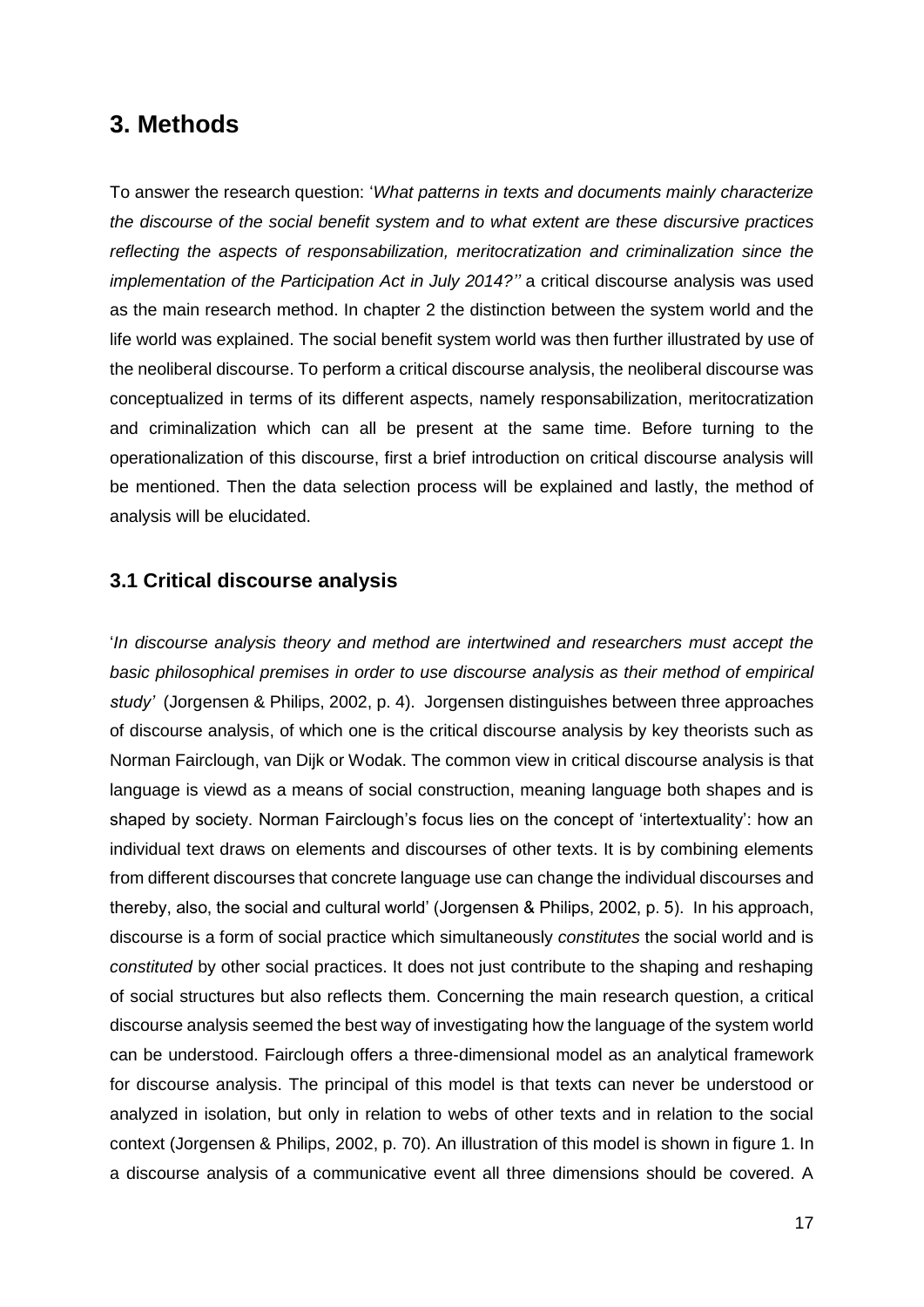# 3. Methods

To answer the research question: '*What patterns in texts and documents mainly characterize the discourse of the social benefit system and to what extent are these discursive practices reflecting the aspects of responsabilization, meritocratization and criminalization since the implementation of the Participation Act in July 2014?''* a critical discourse analysis was used as the main research method. In chapter 2 the distinction between the system world and the life world was explained. The social benefit system world was then further illustrated by use of the neoliberal discourse. To perform a critical discourse analysis, the neoliberal discourse was conceptualized in terms of its different aspects, namely responsabilization, meritocratization and criminalization which can all be present at the same time. Before turning to the operationalization of this discourse, first a brief introduction on critical discourse analysis will be mentioned. Then the data selection process will be explained and lastly, the method of analysis will be elucidated.

## 3.1 Critical discourse analysis

'*In discourse analysis theory and method are intertwined and researchers must accept the basic philosophical premises in order to use discourse analysis as their method of empirical study'* (Jorgensen & Philips, 2002, p. 4). Jorgensen distinguishes between three approaches of discourse analysis, of which one is the critical discourse analysis by key theorists such as Norman Fairclough, van Dijk or Wodak. The common view in critical discourse analysis is that language is viewd as a means of social construction, meaning language both shapes and is shaped by society. Norman Fairclough's focus lies on the concept of 'intertextuality': how an individual text draws on elements and discourses of other texts. It is by combining elements from different discourses that concrete language use can change the individual discourses and thereby, also, the social and cultural world' (Jorgensen & Philips, 2002, p. 5). In his approach, discourse is a form of social practice which simultaneously *constitutes* the social world and is *constituted* by other social practices. It does not just contribute to the shaping and reshaping of social structures but also reflects them. Concerning the main research question, a critical discourse analysis seemed the best way of investigating how the language of the system world can be understood. Fairclough offers a three-dimensional model as an analytical framework for discourse analysis. The principal of this model is that texts can never be understood or analyzed in isolation, but only in relation to webs of other texts and in relation to the social context (Jorgensen & Philips, 2002, p. 70). An illustration of this model is shown in figure 1. In a discourse analysis of a communicative event all three dimensions should be covered. A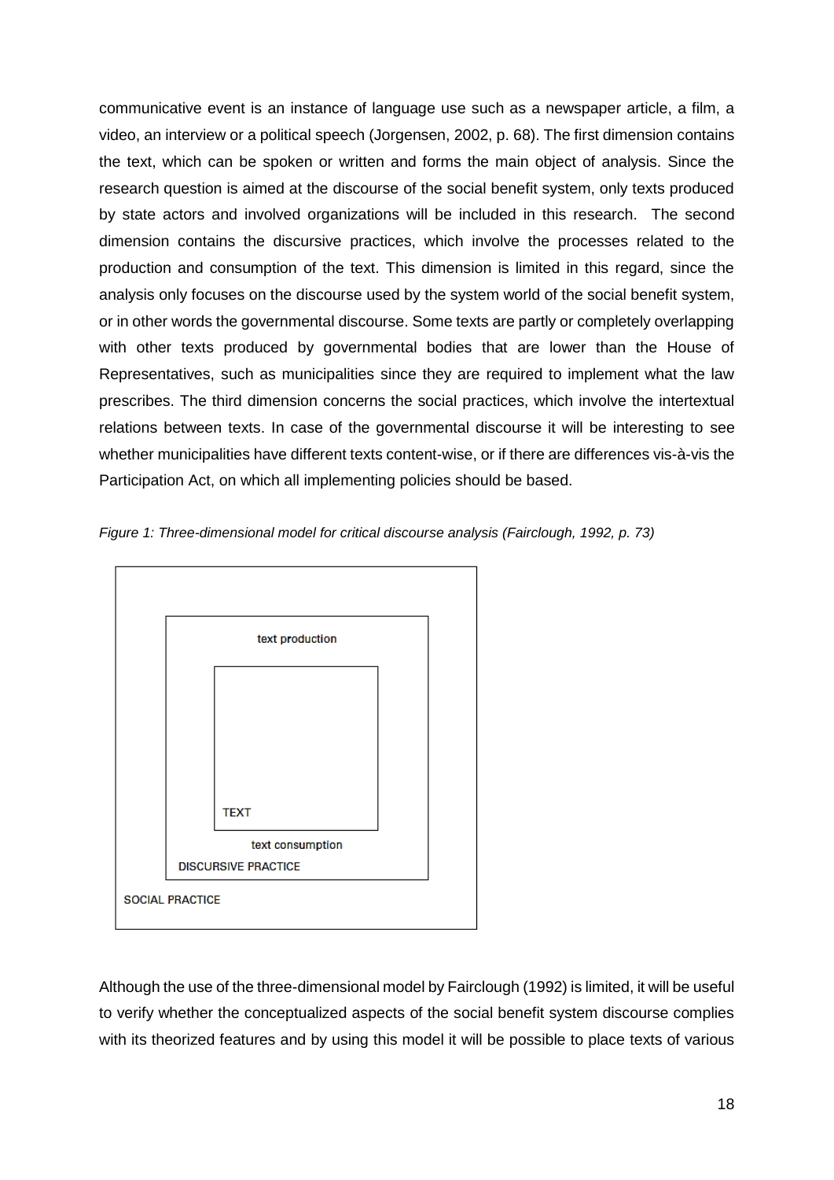communicative event is an instance of language use such as a newspaper article, a film, a video, an interview or a political speech (Jorgensen, 2002, p. 68). The first dimension contains the text, which can be spoken or written and forms the main object of analysis. Since the research question is aimed at the discourse of the social benefit system, only texts produced by state actors and involved organizations will be included in this research. The second dimension contains the discursive practices, which involve the processes related to the production and consumption of the text. This dimension is limited in this regard, since the analysis only focuses on the discourse used by the system world of the social benefit system, or in other words the governmental discourse. Some texts are partly or completely overlapping with other texts produced by governmental bodies that are lower than the House of Representatives, such as municipalities since they are required to implement what the law prescribes. The third dimension concerns the social practices, which involve the intertextual relations between texts. In case of the governmental discourse it will be interesting to see whether municipalities have different texts content-wise, or if there are differences vis-à-vis the Participation Act, on which all implementing policies should be based.

*Figure 1: Three-dimensional model for critical discourse analysis (Fairclough, 1992, p. 73)*

text production

TEXT

text consumption

DISCURSIVE PRACTICE

SOCIAL PRACTICE

Although the use of the three-dimensional model by Fairclough (1992) is limited, it will be useful to verify whether the conceptualized aspects of the social benefit system discourse complies with its theorized features and by using this model it will be possible to place texts of various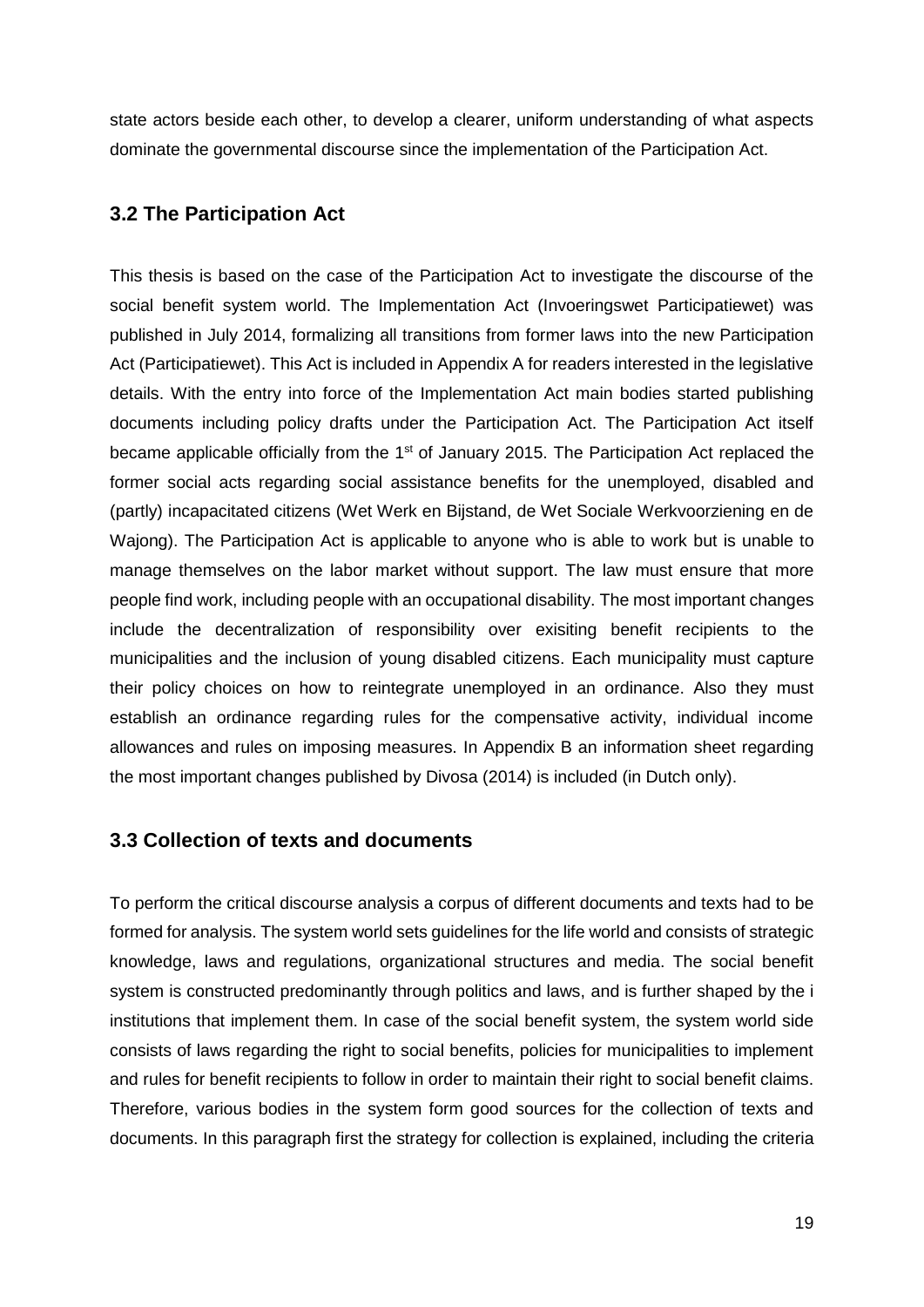state actors beside each other, to develop a clearer, uniform understanding of what aspects dominate the governmental discourse since the implementation of the Participation Act.

## 3.2 The Participation Act

This thesis is based on the case of the Participation Act to investigate the discourse of the social benefit system world. The Implementation Act (Invoeringswet Participatiewet) was published in July 2014, formalizing all transitions from former laws into the new Participation Act (Participatiewet). This Act is included in Appendix A for readers interested in the legislative details. With the entry into force of the Implementation Act main bodies started publishing documents including policy drafts under the Participation Act. The Participation Act itself became applicable officially from the 1st of January 2015. The Participation Act replaced the former social acts regarding social assistance benefits for the unemployed, disabled and (partly) incapacitated citizens (Wet Werk en Bijstand, de Wet Sociale Werkvoorziening en de Wajong). The Participation Act is applicable to anyone who is able to work but is unable to manage themselves on the labor market without support. The law must ensure that more people find work, including people with an occupational disability. The most important changes include the decentralization of responsibility over exisiting benefit recipients to the municipalities and the inclusion of young disabled citizens. Each municipality must capture their policy choices on how to reintegrate unemployed in an ordinance. Also they must establish an ordinance regarding rules for the compensative activity, individual income allowances and rules on imposing measures. In Appendix B an information sheet regarding the most important changes published by Divosa (2014) is included (in Dutch only).

## 3.3 Collection of texts and documents

To perform the critical discourse analysis a corpus of different documents and texts had to be formed for analysis. The system world sets guidelines for the life world and consists of strategic knowledge, laws and regulations, organizational structures and media. The social benefit system is constructed predominantly through politics and laws, and is further shaped by the i institutions that implement them. In case of the social benefit system, the system world side consists of laws regarding the right to social benefits, policies for municipalities to implement and rules for benefit recipients to follow in order to maintain their right to social benefit claims. Therefore, various bodies in the system form good sources for the collection of texts and documents. In this paragraph first the strategy for collection is explained, including the criteria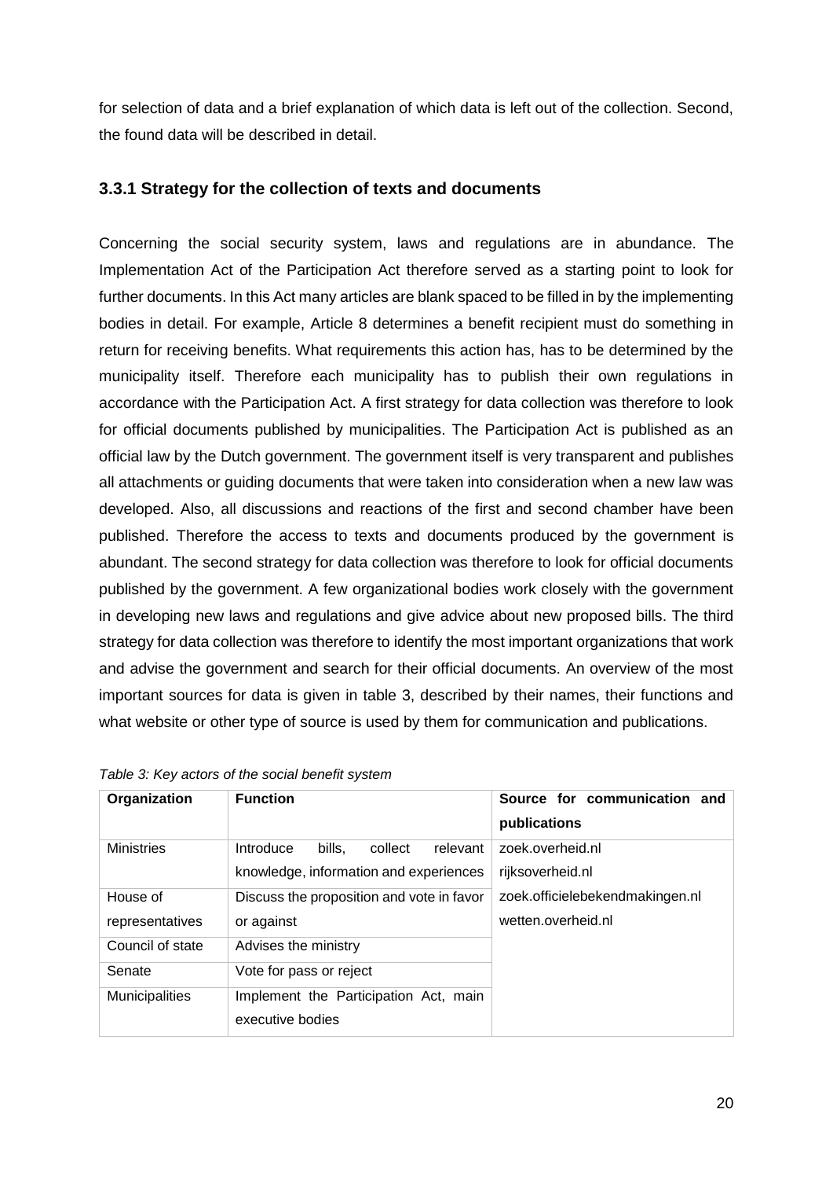for selection of data and a brief explanation of which data is left out of the collection. Second, the found data will be described in detail.

### 3.3.1 Strategy for the collection of texts and documents

Concerning the social security system, laws and regulations are in abundance. The Implementation Act of the Participation Act therefore served as a starting point to look for further documents. In this Act many articles are blank spaced to be filled in by the implementing bodies in detail. For example, Article 8 determines a benefit recipient must do something in return for receiving benefits. What requirements this action has, has to be determined by the municipality itself. Therefore each municipality has to publish their own regulations in accordance with the Participation Act. A first strategy for data collection was therefore to look for official documents published by municipalities. The Participation Act is published as an official law by the Dutch government. The government itself is very transparent and publishes all attachments or guiding documents that were taken into consideration when a new law was developed. Also, all discussions and reactions of the first and second chamber have been published. Therefore the access to texts and documents produced by the government is abundant. The second strategy for data collection was therefore to look for official documents published by the government. A few organizational bodies work closely with the government in developing new laws and regulations and give advice about new proposed bills. The third strategy for data collection was therefore to identify the most important organizations that work and advise the government and search for their official documents. An overview of the most important sources for data is given in table 3, described by their names, their functions and what website or other type of source is used by them for communication and publications.

*Table 3: Key actors of the social benefit system*

| Organization | Function | Source for communication and publications |
|---|---|---|
| Ministries | Introduce bills, collect relevant knowledge, information and experiences | zoek.overheid.nl<br>rijksoverheid.nl<br>zoek.officielebekendmakingen.nl<br>wetten.overheid.nl |
| House of representatives | Discuss the proposition and vote in favor or against | |
| Council of state | Advises the ministry | |
| Senate | Vote for pass or reject | |
| Municipalities | Implement the Participation Act, main executive bodies | |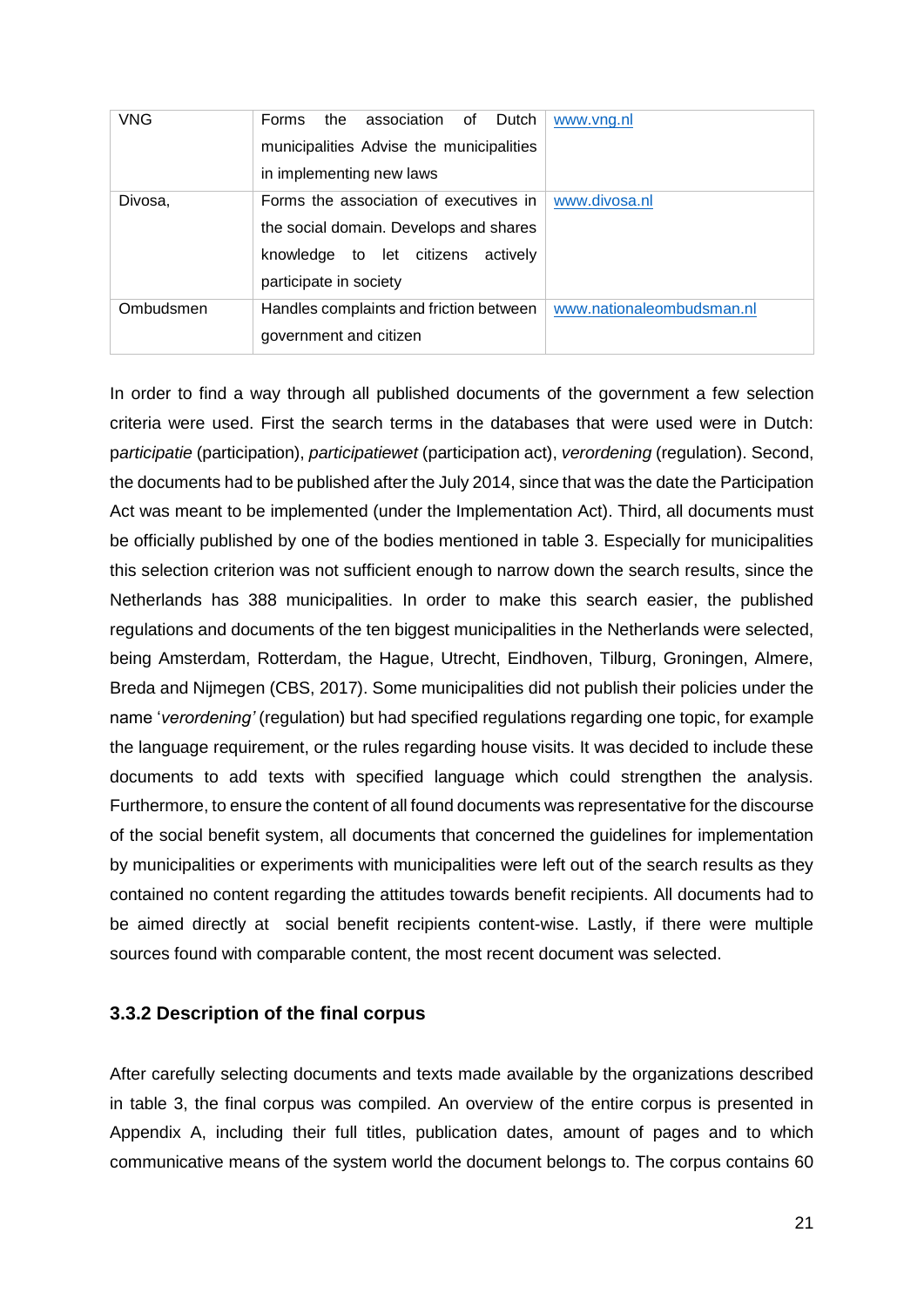| VNG | Forms the association of Dutch municipalities Advise the municipalities in implementing new laws | www.vng.nl |
|---|---|---|
| Divosa, | Forms the association of executives in the social domain. Develops and shares knowledge to let citizens actively participate in society | www.divosa.nl |
| Ombudsmen | Handles complaints and friction between government and citizen | www.nationaleombudsman.nl |

In order to find a way through all published documents of the government a few selection criteria were used. First the search terms in the databases that were used were in Dutch: p*articipatie* (participation), *participatiewet* (participation act), *verordening* (regulation). Second, the documents had to be published after the July 2014, since that was the date the Participation Act was meant to be implemented (under the Implementation Act). Third, all documents must be officially published by one of the bodies mentioned in table 3. Especially for municipalities this selection criterion was not sufficient enough to narrow down the search results, since the Netherlands has 388 municipalities. In order to make this search easier, the published regulations and documents of the ten biggest municipalities in the Netherlands were selected, being Amsterdam, Rotterdam, the Hague, Utrecht, Eindhoven, Tilburg, Groningen, Almere, Breda and Nijmegen (CBS, 2017). Some municipalities did not publish their policies under the name '*verordening'* (regulation) but had specified regulations regarding one topic, for example the language requirement, or the rules regarding house visits. It was decided to include these documents to add texts with specified language which could strengthen the analysis. Furthermore, to ensure the content of all found documents was representative for the discourse of the social benefit system, all documents that concerned the guidelines for implementation by municipalities or experiments with municipalities were left out of the search results as they contained no content regarding the attitudes towards benefit recipients. All documents had to be aimed directly at social benefit recipients content-wise. Lastly, if there were multiple sources found with comparable content, the most recent document was selected.

### 3.3.2 Description of the final corpus

After carefully selecting documents and texts made available by the organizations described in table 3, the final corpus was compiled. An overview of the entire corpus is presented in Appendix A, including their full titles, publication dates, amount of pages and to which communicative means of the system world the document belongs to. The corpus contains 60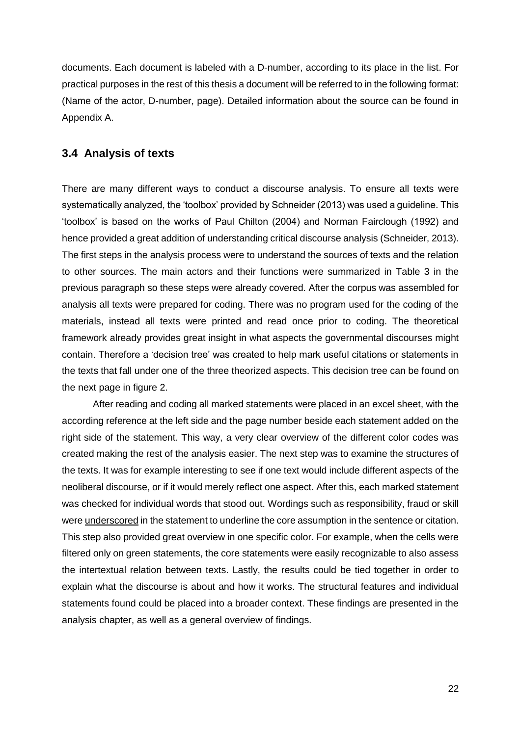documents. Each document is labeled with a D-number, according to its place in the list. For practical purposes in the rest of this thesis a document will be referred to in the following format: (Name of the actor, D-number, page). Detailed information about the source can be found in Appendix A.

## 3.4 Analysis of texts

There are many different ways to conduct a discourse analysis. To ensure all texts were systematically analyzed, the 'toolbox' provided by Schneider (2013) was used a guideline. This 'toolbox' is based on the works of Paul Chilton (2004) and Norman Fairclough (1992) and hence provided a great addition of understanding critical discourse analysis (Schneider, 2013). The first steps in the analysis process were to understand the sources of texts and the relation to other sources. The main actors and their functions were summarized in Table 3 in the previous paragraph so these steps were already covered. After the corpus was assembled for analysis all texts were prepared for coding. There was no program used for the coding of the materials, instead all texts were printed and read once prior to coding. The theoretical framework already provides great insight in what aspects the governmental discourses might contain. Therefore a 'decision tree' was created to help mark useful citations or statements in the texts that fall under one of the three theorized aspects. This decision tree can be found on the next page in figure 2.

After reading and coding all marked statements were placed in an excel sheet, with the according reference at the left side and the page number beside each statement added on the right side of the statement. This way, a very clear overview of the different color codes was created making the rest of the analysis easier. The next step was to examine the structures of the texts. It was for example interesting to see if one text would include different aspects of the neoliberal discourse, or if it would merely reflect one aspect. After this, each marked statement was checked for individual words that stood out. Wordings such as responsibility, fraud or skill were <u>underscored</u> in the statement to underline the core assumption in the sentence or citation. This step also provided great overview in one specific color. For example, when the cells were filtered only on green statements, the core statements were easily recognizable to also assess the intertextual relation between texts. Lastly, the results could be tied together in order to explain what the discourse is about and how it works. The structural features and individual statements found could be placed into a broader context. These findings are presented in the analysis chapter, as well as a general overview of findings.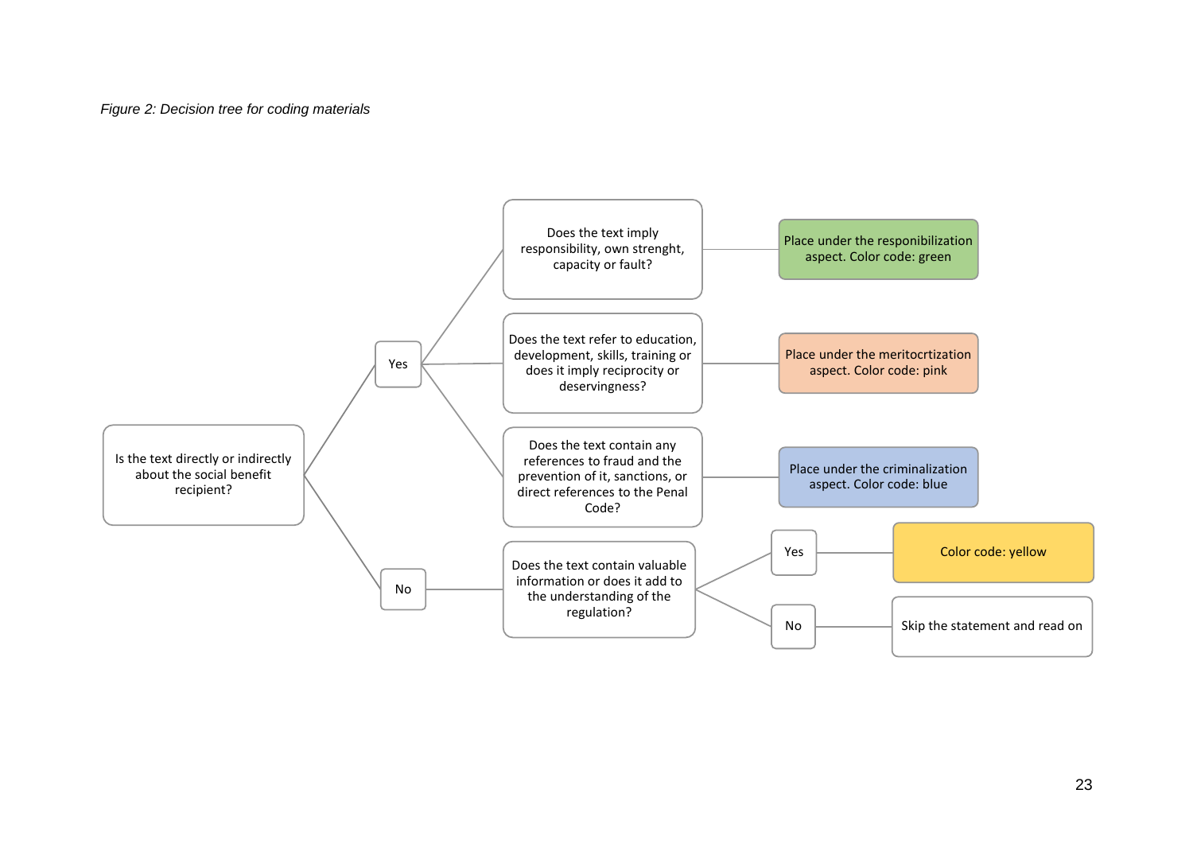*Figure 2: Decision tree for coding materials*

- **Is the text directly or indirectly about the social benefit recipient?**
  - **Yes**
    - Does the text imply responsibility, own strenght, capacity or fault? → Place under the responibilization aspect. Color code: green
    - Does the text refer to education, development, skills, training or does it imply reciprocity or deservingness? → Place under the meritocrtization aspect. Color code: pink
    - Does the text contain any references to fraud and the prevention of it, sanctions, or direct references to the Penal Code? → Place under the criminalization aspect. Color code: blue
  - **No**
    - Does the text contain valuable information or does it add to the understanding of the regulation?
      - **Yes** → Color code: yellow
      - **No** → Skip the statement and read on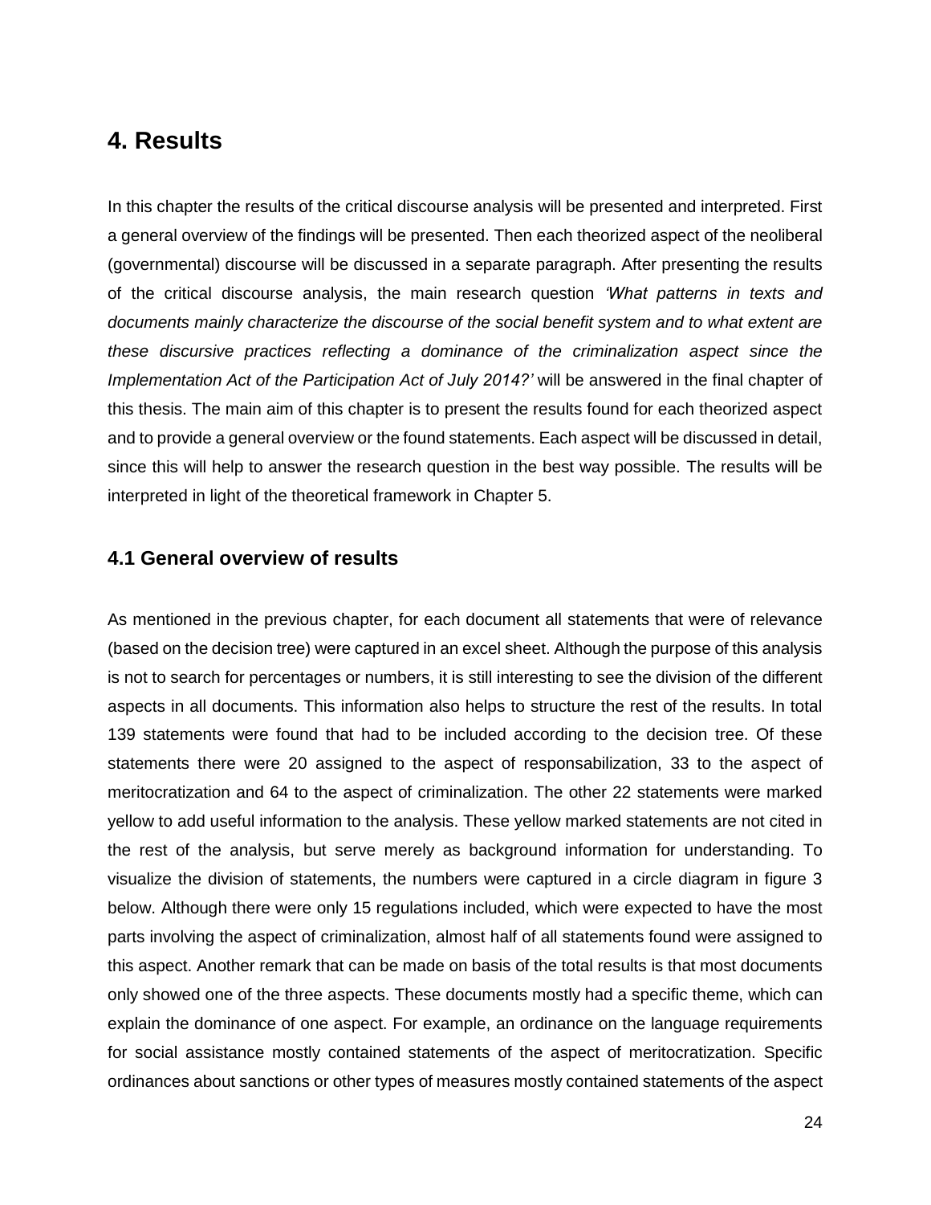# 4. Results

In this chapter the results of the critical discourse analysis will be presented and interpreted. First a general overview of the findings will be presented. Then each theorized aspect of the neoliberal (governmental) discourse will be discussed in a separate paragraph. After presenting the results of the critical discourse analysis, the main research question *'What patterns in texts and documents mainly characterize the discourse of the social benefit system and to what extent are these discursive practices reflecting a dominance of the criminalization aspect since the Implementation Act of the Participation Act of July 2014?'* will be answered in the final chapter of this thesis. The main aim of this chapter is to present the results found for each theorized aspect and to provide a general overview or the found statements. Each aspect will be discussed in detail, since this will help to answer the research question in the best way possible. The results will be interpreted in light of the theoretical framework in Chapter 5.

## 4.1 General overview of results

As mentioned in the previous chapter, for each document all statements that were of relevance (based on the decision tree) were captured in an excel sheet. Although the purpose of this analysis is not to search for percentages or numbers, it is still interesting to see the division of the different aspects in all documents. This information also helps to structure the rest of the results. In total 139 statements were found that had to be included according to the decision tree. Of these statements there were 20 assigned to the aspect of responsabilization, 33 to the aspect of meritocratization and 64 to the aspect of criminalization. The other 22 statements were marked yellow to add useful information to the analysis. These yellow marked statements are not cited in the rest of the analysis, but serve merely as background information for understanding. To visualize the division of statements, the numbers were captured in a circle diagram in figure 3 below. Although there were only 15 regulations included, which were expected to have the most parts involving the aspect of criminalization, almost half of all statements found were assigned to this aspect. Another remark that can be made on basis of the total results is that most documents only showed one of the three aspects. These documents mostly had a specific theme, which can explain the dominance of one aspect. For example, an ordinance on the language requirements for social assistance mostly contained statements of the aspect of meritocratization. Specific ordinances about sanctions or other types of measures mostly contained statements of the aspect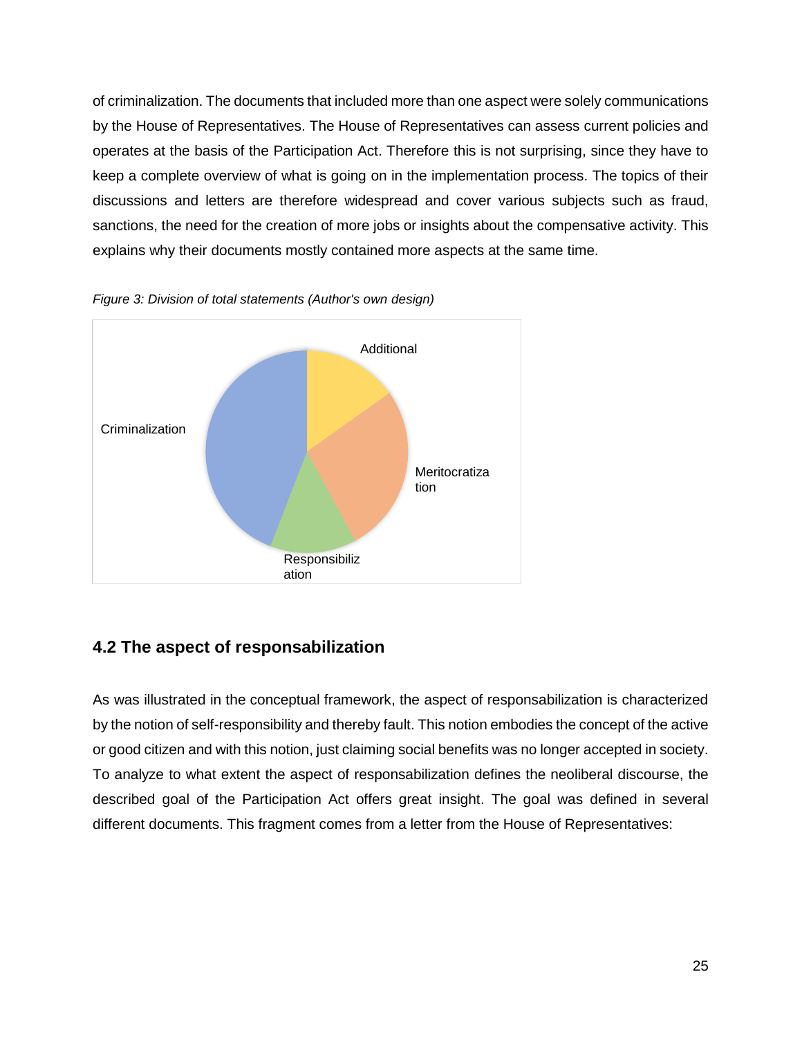of criminalization. The documents that included more than one aspect were solely communications by the House of Representatives. The House of Representatives can assess current policies and operates at the basis of the Participation Act. Therefore this is not surprising, since they have to keep a complete overview of what is going on in the implementation process. The topics of their discussions and letters are therefore widespread and cover various subjects such as fraud, sanctions, the need for the creation of more jobs or insights about the compensative activity. This explains why their documents mostly contained more aspects at the same time.

*Figure 3: Division of total statements (Author's own design)*

Additional

Criminalization

Meritocratization

Responsibilization

## 4.2 The aspect of responsabilization

As was illustrated in the conceptual framework, the aspect of responsabilization is characterized by the notion of self-responsibility and thereby fault. This notion embodies the concept of the active or good citizen and with this notion, just claiming social benefits was no longer accepted in society. To analyze to what extent the aspect of responsabilization defines the neoliberal discourse, the described goal of the Participation Act offers great insight. The goal was defined in several different documents. This fragment comes from a letter from the House of Representatives: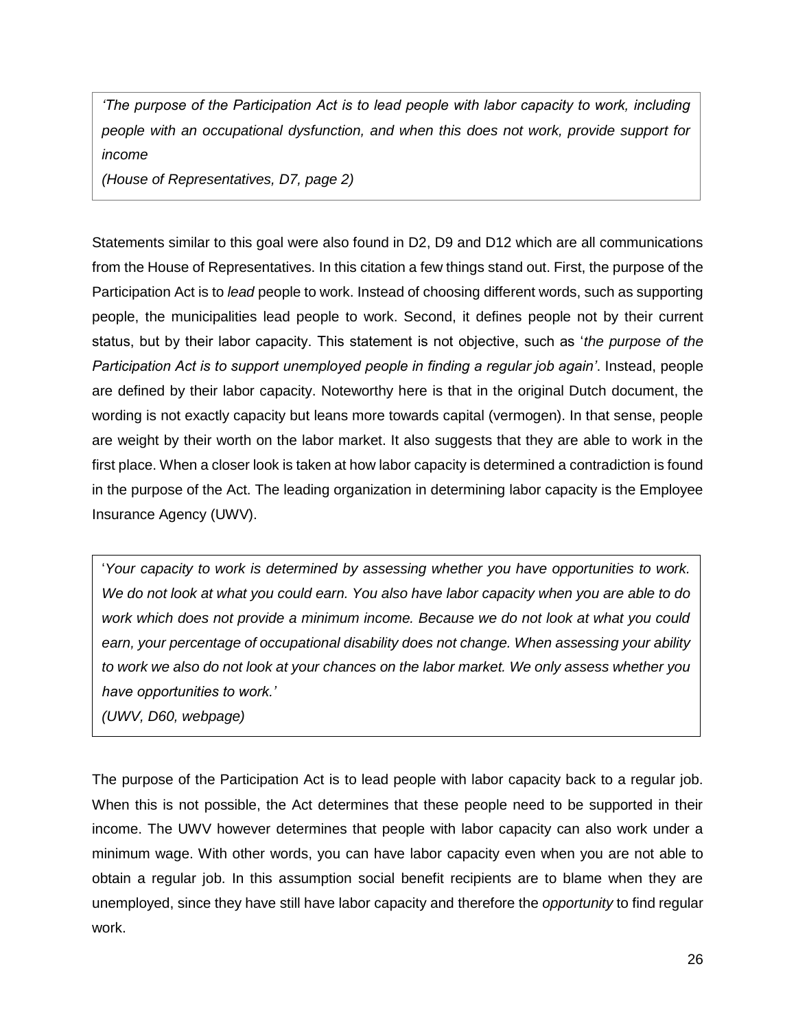> *'The purpose of the Participation Act is to lead people with labor capacity to work, including people with an occupational dysfunction, and when this does not work, provide support for income*
>
> *(House of Representatives, D7, page 2)*

Statements similar to this goal were also found in D2, D9 and D12 which are all communications from the House of Representatives. In this citation a few things stand out. First, the purpose of the Participation Act is to *lead* people to work. Instead of choosing different words, such as supporting people, the municipalities lead people to work. Second, it defines people not by their current status, but by their labor capacity. This statement is not objective, such as '*the purpose of the Participation Act is to support unemployed people in finding a regular job again'*. Instead, people are defined by their labor capacity. Noteworthy here is that in the original Dutch document, the wording is not exactly capacity but leans more towards capital (vermogen). In that sense, people are weight by their worth on the labor market. It also suggests that they are able to work in the first place. When a closer look is taken at how labor capacity is determined a contradiction is found in the purpose of the Act. The leading organization in determining labor capacity is the Employee Insurance Agency (UWV).

> '*Your capacity to work is determined by assessing whether you have opportunities to work. We do not look at what you could earn. You also have labor capacity when you are able to do work which does not provide a minimum income. Because we do not look at what you could earn, your percentage of occupational disability does not change. When assessing your ability to work we also do not look at your chances on the labor market. We only assess whether you have opportunities to work.'*
>
> *(UWV, D60, webpage)*

The purpose of the Participation Act is to lead people with labor capacity back to a regular job. When this is not possible, the Act determines that these people need to be supported in their income. The UWV however determines that people with labor capacity can also work under a minimum wage. With other words, you can have labor capacity even when you are not able to obtain a regular job. In this assumption social benefit recipients are to blame when they are unemployed, since they have still have labor capacity and therefore the *opportunity* to find regular work.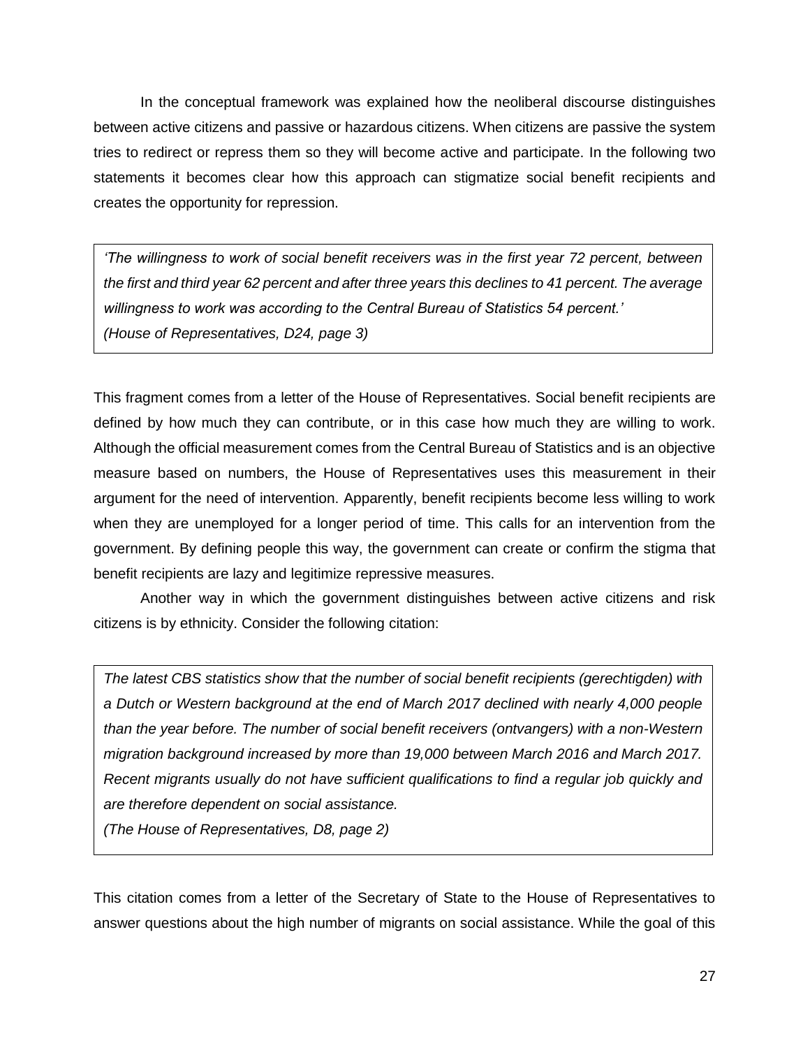In the conceptual framework was explained how the neoliberal discourse distinguishes between active citizens and passive or hazardous citizens. When citizens are passive the system tries to redirect or repress them so they will become active and participate. In the following two statements it becomes clear how this approach can stigmatize social benefit recipients and creates the opportunity for repression.

> *'The willingness to work of social benefit receivers was in the first year 72 percent, between the first and third year 62 percent and after three years this declines to 41 percent. The average willingness to work was according to the Central Bureau of Statistics 54 percent.'*
> *(House of Representatives, D24, page 3)*

This fragment comes from a letter of the House of Representatives. Social benefit recipients are defined by how much they can contribute, or in this case how much they are willing to work. Although the official measurement comes from the Central Bureau of Statistics and is an objective measure based on numbers, the House of Representatives uses this measurement in their argument for the need of intervention. Apparently, benefit recipients become less willing to work when they are unemployed for a longer period of time. This calls for an intervention from the government. By defining people this way, the government can create or confirm the stigma that benefit recipients are lazy and legitimize repressive measures.

Another way in which the government distinguishes between active citizens and risk citizens is by ethnicity. Consider the following citation:

> *The latest CBS statistics show that the number of social benefit recipients (gerechtigden) with a Dutch or Western background at the end of March 2017 declined with nearly 4,000 people than the year before. The number of social benefit receivers (ontvangers) with a non-Western migration background increased by more than 19,000 between March 2016 and March 2017. Recent migrants usually do not have sufficient qualifications to find a regular job quickly and are therefore dependent on social assistance.*
> *(The House of Representatives, D8, page 2)*

This citation comes from a letter of the Secretary of State to the House of Representatives to answer questions about the high number of migrants on social assistance. While the goal of this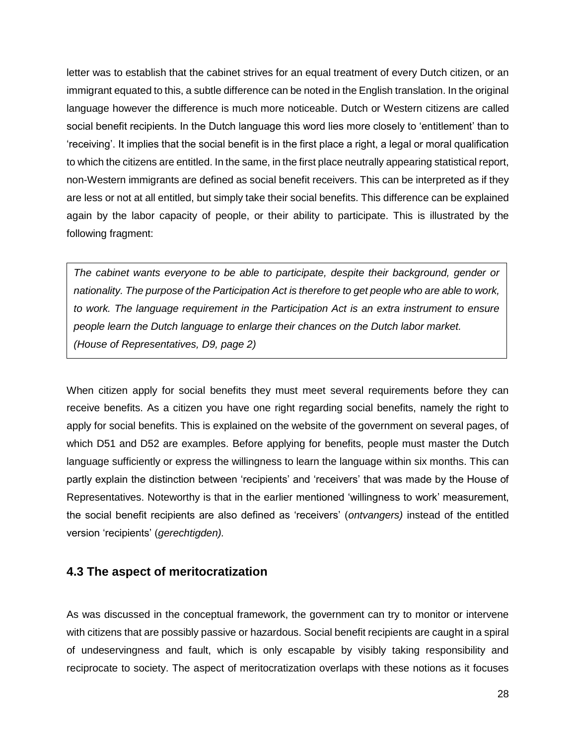letter was to establish that the cabinet strives for an equal treatment of every Dutch citizen, or an immigrant equated to this, a subtle difference can be noted in the English translation. In the original language however the difference is much more noticeable. Dutch or Western citizens are called social benefit recipients. In the Dutch language this word lies more closely to 'entitlement' than to 'receiving'. It implies that the social benefit is in the first place a right, a legal or moral qualification to which the citizens are entitled. In the same, in the first place neutrally appearing statistical report, non-Western immigrants are defined as social benefit receivers. This can be interpreted as if they are less or not at all entitled, but simply take their social benefits. This difference can be explained again by the labor capacity of people, or their ability to participate. This is illustrated by the following fragment:

> *The cabinet wants everyone to be able to participate, despite their background, gender or nationality. The purpose of the Participation Act is therefore to get people who are able to work, to work. The language requirement in the Participation Act is an extra instrument to ensure people learn the Dutch language to enlarge their chances on the Dutch labor market.*
> *(House of Representatives, D9, page 2)*

When citizen apply for social benefits they must meet several requirements before they can receive benefits. As a citizen you have one right regarding social benefits, namely the right to apply for social benefits. This is explained on the website of the government on several pages, of which D51 and D52 are examples. Before applying for benefits, people must master the Dutch language sufficiently or express the willingness to learn the language within six months. This can partly explain the distinction between 'recipients' and 'receivers' that was made by the House of Representatives. Noteworthy is that in the earlier mentioned 'willingness to work' measurement, the social benefit recipients are also defined as 'receivers' (*ontvangers)* instead of the entitled version 'recipients' (*gerechtigden).*

### 4.3 The aspect of meritocratization

As was discussed in the conceptual framework, the government can try to monitor or intervene with citizens that are possibly passive or hazardous. Social benefit recipients are caught in a spiral of undeservingness and fault, which is only escapable by visibly taking responsibility and reciprocate to society. The aspect of meritocratization overlaps with these notions as it focuses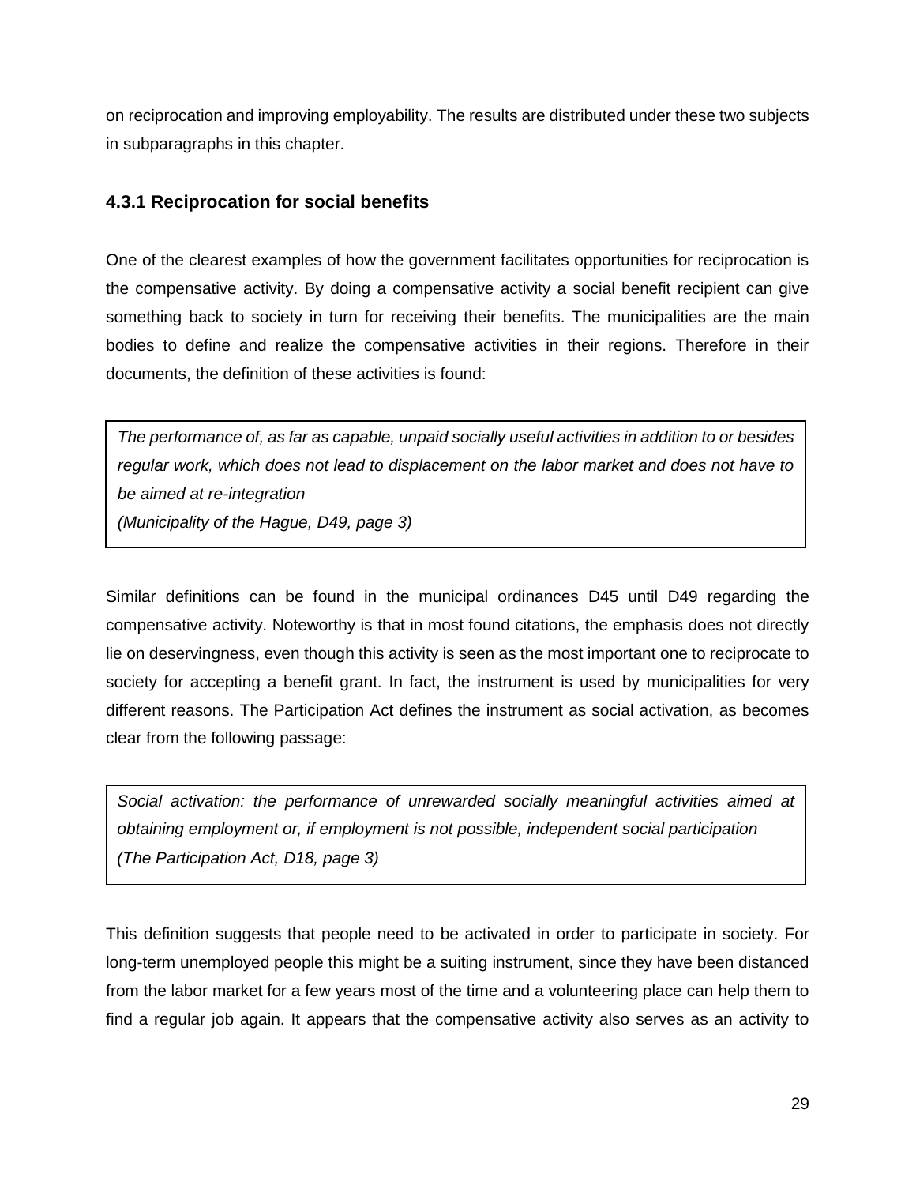on reciprocation and improving employability. The results are distributed under these two subjects in subparagraphs in this chapter.

### 4.3.1 Reciprocation for social benefits

One of the clearest examples of how the government facilitates opportunities for reciprocation is the compensative activity. By doing a compensative activity a social benefit recipient can give something back to society in turn for receiving their benefits. The municipalities are the main bodies to define and realize the compensative activities in their regions. Therefore in their documents, the definition of these activities is found:

> *The performance of, as far as capable, unpaid socially useful activities in addition to or besides regular work, which does not lead to displacement on the labor market and does not have to be aimed at re-integration*
> *(Municipality of the Hague, D49, page 3)*

Similar definitions can be found in the municipal ordinances D45 until D49 regarding the compensative activity. Noteworthy is that in most found citations, the emphasis does not directly lie on deservingness, even though this activity is seen as the most important one to reciprocate to society for accepting a benefit grant. In fact, the instrument is used by municipalities for very different reasons. The Participation Act defines the instrument as social activation, as becomes clear from the following passage:

> *Social activation: the performance of unrewarded socially meaningful activities aimed at obtaining employment or, if employment is not possible, independent social participation*
> *(The Participation Act, D18, page 3)*

This definition suggests that people need to be activated in order to participate in society. For long-term unemployed people this might be a suiting instrument, since they have been distanced from the labor market for a few years most of the time and a volunteering place can help them to find a regular job again. It appears that the compensative activity also serves as an activity to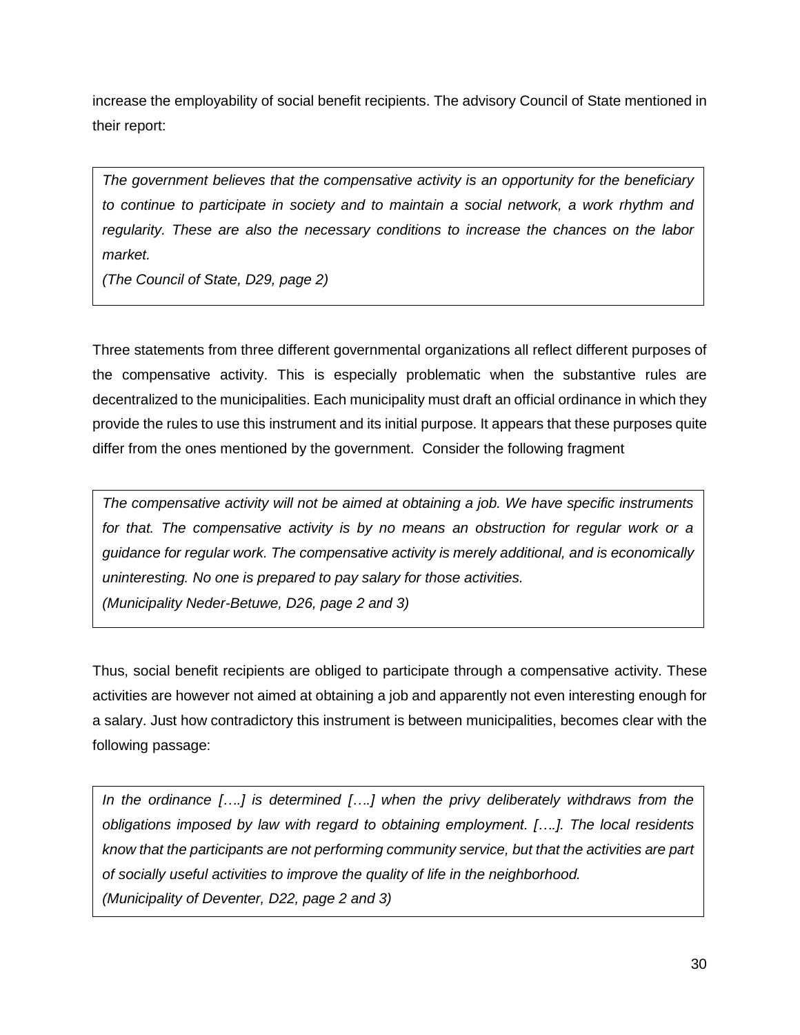increase the employability of social benefit recipients. The advisory Council of State mentioned in their report:

> *The government believes that the compensative activity is an opportunity for the beneficiary to continue to participate in society and to maintain a social network, a work rhythm and regularity. These are also the necessary conditions to increase the chances on the labor market.*
>
> *(The Council of State, D29, page 2)*

Three statements from three different governmental organizations all reflect different purposes of the compensative activity. This is especially problematic when the substantive rules are decentralized to the municipalities. Each municipality must draft an official ordinance in which they provide the rules to use this instrument and its initial purpose. It appears that these purposes quite differ from the ones mentioned by the government. Consider the following fragment

> *The compensative activity will not be aimed at obtaining a job. We have specific instruments for that. The compensative activity is by no means an obstruction for regular work or a guidance for regular work. The compensative activity is merely additional, and is economically uninteresting. No one is prepared to pay salary for those activities.*
>
> *(Municipality Neder-Betuwe, D26, page 2 and 3)*

Thus, social benefit recipients are obliged to participate through a compensative activity. These activities are however not aimed at obtaining a job and apparently not even interesting enough for a salary. Just how contradictory this instrument is between municipalities, becomes clear with the following passage:

> *In the ordinance [….] is determined [….] when the privy deliberately withdraws from the obligations imposed by law with regard to obtaining employment. [….]. The local residents know that the participants are not performing community service, but that the activities are part of socially useful activities to improve the quality of life in the neighborhood.*
>
> *(Municipality of Deventer, D22, page 2 and 3)*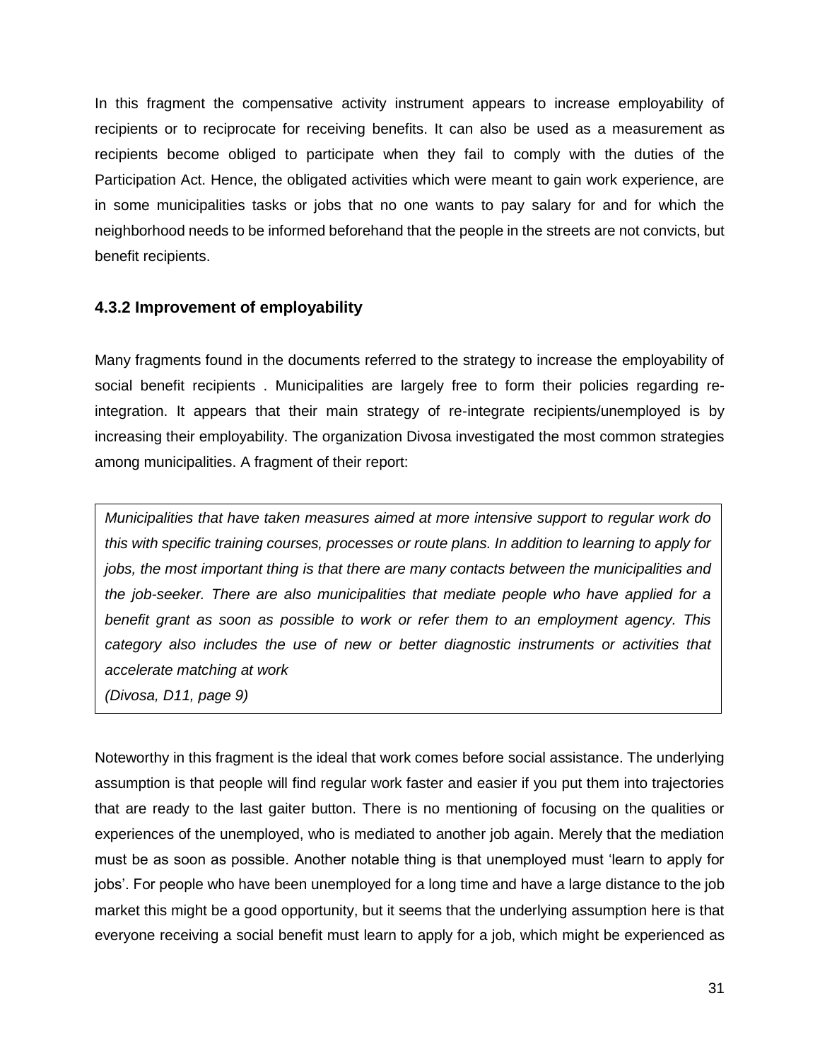In this fragment the compensative activity instrument appears to increase employability of recipients or to reciprocate for receiving benefits. It can also be used as a measurement as recipients become obliged to participate when they fail to comply with the duties of the Participation Act. Hence, the obligated activities which were meant to gain work experience, are in some municipalities tasks or jobs that no one wants to pay salary for and for which the neighborhood needs to be informed beforehand that the people in the streets are not convicts, but benefit recipients.

### 4.3.2 Improvement of employability

Many fragments found in the documents referred to the strategy to increase the employability of social benefit recipients . Municipalities are largely free to form their policies regarding re-integration. It appears that their main strategy of re-integrate recipients/unemployed is by increasing their employability. The organization Divosa investigated the most common strategies among municipalities. A fragment of their report:

> *Municipalities that have taken measures aimed at more intensive support to regular work do this with specific training courses, processes or route plans. In addition to learning to apply for jobs, the most important thing is that there are many contacts between the municipalities and the job-seeker. There are also municipalities that mediate people who have applied for a benefit grant as soon as possible to work or refer them to an employment agency. This category also includes the use of new or better diagnostic instruments or activities that accelerate matching at work*
> *(Divosa, D11, page 9)*

Noteworthy in this fragment is the ideal that work comes before social assistance. The underlying assumption is that people will find regular work faster and easier if you put them into trajectories that are ready to the last gaiter button. There is no mentioning of focusing on the qualities or experiences of the unemployed, who is mediated to another job again. Merely that the mediation must be as soon as possible. Another notable thing is that unemployed must 'learn to apply for jobs'. For people who have been unemployed for a long time and have a large distance to the job market this might be a good opportunity, but it seems that the underlying assumption here is that everyone receiving a social benefit must learn to apply for a job, which might be experienced as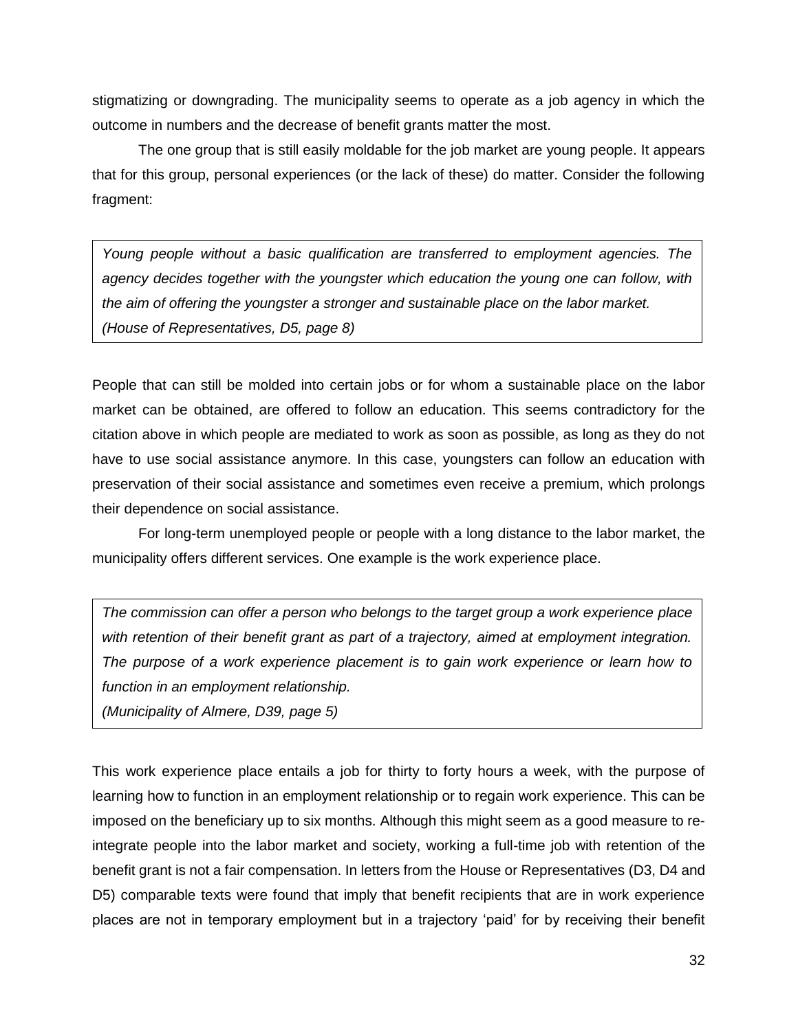stigmatizing or downgrading. The municipality seems to operate as a job agency in which the outcome in numbers and the decrease of benefit grants matter the most.

The one group that is still easily moldable for the job market are young people. It appears that for this group, personal experiences (or the lack of these) do matter. Consider the following fragment:

> *Young people without a basic qualification are transferred to employment agencies. The agency decides together with the youngster which education the young one can follow, with the aim of offering the youngster a stronger and sustainable place on the labor market.*
> *(House of Representatives, D5, page 8)*

People that can still be molded into certain jobs or for whom a sustainable place on the labor market can be obtained, are offered to follow an education. This seems contradictory for the citation above in which people are mediated to work as soon as possible, as long as they do not have to use social assistance anymore. In this case, youngsters can follow an education with preservation of their social assistance and sometimes even receive a premium, which prolongs their dependence on social assistance.

For long-term unemployed people or people with a long distance to the labor market, the municipality offers different services. One example is the work experience place.

> *The commission can offer a person who belongs to the target group a work experience place with retention of their benefit grant as part of a trajectory, aimed at employment integration. The purpose of a work experience placement is to gain work experience or learn how to function in an employment relationship.*
> *(Municipality of Almere, D39, page 5)*

This work experience place entails a job for thirty to forty hours a week, with the purpose of learning how to function in an employment relationship or to regain work experience. This can be imposed on the beneficiary up to six months. Although this might seem as a good measure to re-integrate people into the labor market and society, working a full-time job with retention of the benefit grant is not a fair compensation. In letters from the House or Representatives (D3, D4 and D5) comparable texts were found that imply that benefit recipients that are in work experience places are not in temporary employment but in a trajectory 'paid' for by receiving their benefit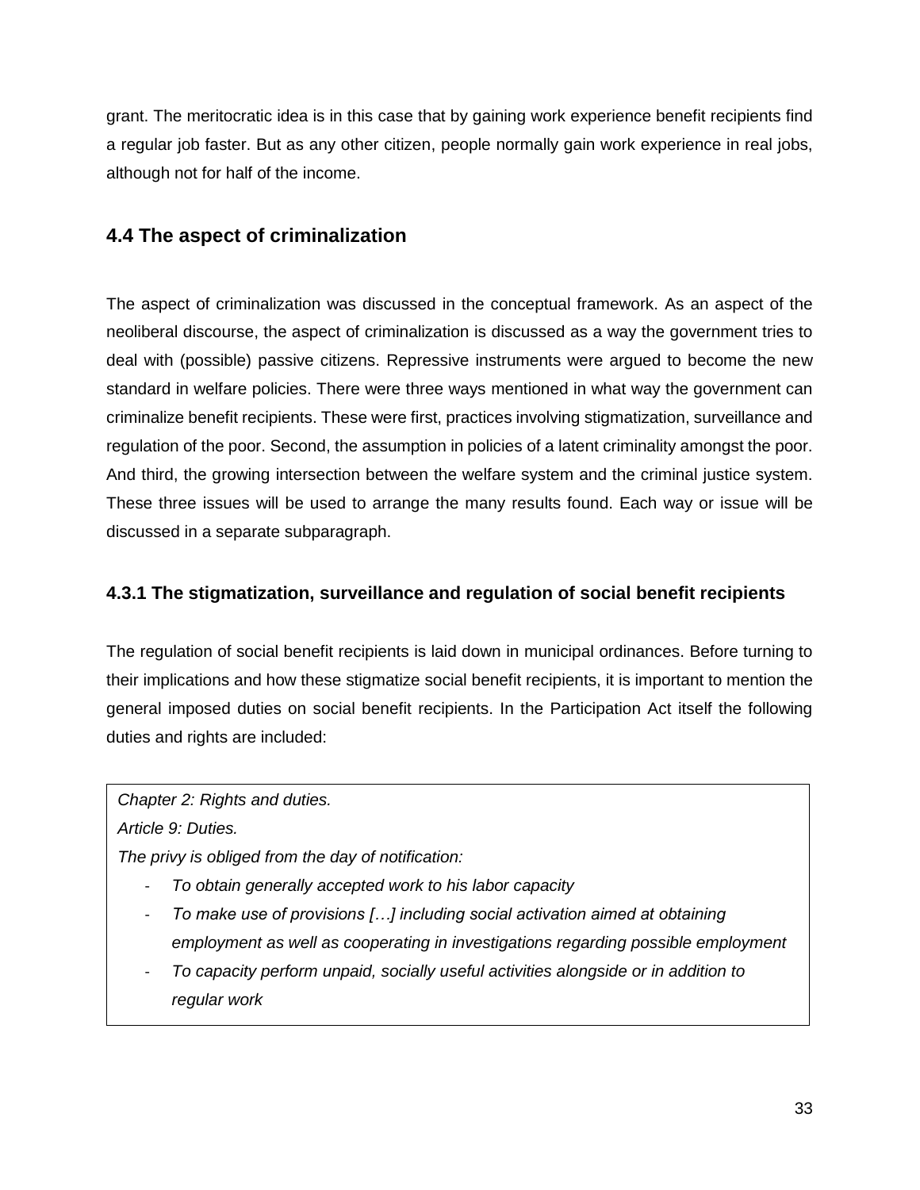grant. The meritocratic idea is in this case that by gaining work experience benefit recipients find a regular job faster. But as any other citizen, people normally gain work experience in real jobs, although not for half of the income.

## 4.4 The aspect of criminalization

The aspect of criminalization was discussed in the conceptual framework. As an aspect of the neoliberal discourse, the aspect of criminalization is discussed as a way the government tries to deal with (possible) passive citizens. Repressive instruments were argued to become the new standard in welfare policies. There were three ways mentioned in what way the government can criminalize benefit recipients. These were first, practices involving stigmatization, surveillance and regulation of the poor. Second, the assumption in policies of a latent criminality amongst the poor. And third, the growing intersection between the welfare system and the criminal justice system. These three issues will be used to arrange the many results found. Each way or issue will be discussed in a separate subparagraph.

### 4.3.1 The stigmatization, surveillance and regulation of social benefit recipients

The regulation of social benefit recipients is laid down in municipal ordinances. Before turning to their implications and how these stigmatize social benefit recipients, it is important to mention the general imposed duties on social benefit recipients. In the Participation Act itself the following duties and rights are included:

> *Chapter 2: Rights and duties.*
>
> *Article 9: Duties.*
>
> *The privy is obliged from the day of notification:*
>
> - *To obtain generally accepted work to his labor capacity*
> - *To make use of provisions […] including social activation aimed at obtaining employment as well as cooperating in investigations regarding possible employment*
> - *To capacity perform unpaid, socially useful activities alongside or in addition to regular work*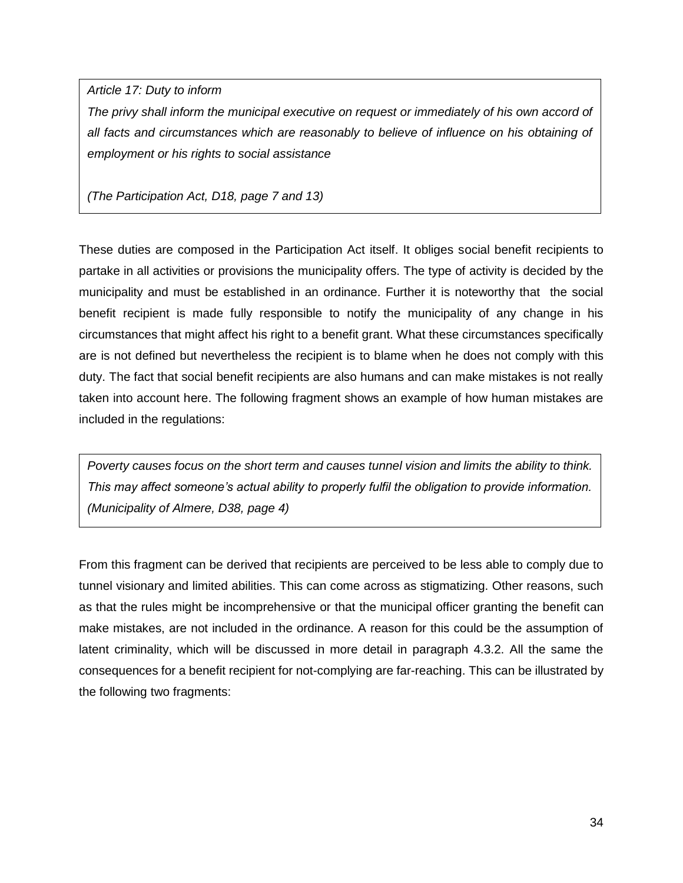> *Article 17: Duty to inform*
>
> *The privy shall inform the municipal executive on request or immediately of his own accord of all facts and circumstances which are reasonably to believe of influence on his obtaining of employment or his rights to social assistance*
>
> *(The Participation Act, D18, page 7 and 13)*

These duties are composed in the Participation Act itself. It obliges social benefit recipients to partake in all activities or provisions the municipality offers. The type of activity is decided by the municipality and must be established in an ordinance. Further it is noteworthy that the social benefit recipient is made fully responsible to notify the municipality of any change in his circumstances that might affect his right to a benefit grant. What these circumstances specifically are is not defined but nevertheless the recipient is to blame when he does not comply with this duty. The fact that social benefit recipients are also humans and can make mistakes is not really taken into account here. The following fragment shows an example of how human mistakes are included in the regulations:

> *Poverty causes focus on the short term and causes tunnel vision and limits the ability to think. This may affect someone's actual ability to properly fulfil the obligation to provide information. (Municipality of Almere, D38, page 4)*

From this fragment can be derived that recipients are perceived to be less able to comply due to tunnel visionary and limited abilities. This can come across as stigmatizing. Other reasons, such as that the rules might be incomprehensive or that the municipal officer granting the benefit can make mistakes, are not included in the ordinance. A reason for this could be the assumption of latent criminality, which will be discussed in more detail in paragraph 4.3.2. All the same the consequences for a benefit recipient for not-complying are far-reaching. This can be illustrated by the following two fragments: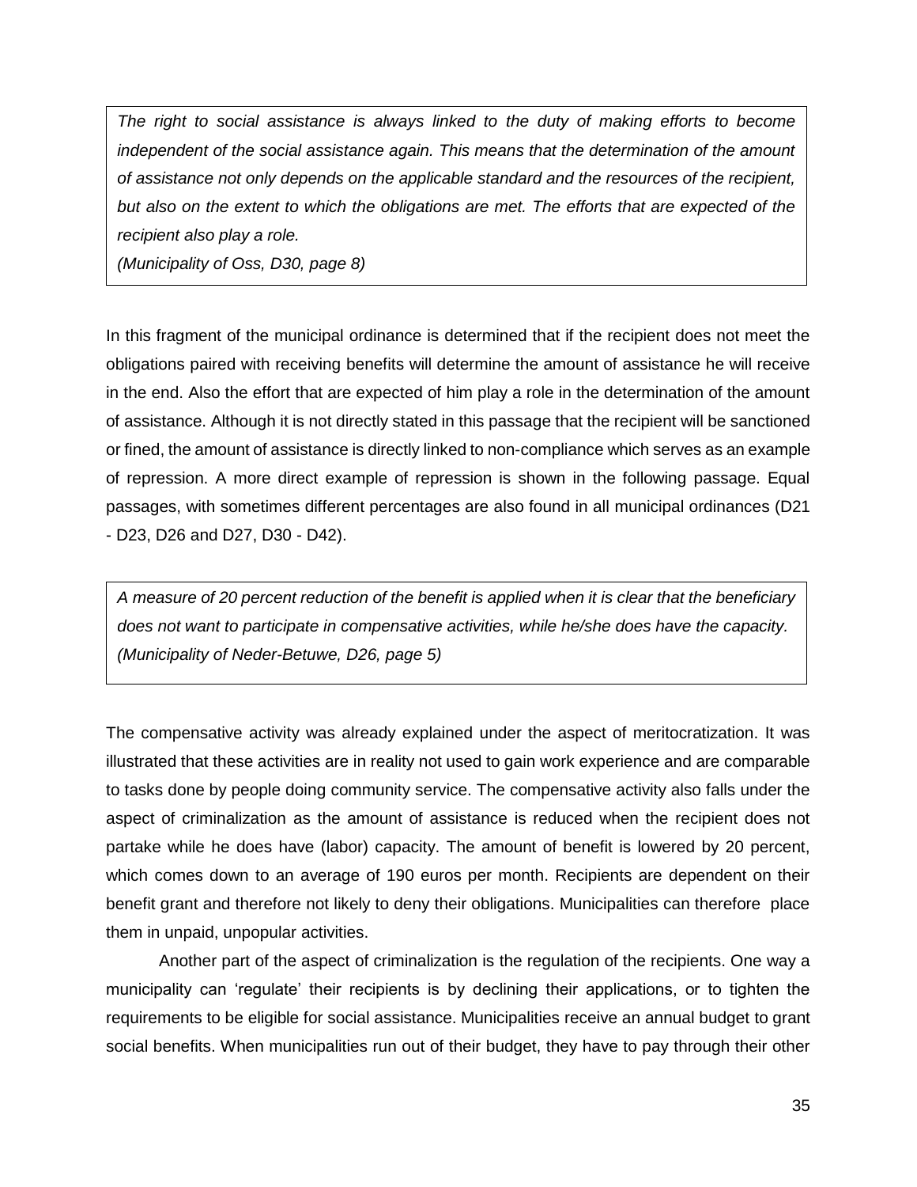> *The right to social assistance is always linked to the duty of making efforts to become independent of the social assistance again. This means that the determination of the amount of assistance not only depends on the applicable standard and the resources of the recipient, but also on the extent to which the obligations are met. The efforts that are expected of the recipient also play a role.*
> *(Municipality of Oss, D30, page 8)*

In this fragment of the municipal ordinance is determined that if the recipient does not meet the obligations paired with receiving benefits will determine the amount of assistance he will receive in the end. Also the effort that are expected of him play a role in the determination of the amount of assistance. Although it is not directly stated in this passage that the recipient will be sanctioned or fined, the amount of assistance is directly linked to non-compliance which serves as an example of repression. A more direct example of repression is shown in the following passage. Equal passages, with sometimes different percentages are also found in all municipal ordinances (D21 - D23, D26 and D27, D30 - D42).

> *A measure of 20 percent reduction of the benefit is applied when it is clear that the beneficiary does not want to participate in compensative activities, while he/she does have the capacity.*
> *(Municipality of Neder-Betuwe, D26, page 5)*

The compensative activity was already explained under the aspect of meritocratization. It was illustrated that these activities are in reality not used to gain work experience and are comparable to tasks done by people doing community service. The compensative activity also falls under the aspect of criminalization as the amount of assistance is reduced when the recipient does not partake while he does have (labor) capacity. The amount of benefit is lowered by 20 percent, which comes down to an average of 190 euros per month. Recipients are dependent on their benefit grant and therefore not likely to deny their obligations. Municipalities can therefore place them in unpaid, unpopular activities.

Another part of the aspect of criminalization is the regulation of the recipients. One way a municipality can 'regulate' their recipients is by declining their applications, or to tighten the requirements to be eligible for social assistance. Municipalities receive an annual budget to grant social benefits. When municipalities run out of their budget, they have to pay through their other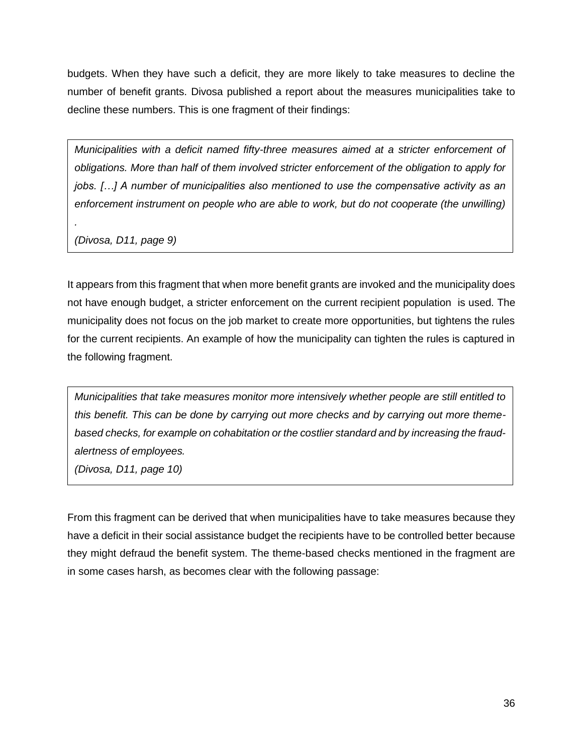budgets. When they have such a deficit, they are more likely to take measures to decline the number of benefit grants. Divosa published a report about the measures municipalities take to decline these numbers. This is one fragment of their findings:

> *Municipalities with a deficit named fifty-three measures aimed at a stricter enforcement of obligations. More than half of them involved stricter enforcement of the obligation to apply for jobs. […] A number of municipalities also mentioned to use the compensative activity as an enforcement instrument on people who are able to work, but do not cooperate (the unwilling) .*
> *(Divosa, D11, page 9)*

It appears from this fragment that when more benefit grants are invoked and the municipality does not have enough budget, a stricter enforcement on the current recipient population is used. The municipality does not focus on the job market to create more opportunities, but tightens the rules for the current recipients. An example of how the municipality can tighten the rules is captured in the following fragment.

> *Municipalities that take measures monitor more intensively whether people are still entitled to this benefit. This can be done by carrying out more checks and by carrying out more theme-based checks, for example on cohabitation or the costlier standard and by increasing the fraud-alertness of employees.*
> *(Divosa, D11, page 10)*

From this fragment can be derived that when municipalities have to take measures because they have a deficit in their social assistance budget the recipients have to be controlled better because they might defraud the benefit system. The theme-based checks mentioned in the fragment are in some cases harsh, as becomes clear with the following passage: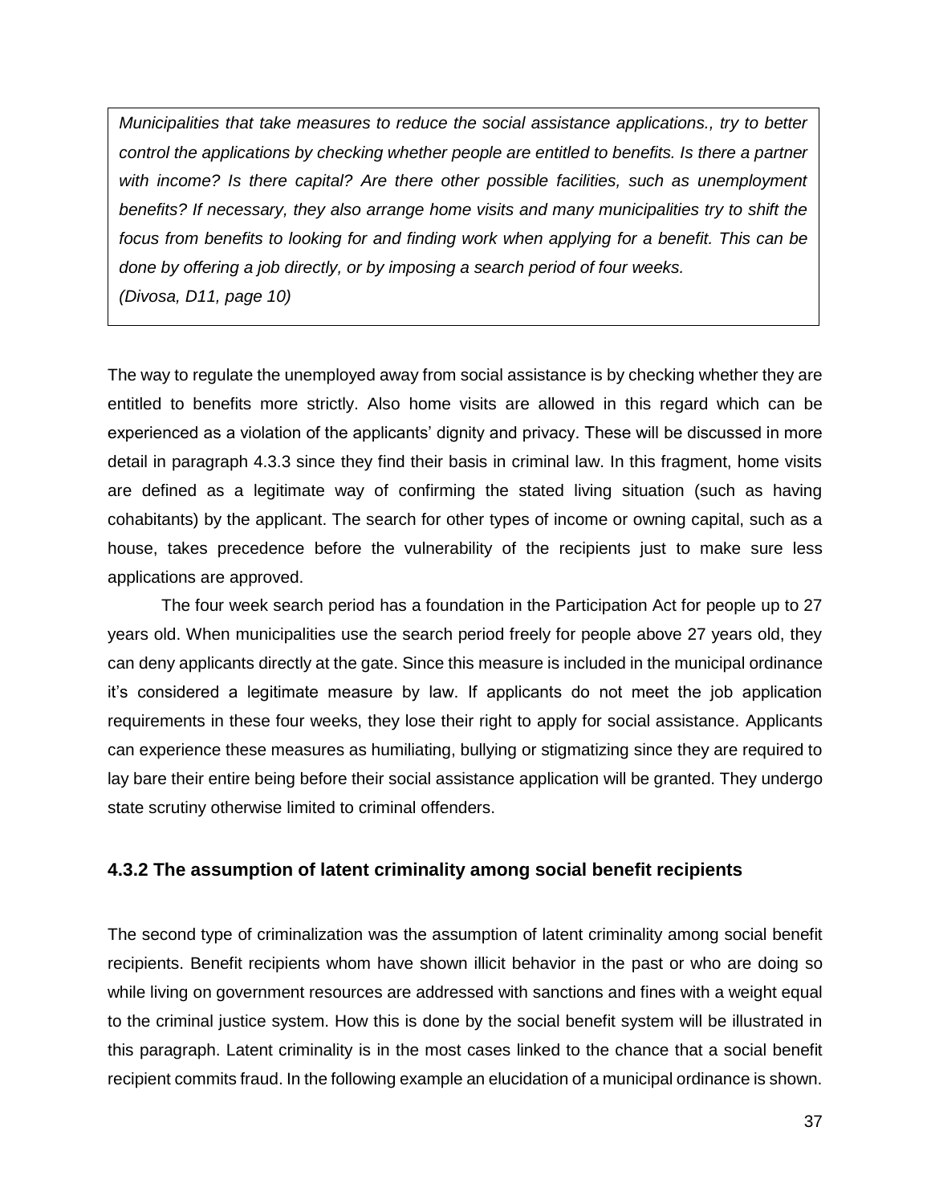> *Municipalities that take measures to reduce the social assistance applications., try to better control the applications by checking whether people are entitled to benefits. Is there a partner with income? Is there capital? Are there other possible facilities, such as unemployment benefits? If necessary, they also arrange home visits and many municipalities try to shift the focus from benefits to looking for and finding work when applying for a benefit. This can be done by offering a job directly, or by imposing a search period of four weeks.*
> *(Divosa, D11, page 10)*

The way to regulate the unemployed away from social assistance is by checking whether they are entitled to benefits more strictly. Also home visits are allowed in this regard which can be experienced as a violation of the applicants' dignity and privacy. These will be discussed in more detail in paragraph 4.3.3 since they find their basis in criminal law. In this fragment, home visits are defined as a legitimate way of confirming the stated living situation (such as having cohabitants) by the applicant. The search for other types of income or owning capital, such as a house, takes precedence before the vulnerability of the recipients just to make sure less applications are approved.

The four week search period has a foundation in the Participation Act for people up to 27 years old. When municipalities use the search period freely for people above 27 years old, they can deny applicants directly at the gate. Since this measure is included in the municipal ordinance it's considered a legitimate measure by law. If applicants do not meet the job application requirements in these four weeks, they lose their right to apply for social assistance. Applicants can experience these measures as humiliating, bullying or stigmatizing since they are required to lay bare their entire being before their social assistance application will be granted. They undergo state scrutiny otherwise limited to criminal offenders.

### 4.3.2 The assumption of latent criminality among social benefit recipients

The second type of criminalization was the assumption of latent criminality among social benefit recipients. Benefit recipients whom have shown illicit behavior in the past or who are doing so while living on government resources are addressed with sanctions and fines with a weight equal to the criminal justice system. How this is done by the social benefit system will be illustrated in this paragraph. Latent criminality is in the most cases linked to the chance that a social benefit recipient commits fraud. In the following example an elucidation of a municipal ordinance is shown.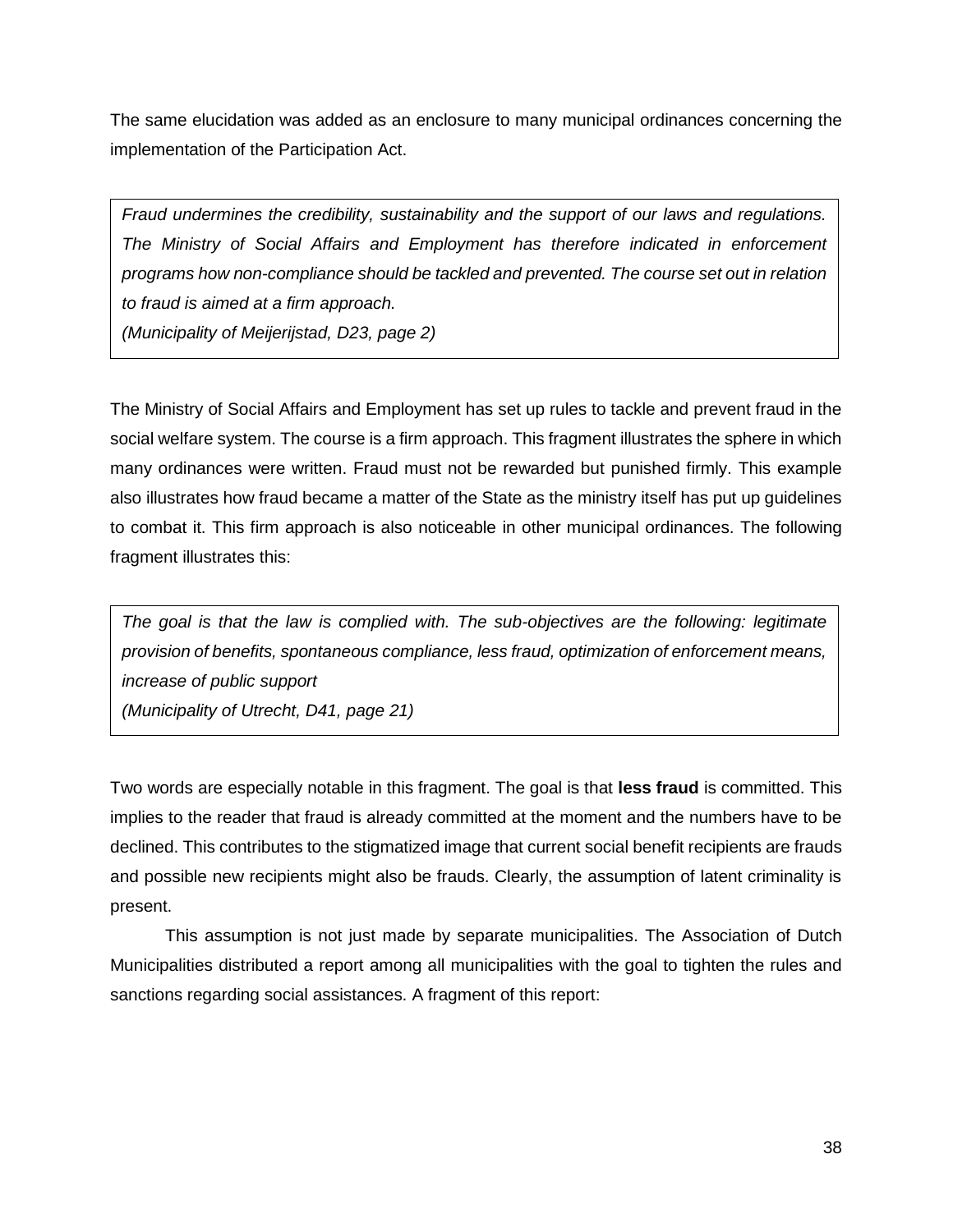The same elucidation was added as an enclosure to many municipal ordinances concerning the implementation of the Participation Act.

> *Fraud undermines the credibility, sustainability and the support of our laws and regulations. The Ministry of Social Affairs and Employment has therefore indicated in enforcement programs how non-compliance should be tackled and prevented. The course set out in relation to fraud is aimed at a firm approach.*
> *(Municipality of Meijerijstad, D23, page 2)*

The Ministry of Social Affairs and Employment has set up rules to tackle and prevent fraud in the social welfare system. The course is a firm approach. This fragment illustrates the sphere in which many ordinances were written. Fraud must not be rewarded but punished firmly. This example also illustrates how fraud became a matter of the State as the ministry itself has put up guidelines to combat it. This firm approach is also noticeable in other municipal ordinances. The following fragment illustrates this:

> *The goal is that the law is complied with. The sub-objectives are the following: legitimate provision of benefits, spontaneous compliance, less fraud, optimization of enforcement means, increase of public support*
> *(Municipality of Utrecht, D41, page 21)*

Two words are especially notable in this fragment. The goal is that **less fraud** is committed. This implies to the reader that fraud is already committed at the moment and the numbers have to be declined. This contributes to the stigmatized image that current social benefit recipients are frauds and possible new recipients might also be frauds. Clearly, the assumption of latent criminality is present.

This assumption is not just made by separate municipalities. The Association of Dutch Municipalities distributed a report among all municipalities with the goal to tighten the rules and sanctions regarding social assistances. A fragment of this report: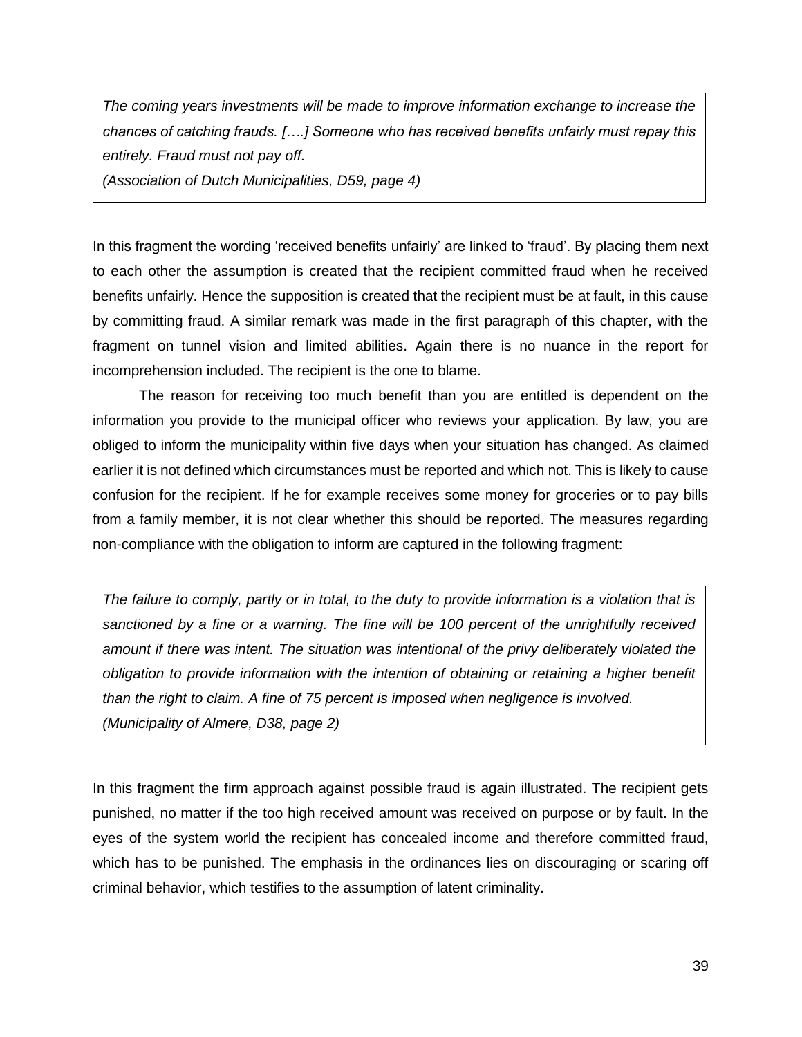> *The coming years investments will be made to improve information exchange to increase the chances of catching frauds. [….] Someone who has received benefits unfairly must repay this entirely. Fraud must not pay off.*
> *(Association of Dutch Municipalities, D59, page 4)*

In this fragment the wording 'received benefits unfairly' are linked to 'fraud'. By placing them next to each other the assumption is created that the recipient committed fraud when he received benefits unfairly. Hence the supposition is created that the recipient must be at fault, in this cause by committing fraud. A similar remark was made in the first paragraph of this chapter, with the fragment on tunnel vision and limited abilities. Again there is no nuance in the report for incomprehension included. The recipient is the one to blame.

The reason for receiving too much benefit than you are entitled is dependent on the information you provide to the municipal officer who reviews your application. By law, you are obliged to inform the municipality within five days when your situation has changed. As claimed earlier it is not defined which circumstances must be reported and which not. This is likely to cause confusion for the recipient. If he for example receives some money for groceries or to pay bills from a family member, it is not clear whether this should be reported. The measures regarding non-compliance with the obligation to inform are captured in the following fragment:

> *The failure to comply, partly or in total, to the duty to provide information is a violation that is sanctioned by a fine or a warning. The fine will be 100 percent of the unrightfully received amount if there was intent. The situation was intentional of the privy deliberately violated the obligation to provide information with the intention of obtaining or retaining a higher benefit than the right to claim. A fine of 75 percent is imposed when negligence is involved.*
> *(Municipality of Almere, D38, page 2)*

In this fragment the firm approach against possible fraud is again illustrated. The recipient gets punished, no matter if the too high received amount was received on purpose or by fault. In the eyes of the system world the recipient has concealed income and therefore committed fraud, which has to be punished. The emphasis in the ordinances lies on discouraging or scaring off criminal behavior, which testifies to the assumption of latent criminality.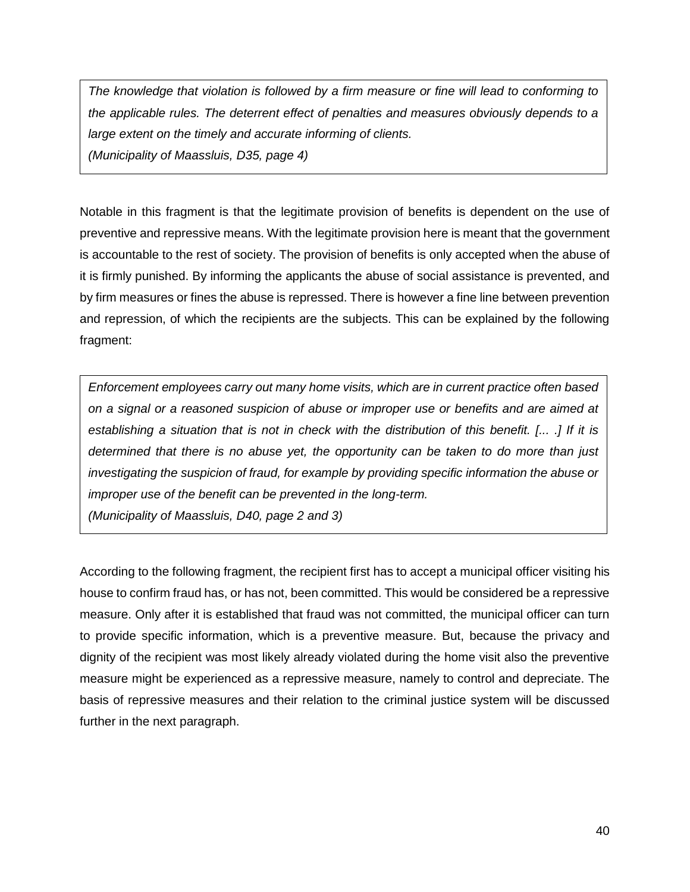> *The knowledge that violation is followed by a firm measure or fine will lead to conforming to the applicable rules. The deterrent effect of penalties and measures obviously depends to a large extent on the timely and accurate informing of clients.*
> *(Municipality of Maassluis, D35, page 4)*

Notable in this fragment is that the legitimate provision of benefits is dependent on the use of preventive and repressive means. With the legitimate provision here is meant that the government is accountable to the rest of society. The provision of benefits is only accepted when the abuse of it is firmly punished. By informing the applicants the abuse of social assistance is prevented, and by firm measures or fines the abuse is repressed. There is however a fine line between prevention and repression, of which the recipients are the subjects. This can be explained by the following fragment:

> *Enforcement employees carry out many home visits, which are in current practice often based on a signal or a reasoned suspicion of abuse or improper use or benefits and are aimed at establishing a situation that is not in check with the distribution of this benefit. [... .] If it is determined that there is no abuse yet, the opportunity can be taken to do more than just investigating the suspicion of fraud, for example by providing specific information the abuse or improper use of the benefit can be prevented in the long-term.*
> *(Municipality of Maassluis, D40, page 2 and 3)*

According to the following fragment, the recipient first has to accept a municipal officer visiting his house to confirm fraud has, or has not, been committed. This would be considered be a repressive measure. Only after it is established that fraud was not committed, the municipal officer can turn to provide specific information, which is a preventive measure. But, because the privacy and dignity of the recipient was most likely already violated during the home visit also the preventive measure might be experienced as a repressive measure, namely to control and depreciate. The basis of repressive measures and their relation to the criminal justice system will be discussed further in the next paragraph.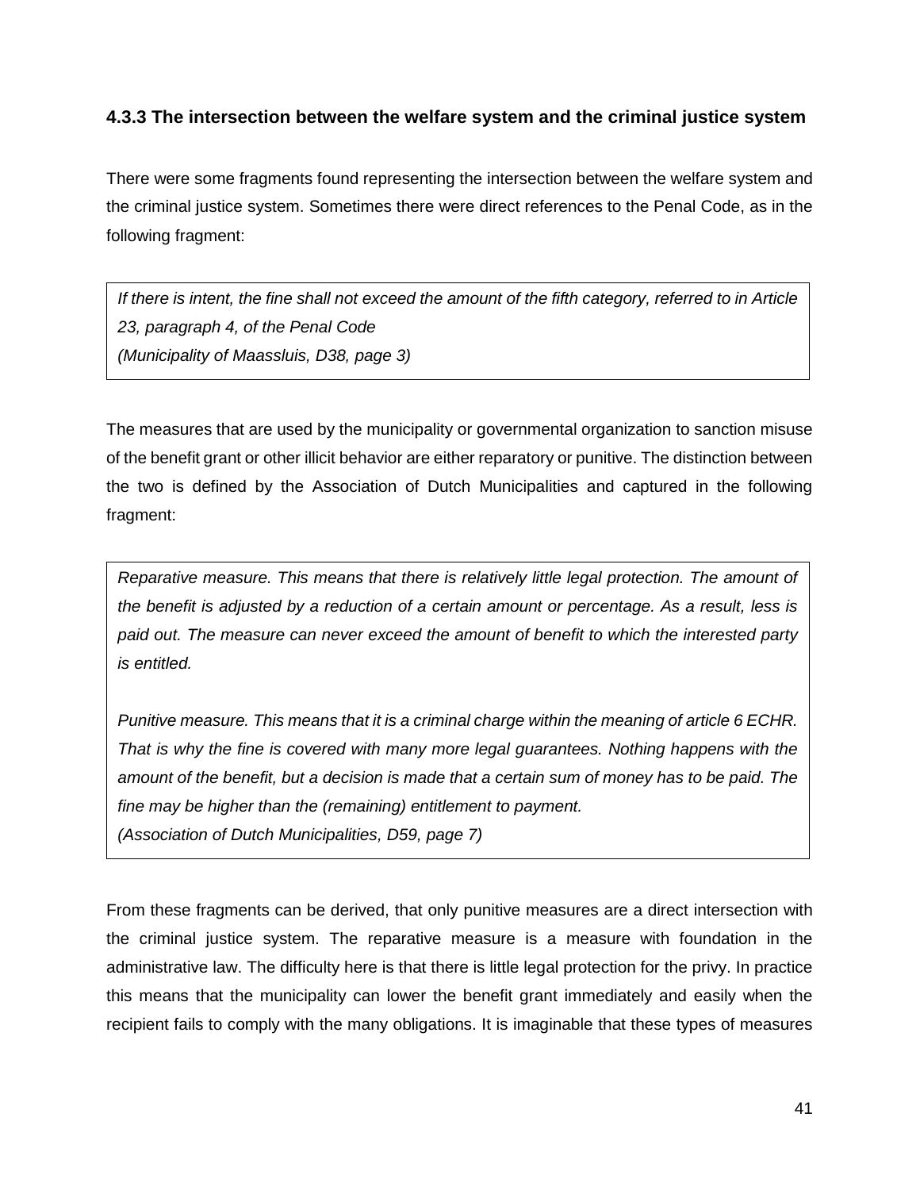### 4.3.3 The intersection between the welfare system and the criminal justice system

There were some fragments found representing the intersection between the welfare system and the criminal justice system. Sometimes there were direct references to the Penal Code, as in the following fragment:

> *If there is intent, the fine shall not exceed the amount of the fifth category, referred to in Article 23, paragraph 4, of the Penal Code*
> *(Municipality of Maassluis, D38, page 3)*

The measures that are used by the municipality or governmental organization to sanction misuse of the benefit grant or other illicit behavior are either reparatory or punitive. The distinction between the two is defined by the Association of Dutch Municipalities and captured in the following fragment:

> *Reparative measure. This means that there is relatively little legal protection. The amount of the benefit is adjusted by a reduction of a certain amount or percentage. As a result, less is paid out. The measure can never exceed the amount of benefit to which the interested party is entitled.*
>
> *Punitive measure. This means that it is a criminal charge within the meaning of article 6 ECHR. That is why the fine is covered with many more legal guarantees. Nothing happens with the amount of the benefit, but a decision is made that a certain sum of money has to be paid. The fine may be higher than the (remaining) entitlement to payment.*
> *(Association of Dutch Municipalities, D59, page 7)*

From these fragments can be derived, that only punitive measures are a direct intersection with the criminal justice system. The reparative measure is a measure with foundation in the administrative law. The difficulty here is that there is little legal protection for the privy. In practice this means that the municipality can lower the benefit grant immediately and easily when the recipient fails to comply with the many obligations. It is imaginable that these types of measures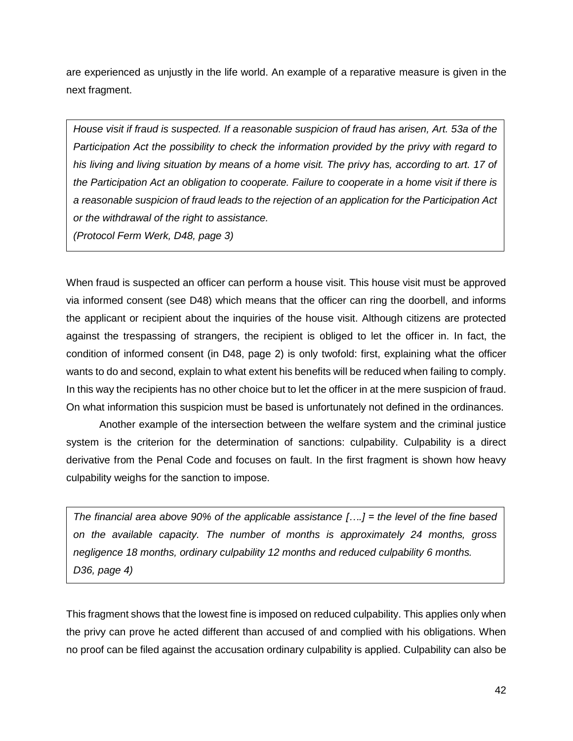are experienced as unjustly in the life world. An example of a reparative measure is given in the next fragment.

> *House visit if fraud is suspected. If a reasonable suspicion of fraud has arisen, Art. 53a of the Participation Act the possibility to check the information provided by the privy with regard to his living and living situation by means of a home visit. The privy has, according to art. 17 of the Participation Act an obligation to cooperate. Failure to cooperate in a home visit if there is a reasonable suspicion of fraud leads to the rejection of an application for the Participation Act or the withdrawal of the right to assistance.*
> *(Protocol Ferm Werk, D48, page 3)*

When fraud is suspected an officer can perform a house visit. This house visit must be approved via informed consent (see D48) which means that the officer can ring the doorbell, and informs the applicant or recipient about the inquiries of the house visit. Although citizens are protected against the trespassing of strangers, the recipient is obliged to let the officer in. In fact, the condition of informed consent (in D48, page 2) is only twofold: first, explaining what the officer wants to do and second, explain to what extent his benefits will be reduced when failing to comply. In this way the recipients has no other choice but to let the officer in at the mere suspicion of fraud. On what information this suspicion must be based is unfortunately not defined in the ordinances.

Another example of the intersection between the welfare system and the criminal justice system is the criterion for the determination of sanctions: culpability. Culpability is a direct derivative from the Penal Code and focuses on fault. In the first fragment is shown how heavy culpability weighs for the sanction to impose.

> *The financial area above 90% of the applicable assistance [….] = the level of the fine based on the available capacity. The number of months is approximately 24 months, gross negligence 18 months, ordinary culpability 12 months and reduced culpability 6 months.*
> *D36, page 4)*

This fragment shows that the lowest fine is imposed on reduced culpability. This applies only when the privy can prove he acted different than accused of and complied with his obligations. When no proof can be filed against the accusation ordinary culpability is applied. Culpability can also be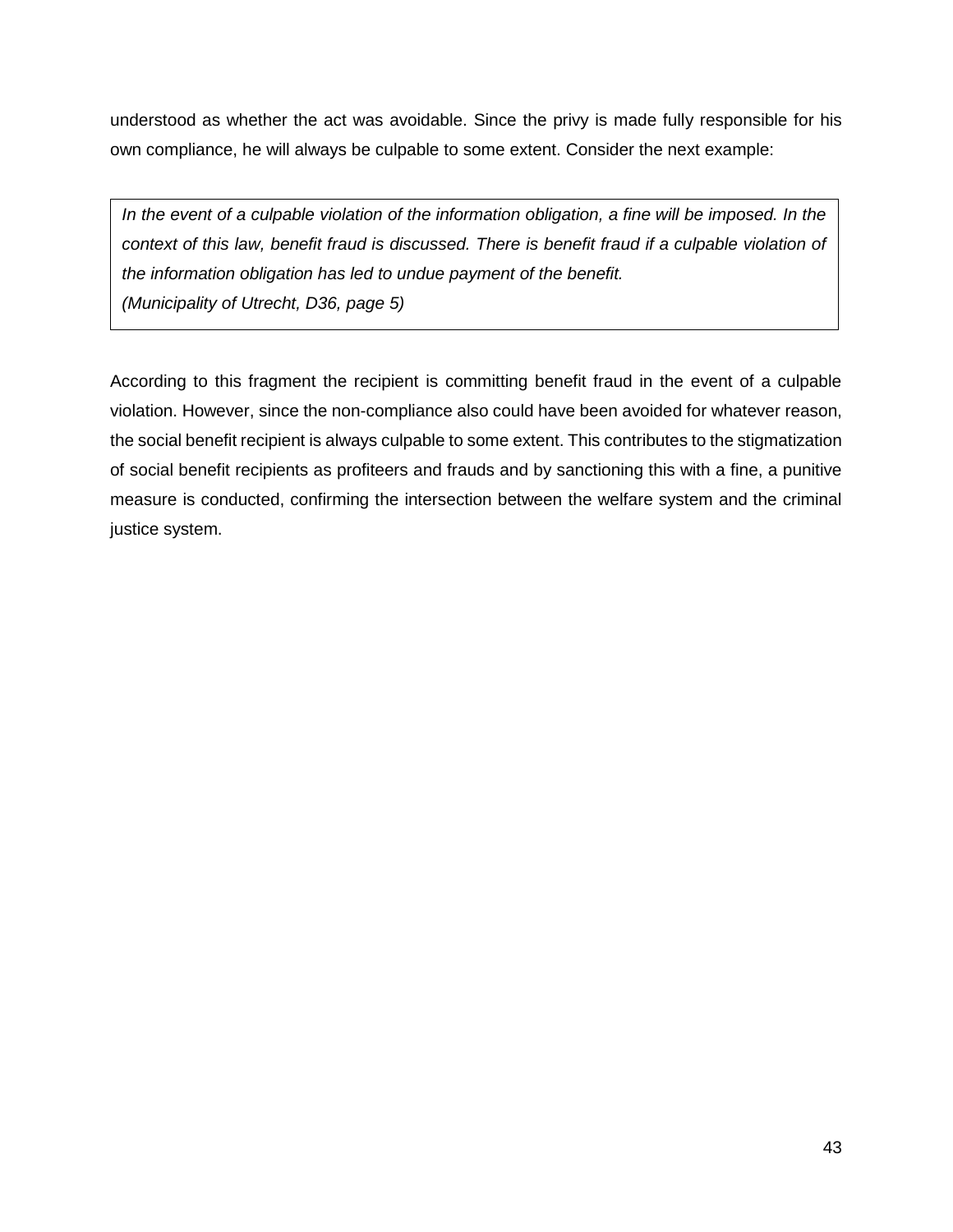understood as whether the act was avoidable. Since the privy is made fully responsible for his own compliance, he will always be culpable to some extent. Consider the next example:

> *In the event of a culpable violation of the information obligation, a fine will be imposed. In the context of this law, benefit fraud is discussed. There is benefit fraud if a culpable violation of the information obligation has led to undue payment of the benefit.*
> *(Municipality of Utrecht, D36, page 5)*

According to this fragment the recipient is committing benefit fraud in the event of a culpable violation. However, since the non-compliance also could have been avoided for whatever reason, the social benefit recipient is always culpable to some extent. This contributes to the stigmatization of social benefit recipients as profiteers and frauds and by sanctioning this with a fine, a punitive measure is conducted, confirming the intersection between the welfare system and the criminal justice system.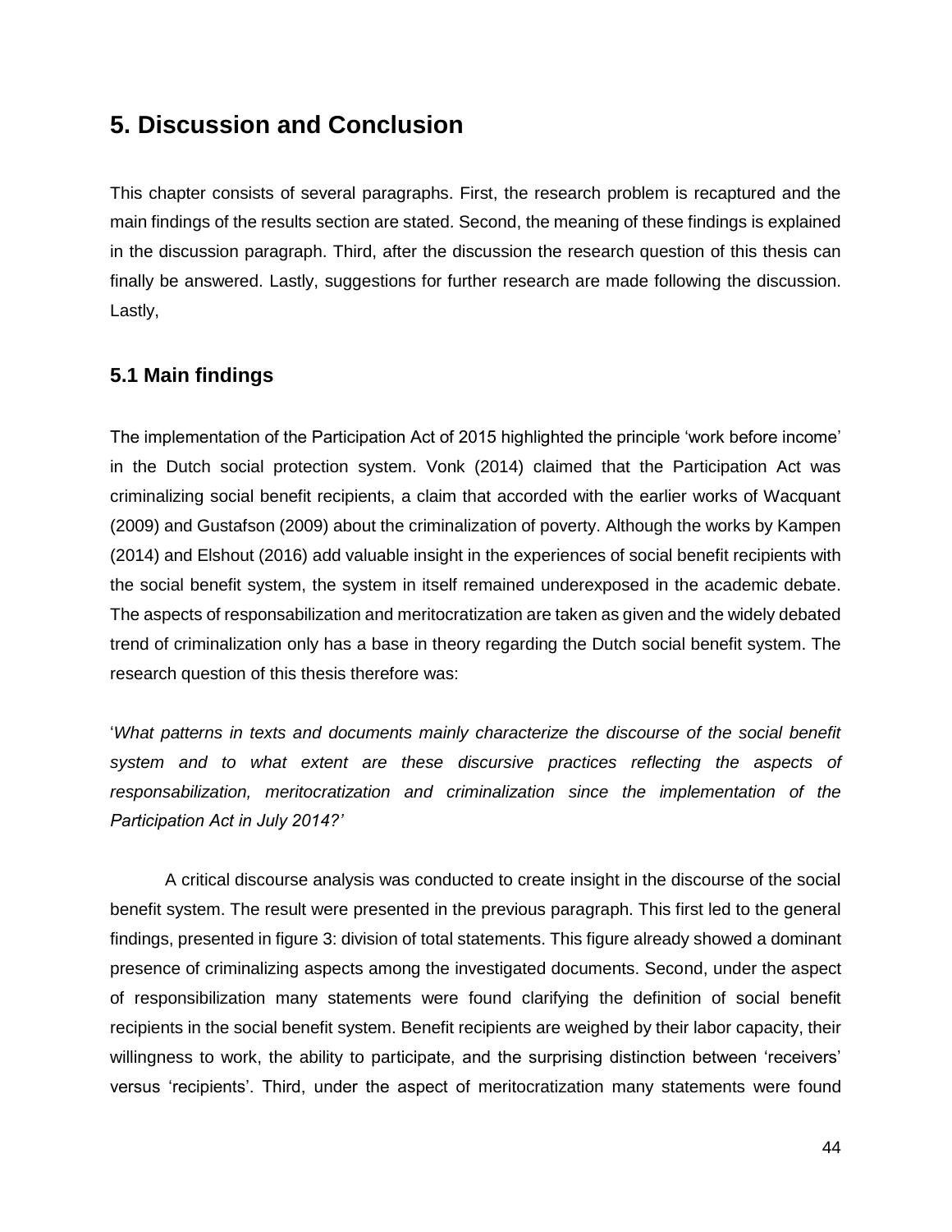# 5. Discussion and Conclusion

This chapter consists of several paragraphs. First, the research problem is recaptured and the main findings of the results section are stated. Second, the meaning of these findings is explained in the discussion paragraph. Third, after the discussion the research question of this thesis can finally be answered. Lastly, suggestions for further research are made following the discussion. Lastly,

## 5.1 Main findings

The implementation of the Participation Act of 2015 highlighted the principle 'work before income' in the Dutch social protection system. Vonk (2014) claimed that the Participation Act was criminalizing social benefit recipients, a claim that accorded with the earlier works of Wacquant (2009) and Gustafson (2009) about the criminalization of poverty. Although the works by Kampen (2014) and Elshout (2016) add valuable insight in the experiences of social benefit recipients with the social benefit system, the system in itself remained underexposed in the academic debate. The aspects of responsabilization and meritocratization are taken as given and the widely debated trend of criminalization only has a base in theory regarding the Dutch social benefit system. The research question of this thesis therefore was:

'*What patterns in texts and documents mainly characterize the discourse of the social benefit system and to what extent are these discursive practices reflecting the aspects of responsabilization, meritocratization and criminalization since the implementation of the Participation Act in July 2014?'*

A critical discourse analysis was conducted to create insight in the discourse of the social benefit system. The result were presented in the previous paragraph. This first led to the general findings, presented in figure 3: division of total statements. This figure already showed a dominant presence of criminalizing aspects among the investigated documents. Second, under the aspect of responsibilization many statements were found clarifying the definition of social benefit recipients in the social benefit system. Benefit recipients are weighed by their labor capacity, their willingness to work, the ability to participate, and the surprising distinction between 'receivers' versus 'recipients'. Third, under the aspect of meritocratization many statements were found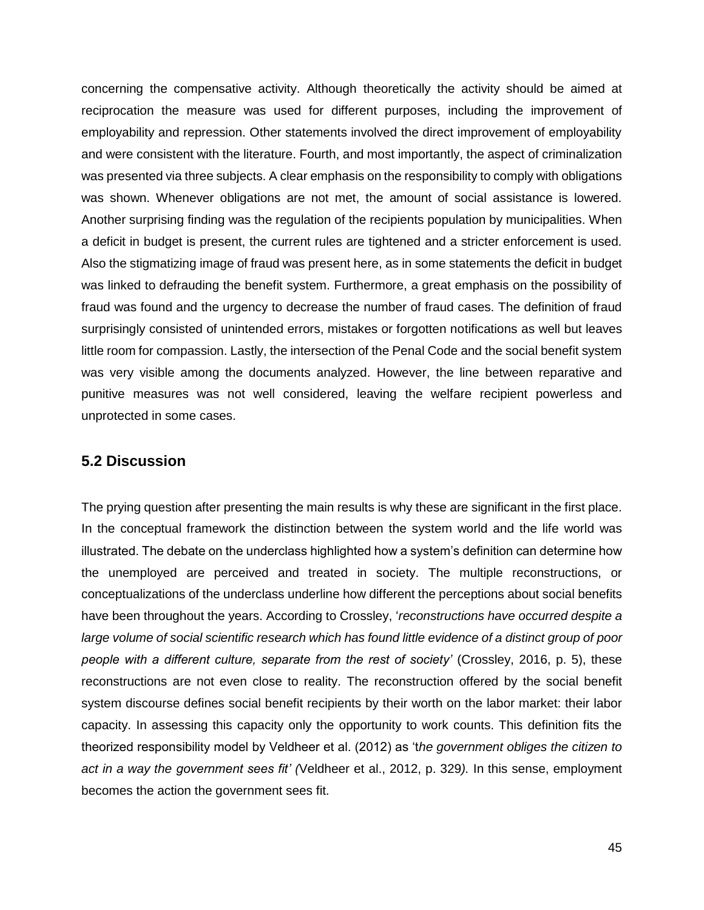concerning the compensative activity. Although theoretically the activity should be aimed at reciprocation the measure was used for different purposes, including the improvement of employability and repression. Other statements involved the direct improvement of employability and were consistent with the literature. Fourth, and most importantly, the aspect of criminalization was presented via three subjects. A clear emphasis on the responsibility to comply with obligations was shown. Whenever obligations are not met, the amount of social assistance is lowered. Another surprising finding was the regulation of the recipients population by municipalities. When a deficit in budget is present, the current rules are tightened and a stricter enforcement is used. Also the stigmatizing image of fraud was present here, as in some statements the deficit in budget was linked to defrauding the benefit system. Furthermore, a great emphasis on the possibility of fraud was found and the urgency to decrease the number of fraud cases. The definition of fraud surprisingly consisted of unintended errors, mistakes or forgotten notifications as well but leaves little room for compassion. Lastly, the intersection of the Penal Code and the social benefit system was very visible among the documents analyzed. However, the line between reparative and punitive measures was not well considered, leaving the welfare recipient powerless and unprotected in some cases.

## 5.2 Discussion

The prying question after presenting the main results is why these are significant in the first place. In the conceptual framework the distinction between the system world and the life world was illustrated. The debate on the underclass highlighted how a system's definition can determine how the unemployed are perceived and treated in society. The multiple reconstructions, or conceptualizations of the underclass underline how different the perceptions about social benefits have been throughout the years. According to Crossley, '*reconstructions have occurred despite a large volume of social scientific research which has found little evidence of a distinct group of poor people with a different culture, separate from the rest of society'* (Crossley, 2016, p. 5), these reconstructions are not even close to reality. The reconstruction offered by the social benefit system discourse defines social benefit recipients by their worth on the labor market: their labor capacity. In assessing this capacity only the opportunity to work counts. This definition fits the theorized responsibility model by Veldheer et al. (2012) as 't*he government obliges the citizen to act in a way the government sees fit' (*Veldheer et al., 2012, p. 329*).* In this sense, employment becomes the action the government sees fit.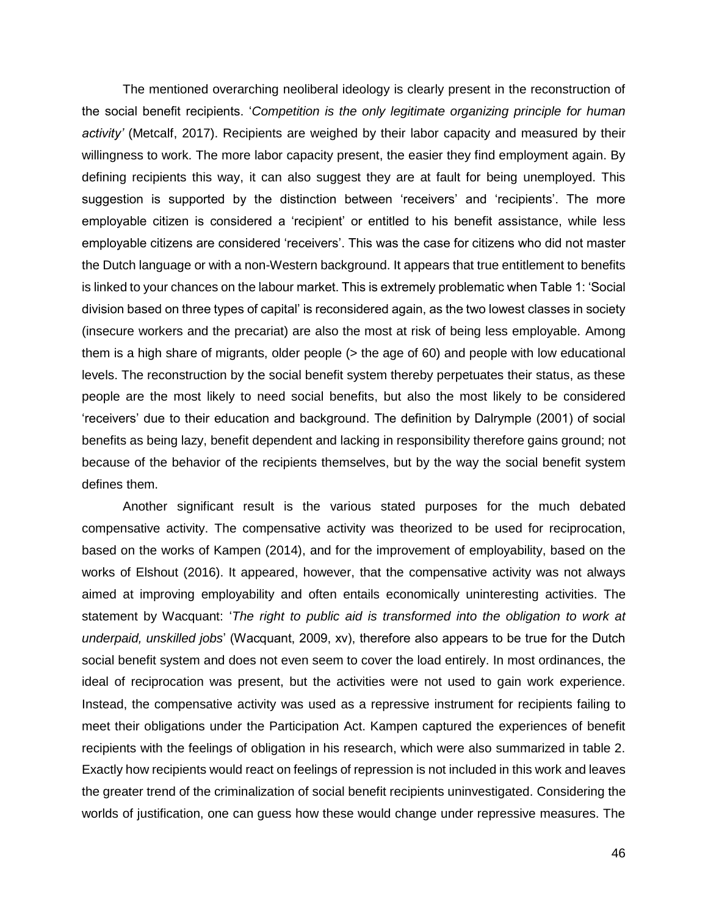The mentioned overarching neoliberal ideology is clearly present in the reconstruction of the social benefit recipients. '*Competition is the only legitimate organizing principle for human activity'* (Metcalf, 2017). Recipients are weighed by their labor capacity and measured by their willingness to work. The more labor capacity present, the easier they find employment again. By defining recipients this way, it can also suggest they are at fault for being unemployed. This suggestion is supported by the distinction between 'receivers' and 'recipients'. The more employable citizen is considered a 'recipient' or entitled to his benefit assistance, while less employable citizens are considered 'receivers'. This was the case for citizens who did not master the Dutch language or with a non-Western background. It appears that true entitlement to benefits is linked to your chances on the labour market. This is extremely problematic when Table 1: 'Social division based on three types of capital' is reconsidered again, as the two lowest classes in society (insecure workers and the precariat) are also the most at risk of being less employable. Among them is a high share of migrants, older people (> the age of 60) and people with low educational levels. The reconstruction by the social benefit system thereby perpetuates their status, as these people are the most likely to need social benefits, but also the most likely to be considered 'receivers' due to their education and background. The definition by Dalrymple (2001) of social benefits as being lazy, benefit dependent and lacking in responsibility therefore gains ground; not because of the behavior of the recipients themselves, but by the way the social benefit system defines them.

Another significant result is the various stated purposes for the much debated compensative activity. The compensative activity was theorized to be used for reciprocation, based on the works of Kampen (2014), and for the improvement of employability, based on the works of Elshout (2016). It appeared, however, that the compensative activity was not always aimed at improving employability and often entails economically uninteresting activities. The statement by Wacquant: '*The right to public aid is transformed into the obligation to work at underpaid, unskilled jobs*' (Wacquant, 2009, xv), therefore also appears to be true for the Dutch social benefit system and does not even seem to cover the load entirely. In most ordinances, the ideal of reciprocation was present, but the activities were not used to gain work experience. Instead, the compensative activity was used as a repressive instrument for recipients failing to meet their obligations under the Participation Act. Kampen captured the experiences of benefit recipients with the feelings of obligation in his research, which were also summarized in table 2. Exactly how recipients would react on feelings of repression is not included in this work and leaves the greater trend of the criminalization of social benefit recipients uninvestigated. Considering the worlds of justification, one can guess how these would change under repressive measures. The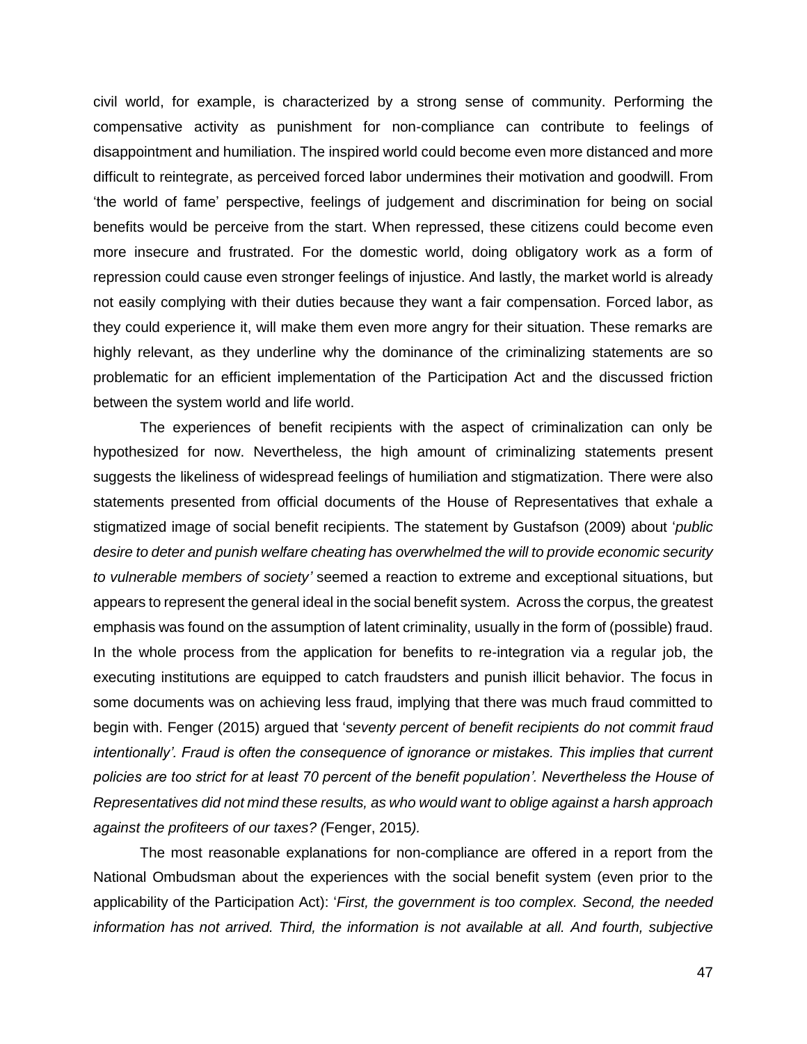civil world, for example, is characterized by a strong sense of community. Performing the compensative activity as punishment for non-compliance can contribute to feelings of disappointment and humiliation. The inspired world could become even more distanced and more difficult to reintegrate, as perceived forced labor undermines their motivation and goodwill. From 'the world of fame' perspective, feelings of judgement and discrimination for being on social benefits would be perceive from the start. When repressed, these citizens could become even more insecure and frustrated. For the domestic world, doing obligatory work as a form of repression could cause even stronger feelings of injustice. And lastly, the market world is already not easily complying with their duties because they want a fair compensation. Forced labor, as they could experience it, will make them even more angry for their situation. These remarks are highly relevant, as they underline why the dominance of the criminalizing statements are so problematic for an efficient implementation of the Participation Act and the discussed friction between the system world and life world.

The experiences of benefit recipients with the aspect of criminalization can only be hypothesized for now. Nevertheless, the high amount of criminalizing statements present suggests the likeliness of widespread feelings of humiliation and stigmatization. There were also statements presented from official documents of the House of Representatives that exhale a stigmatized image of social benefit recipients. The statement by Gustafson (2009) about '*public desire to deter and punish welfare cheating has overwhelmed the will to provide economic security to vulnerable members of society'* seemed a reaction to extreme and exceptional situations, but appears to represent the general ideal in the social benefit system. Across the corpus, the greatest emphasis was found on the assumption of latent criminality, usually in the form of (possible) fraud. In the whole process from the application for benefits to re-integration via a regular job, the executing institutions are equipped to catch fraudsters and punish illicit behavior. The focus in some documents was on achieving less fraud, implying that there was much fraud committed to begin with. Fenger (2015) argued that '*seventy percent of benefit recipients do not commit fraud intentionally'. Fraud is often the consequence of ignorance or mistakes. This implies that current policies are too strict for at least 70 percent of the benefit population'. Nevertheless the House of Representatives did not mind these results, as who would want to oblige against a harsh approach against the profiteers of our taxes? (*Fenger, 2015*).*

The most reasonable explanations for non-compliance are offered in a report from the National Ombudsman about the experiences with the social benefit system (even prior to the applicability of the Participation Act): '*First, the government is too complex. Second, the needed information has not arrived. Third, the information is not available at all. And fourth, subjective*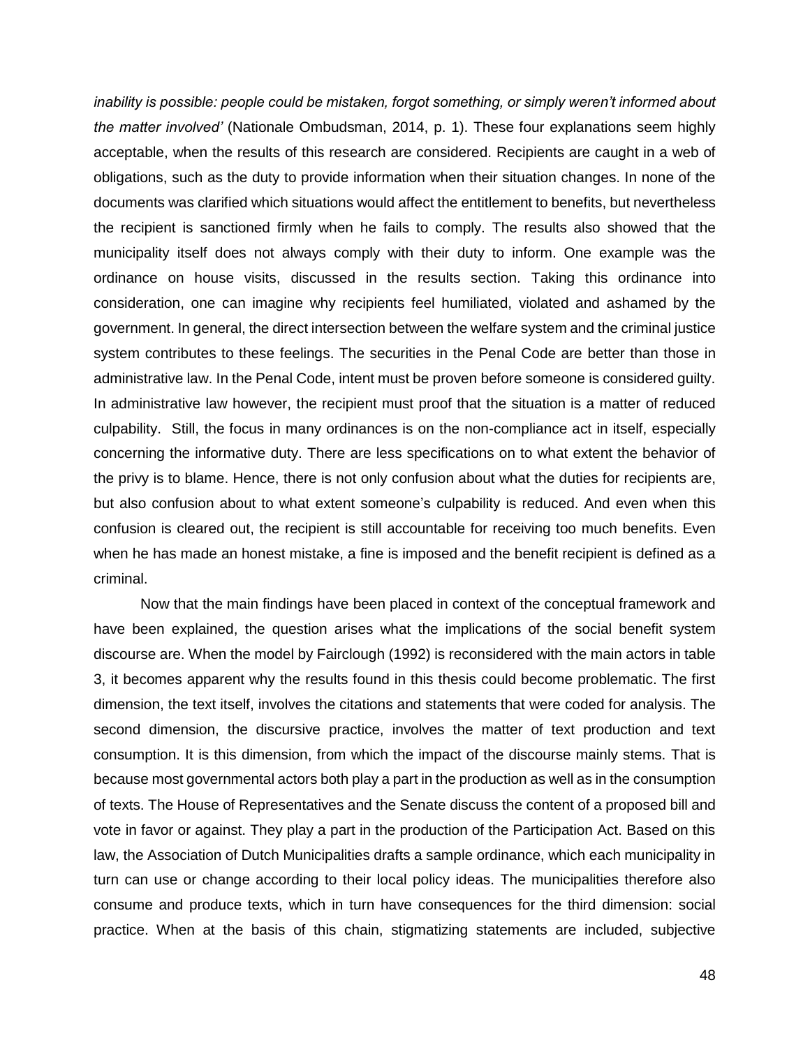*inability is possible: people could be mistaken, forgot something, or simply weren't informed about the matter involved'* (Nationale Ombudsman, 2014, p. 1). These four explanations seem highly acceptable, when the results of this research are considered. Recipients are caught in a web of obligations, such as the duty to provide information when their situation changes. In none of the documents was clarified which situations would affect the entitlement to benefits, but nevertheless the recipient is sanctioned firmly when he fails to comply. The results also showed that the municipality itself does not always comply with their duty to inform. One example was the ordinance on house visits, discussed in the results section. Taking this ordinance into consideration, one can imagine why recipients feel humiliated, violated and ashamed by the government. In general, the direct intersection between the welfare system and the criminal justice system contributes to these feelings. The securities in the Penal Code are better than those in administrative law. In the Penal Code, intent must be proven before someone is considered guilty. In administrative law however, the recipient must proof that the situation is a matter of reduced culpability. Still, the focus in many ordinances is on the non-compliance act in itself, especially concerning the informative duty. There are less specifications on to what extent the behavior of the privy is to blame. Hence, there is not only confusion about what the duties for recipients are, but also confusion about to what extent someone's culpability is reduced. And even when this confusion is cleared out, the recipient is still accountable for receiving too much benefits. Even when he has made an honest mistake, a fine is imposed and the benefit recipient is defined as a criminal.

Now that the main findings have been placed in context of the conceptual framework and have been explained, the question arises what the implications of the social benefit system discourse are. When the model by Fairclough (1992) is reconsidered with the main actors in table 3, it becomes apparent why the results found in this thesis could become problematic. The first dimension, the text itself, involves the citations and statements that were coded for analysis. The second dimension, the discursive practice, involves the matter of text production and text consumption. It is this dimension, from which the impact of the discourse mainly stems. That is because most governmental actors both play a part in the production as well as in the consumption of texts. The House of Representatives and the Senate discuss the content of a proposed bill and vote in favor or against. They play a part in the production of the Participation Act. Based on this law, the Association of Dutch Municipalities drafts a sample ordinance, which each municipality in turn can use or change according to their local policy ideas. The municipalities therefore also consume and produce texts, which in turn have consequences for the third dimension: social practice. When at the basis of this chain, stigmatizing statements are included, subjective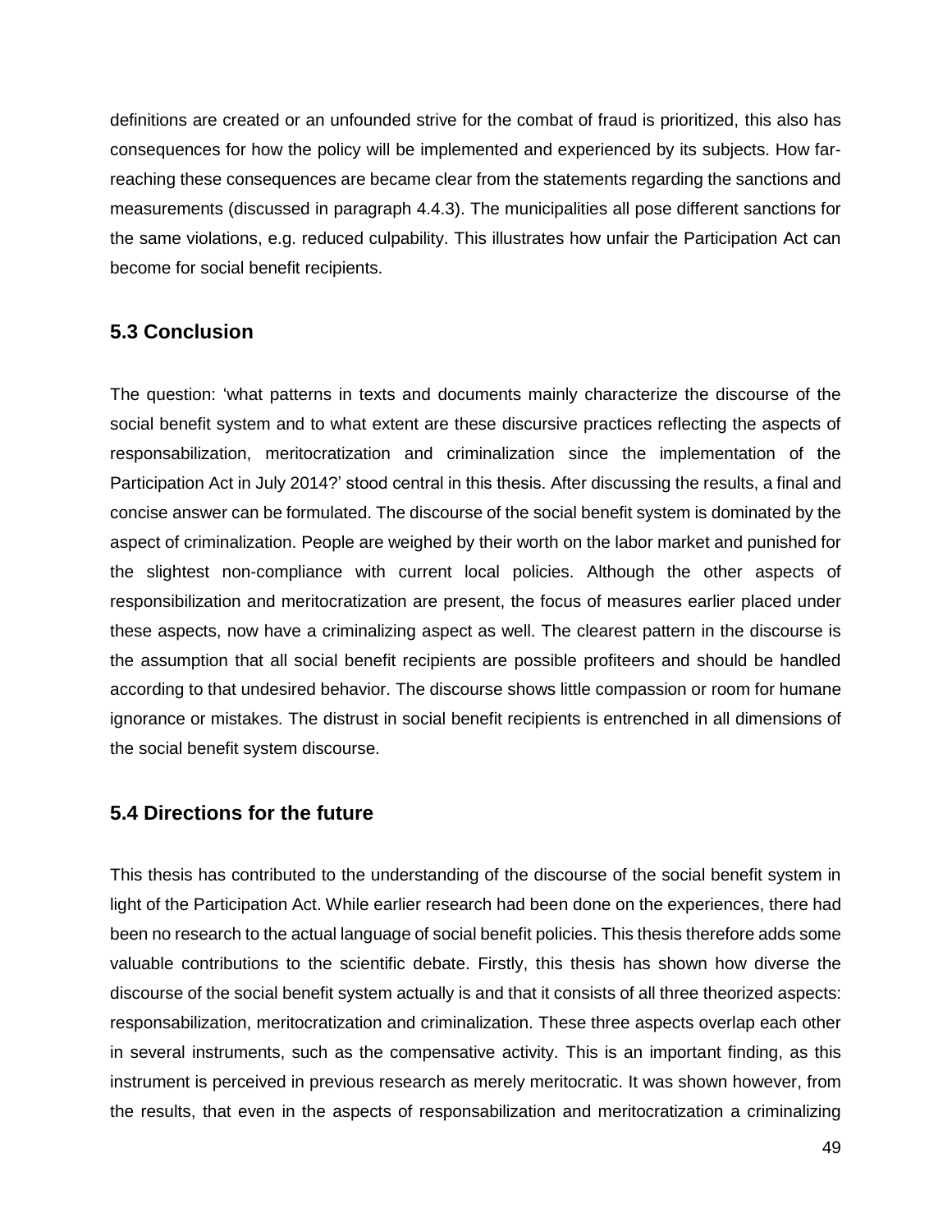definitions are created or an unfounded strive for the combat of fraud is prioritized, this also has consequences for how the policy will be implemented and experienced by its subjects. How far-reaching these consequences are became clear from the statements regarding the sanctions and measurements (discussed in paragraph 4.4.3). The municipalities all pose different sanctions for the same violations, e.g. reduced culpability. This illustrates how unfair the Participation Act can become for social benefit recipients.

## 5.3 Conclusion

The question: 'what patterns in texts and documents mainly characterize the discourse of the social benefit system and to what extent are these discursive practices reflecting the aspects of responsabilization, meritocratization and criminalization since the implementation of the Participation Act in July 2014?' stood central in this thesis. After discussing the results, a final and concise answer can be formulated. The discourse of the social benefit system is dominated by the aspect of criminalization. People are weighed by their worth on the labor market and punished for the slightest non-compliance with current local policies. Although the other aspects of responsibilization and meritocratization are present, the focus of measures earlier placed under these aspects, now have a criminalizing aspect as well. The clearest pattern in the discourse is the assumption that all social benefit recipients are possible profiteers and should be handled according to that undesired behavior. The discourse shows little compassion or room for humane ignorance or mistakes. The distrust in social benefit recipients is entrenched in all dimensions of the social benefit system discourse.

## 5.4 Directions for the future

This thesis has contributed to the understanding of the discourse of the social benefit system in light of the Participation Act. While earlier research had been done on the experiences, there had been no research to the actual language of social benefit policies. This thesis therefore adds some valuable contributions to the scientific debate. Firstly, this thesis has shown how diverse the discourse of the social benefit system actually is and that it consists of all three theorized aspects: responsabilization, meritocratization and criminalization. These three aspects overlap each other in several instruments, such as the compensative activity. This is an important finding, as this instrument is perceived in previous research as merely meritocratic. It was shown however, from the results, that even in the aspects of responsabilization and meritocratization a criminalizing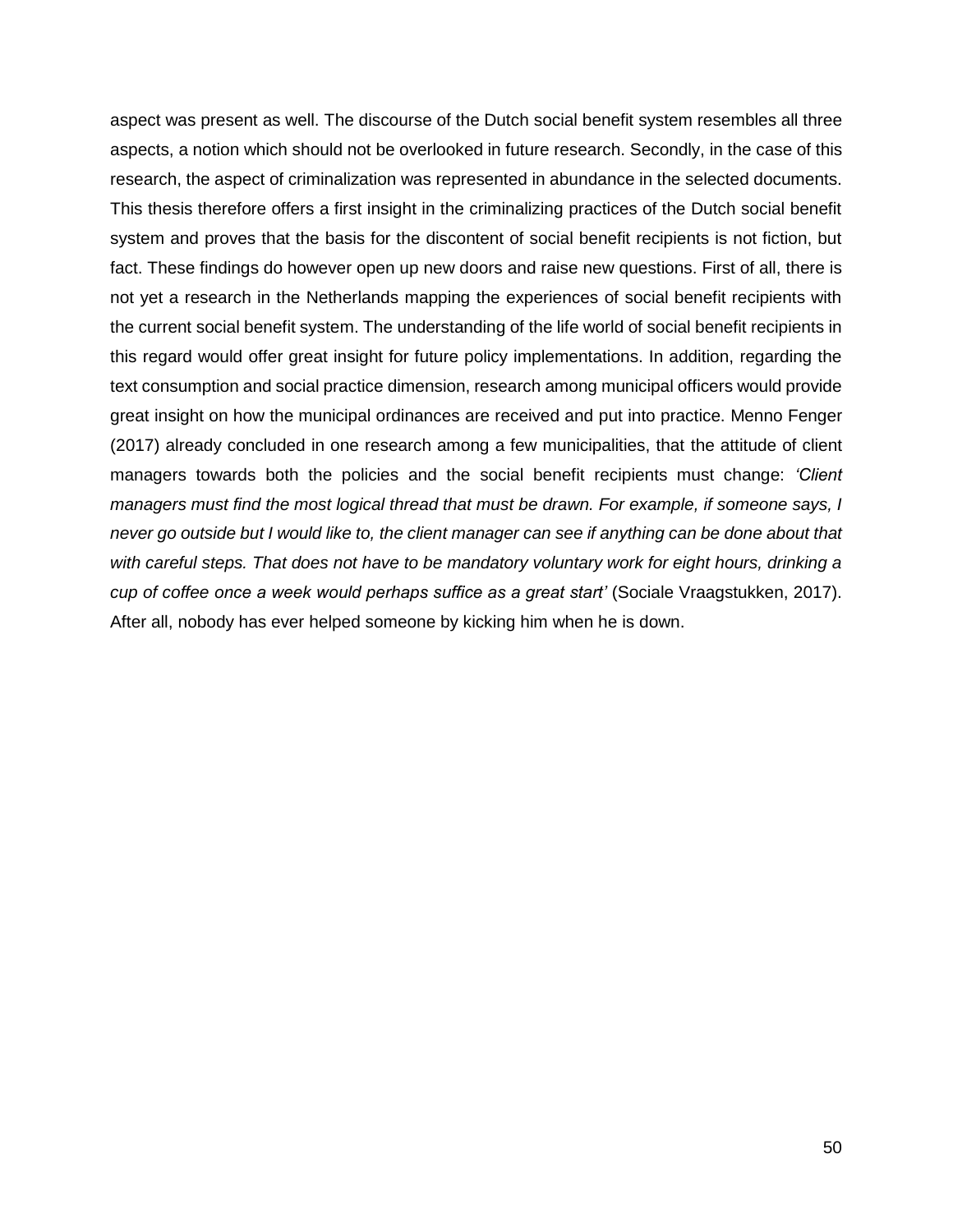aspect was present as well. The discourse of the Dutch social benefit system resembles all three aspects, a notion which should not be overlooked in future research. Secondly, in the case of this research, the aspect of criminalization was represented in abundance in the selected documents. This thesis therefore offers a first insight in the criminalizing practices of the Dutch social benefit system and proves that the basis for the discontent of social benefit recipients is not fiction, but fact. These findings do however open up new doors and raise new questions. First of all, there is not yet a research in the Netherlands mapping the experiences of social benefit recipients with the current social benefit system. The understanding of the life world of social benefit recipients in this regard would offer great insight for future policy implementations. In addition, regarding the text consumption and social practice dimension, research among municipal officers would provide great insight on how the municipal ordinances are received and put into practice. Menno Fenger (2017) already concluded in one research among a few municipalities, that the attitude of client managers towards both the policies and the social benefit recipients must change: *'Client managers must find the most logical thread that must be drawn. For example, if someone says, I never go outside but I would like to, the client manager can see if anything can be done about that with careful steps. That does not have to be mandatory voluntary work for eight hours, drinking a cup of coffee once a week would perhaps suffice as a great start'* (Sociale Vraagstukken, 2017). After all, nobody has ever helped someone by kicking him when he is down.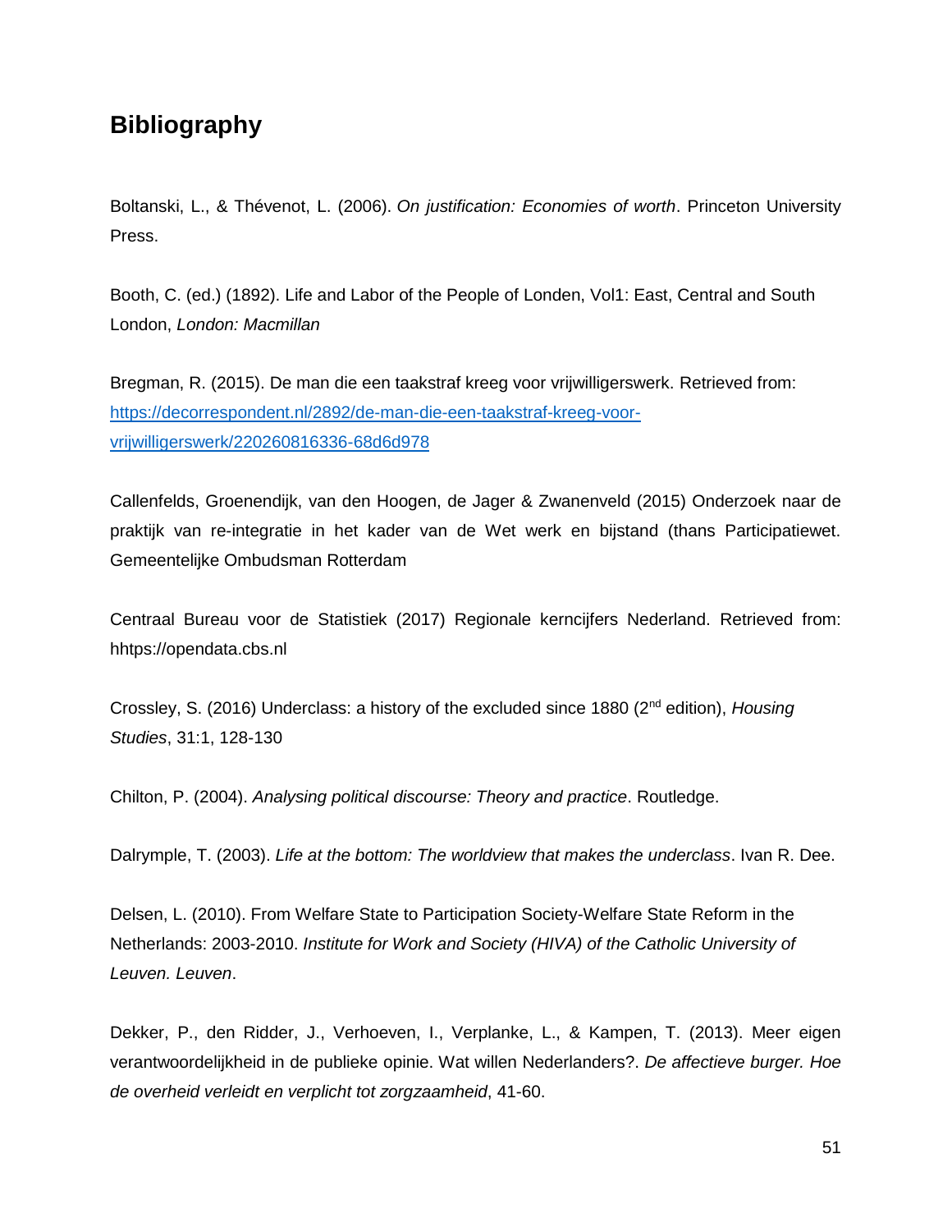# Bibliography

Boltanski, L., & Thévenot, L. (2006). *On justification: Economies of worth*. Princeton University Press.

Booth, C. (ed.) (1892). Life and Labor of the People of Londen, Vol1: East, Central and South London, *London: Macmillan*

Bregman, R. (2015). De man die een taakstraf kreeg voor vrijwilligerswerk. Retrieved from: https://decorrespondent.nl/2892/de-man-die-een-taakstraf-kreeg-voor-vrijwilligerswerk/220260816336-68d6d978

Callenfelds, Groenendijk, van den Hoogen, de Jager & Zwanenveld (2015) Onderzoek naar de praktijk van re-integratie in het kader van de Wet werk en bijstand (thans Participatiewet. Gemeentelijke Ombudsman Rotterdam

Centraal Bureau voor de Statistiek (2017) Regionale kerncijfers Nederland. Retrieved from: hhttps://opendata.cbs.nl

Crossley, S. (2016) Underclass: a history of the excluded since 1880 (2nd edition), *Housing Studies*, 31:1, 128-130

Chilton, P. (2004). *Analysing political discourse: Theory and practice*. Routledge.

Dalrymple, T. (2003). *Life at the bottom: The worldview that makes the underclass*. Ivan R. Dee.

Delsen, L. (2010). From Welfare State to Participation Society-Welfare State Reform in the Netherlands: 2003-2010. *Institute for Work and Society (HIVA) of the Catholic University of Leuven. Leuven*.

Dekker, P., den Ridder, J., Verhoeven, I., Verplanke, L., & Kampen, T. (2013). Meer eigen verantwoordelijkheid in de publieke opinie. Wat willen Nederlanders?. *De affectieve burger. Hoe de overheid verleidt en verplicht tot zorgzaamheid*, 41-60.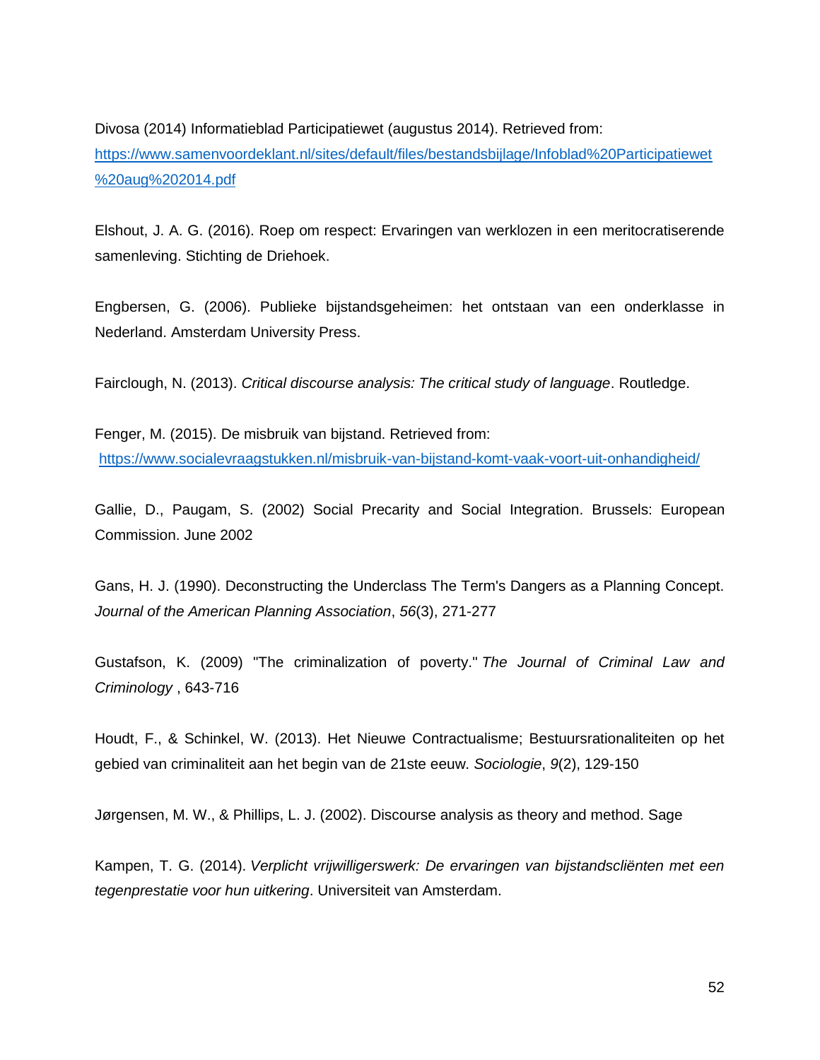Divosa (2014) Informatieblad Participatiewet (augustus 2014). Retrieved from: https://www.samenvoordeklant.nl/sites/default/files/bestandsbijlage/Infoblad%20Participatiewet%20aug%202014.pdf

Elshout, J. A. G. (2016). Roep om respect: Ervaringen van werklozen in een meritocratiserende samenleving. Stichting de Driehoek.

Engbersen, G. (2006). Publieke bijstandsgeheimen: het ontstaan van een onderklasse in Nederland. Amsterdam University Press.

Fairclough, N. (2013). *Critical discourse analysis: The critical study of language*. Routledge.

Fenger, M. (2015). De misbruik van bijstand. Retrieved from: https://www.socialevraagstukken.nl/misbruik-van-bijstand-komt-vaak-voort-uit-onhandigheid/

Gallie, D., Paugam, S. (2002) Social Precarity and Social Integration. Brussels: European Commission. June 2002

Gans, H. J. (1990). Deconstructing the Underclass The Term's Dangers as a Planning Concept. *Journal of the American Planning Association*, *56*(3), 271-277

Gustafson, K. (2009) "The criminalization of poverty." *The Journal of Criminal Law and Criminology* , 643-716

Houdt, F., & Schinkel, W. (2013). Het Nieuwe Contractualisme; Bestuursrationaliteiten op het gebied van criminaliteit aan het begin van de 21ste eeuw. *Sociologie*, *9*(2), 129-150

Jørgensen, M. W., & Phillips, L. J. (2002). Discourse analysis as theory and method. Sage

Kampen, T. G. (2014). *Verplicht vrijwilligerswerk: De ervaringen van bijstandscliënten met een tegenprestatie voor hun uitkering*. Universiteit van Amsterdam.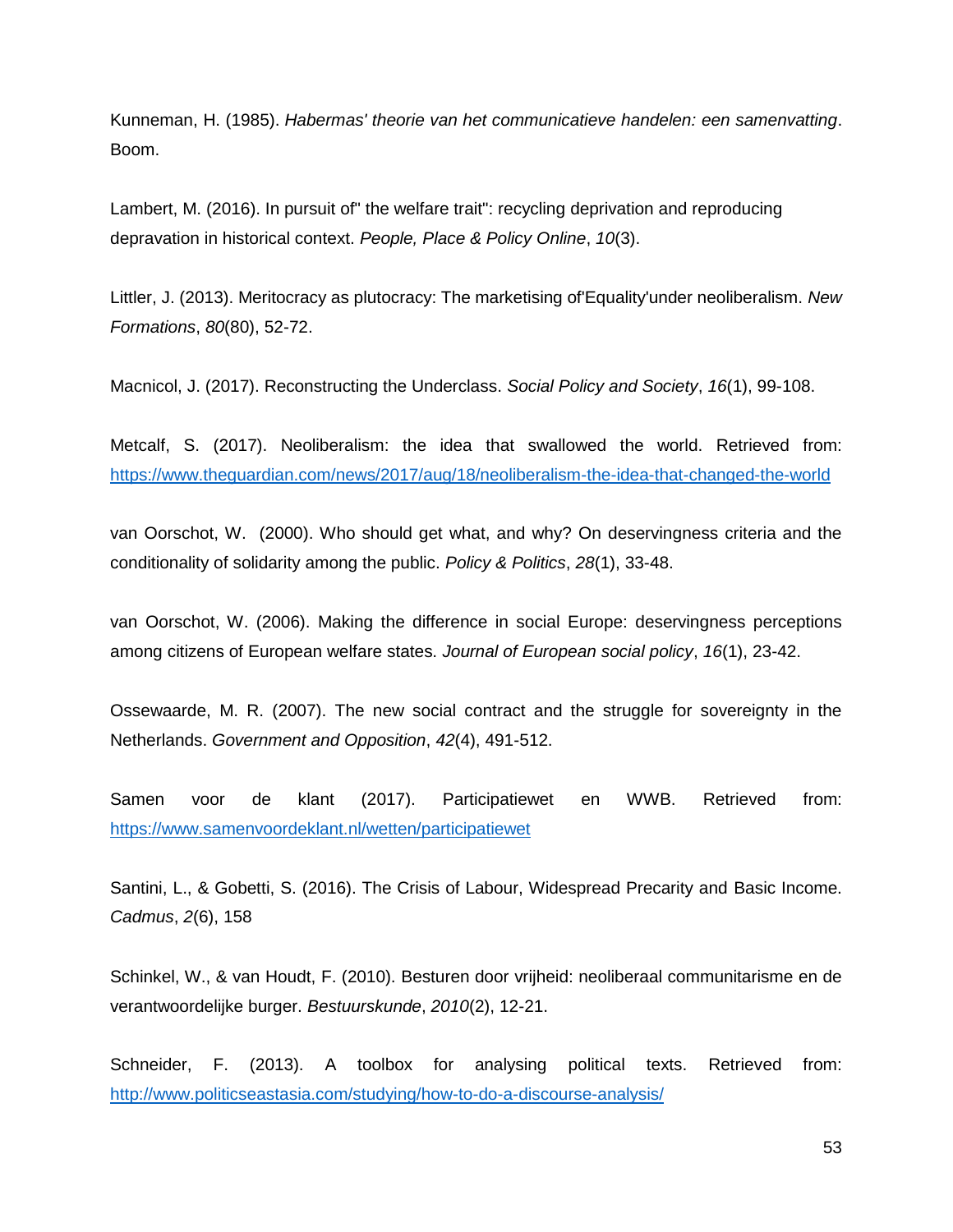Kunneman, H. (1985). *Habermas' theorie van het communicatieve handelen: een samenvatting*. Boom.

Lambert, M. (2016). In pursuit of" the welfare trait": recycling deprivation and reproducing depravation in historical context. *People, Place & Policy Online*, *10*(3).

Littler, J. (2013). Meritocracy as plutocracy: The marketising of'Equality'under neoliberalism. *New Formations*, *80*(80), 52-72.

Macnicol, J. (2017). Reconstructing the Underclass. *Social Policy and Society*, *16*(1), 99-108.

Metcalf, S. (2017). Neoliberalism: the idea that swallowed the world. Retrieved from: [https://www.theguardian.com/news/2017/aug/18/neoliberalism-the-idea-that-changed-the-world](https://www.theguardian.com/news/2017/aug/18/neoliberalism-the-idea-that-changed-the-world)

van Oorschot, W. (2000). Who should get what, and why? On deservingness criteria and the conditionality of solidarity among the public. *Policy & Politics*, *28*(1), 33-48.

van Oorschot, W. (2006). Making the difference in social Europe: deservingness perceptions among citizens of European welfare states. *Journal of European social policy*, *16*(1), 23-42.

Ossewaarde, M. R. (2007). The new social contract and the struggle for sovereignty in the Netherlands. *Government and Opposition*, *42*(4), 491-512.

Samen voor de klant (2017). Participatiewet en WWB. Retrieved from: [https://www.samenvoordeklant.nl/wetten/participatiewet](https://www.samenvoordeklant.nl/wetten/participatiewet)

Santini, L., & Gobetti, S. (2016). The Crisis of Labour, Widespread Precarity and Basic Income. *Cadmus*, *2*(6), 158

Schinkel, W., & van Houdt, F. (2010). Besturen door vrijheid: neoliberaal communitarisme en de verantwoordelijke burger. *Bestuurskunde*, *2010*(2), 12-21.

Schneider, F. (2013). A toolbox for analysing political texts. Retrieved from: [http://www.politicseastasia.com/studying/how-to-do-a-discourse-analysis/](http://www.politicseastasia.com/studying/how-to-do-a-discourse-analysis/)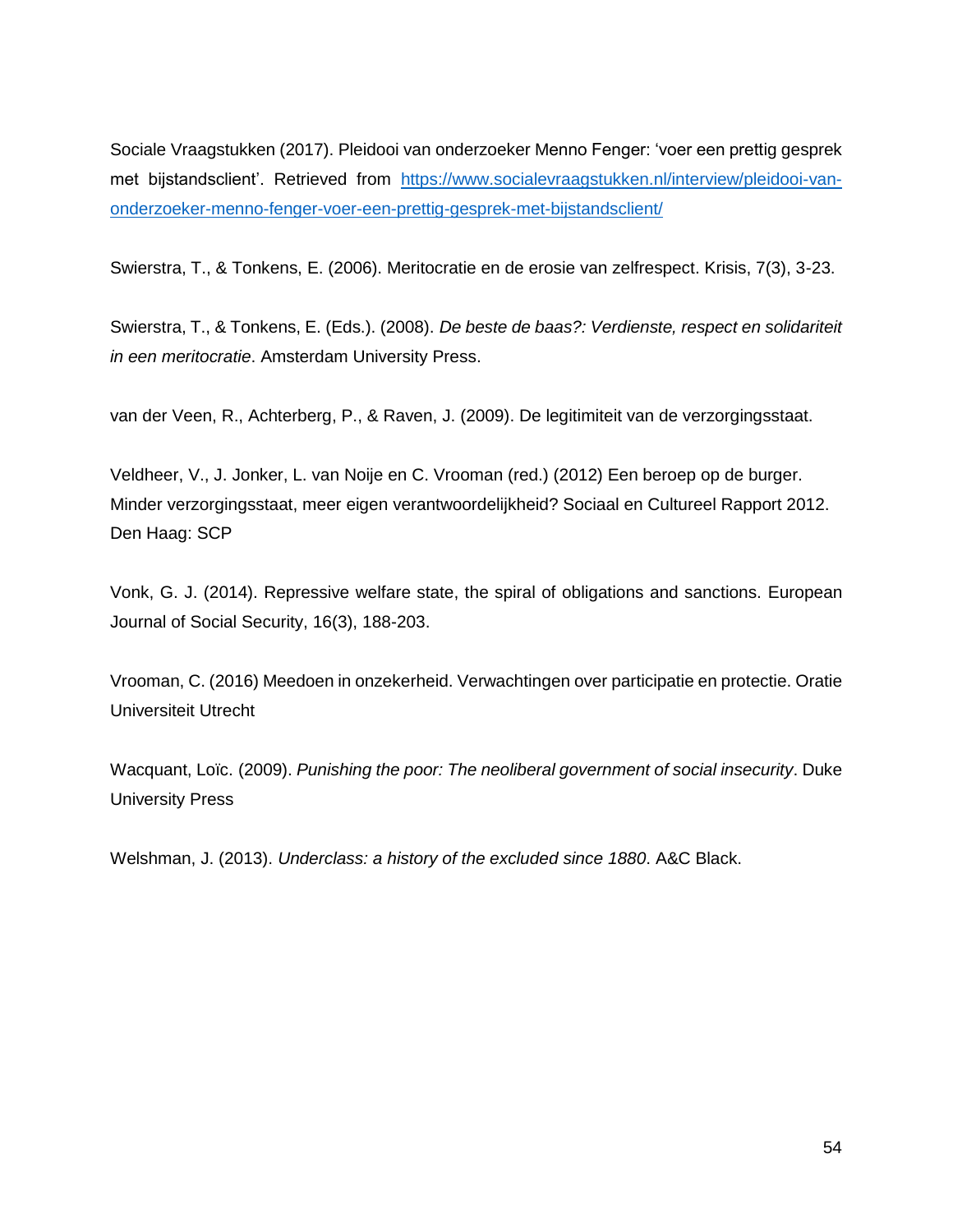Sociale Vraagstukken (2017). Pleidooi van onderzoeker Menno Fenger: 'voer een prettig gesprek met bijstandsclient'. Retrieved from [https://www.socialevraagstukken.nl/interview/pleidooi-van-onderzoeker-menno-fenger-voer-een-prettig-gesprek-met-bijstandsclient/](https://www.socialevraagstukken.nl/interview/pleidooi-van-onderzoeker-menno-fenger-voer-een-prettig-gesprek-met-bijstandsclient/)

Swierstra, T., & Tonkens, E. (2006). Meritocratie en de erosie van zelfrespect. Krisis, 7(3), 3-23.

Swierstra, T., & Tonkens, E. (Eds.). (2008). *De beste de baas?: Verdienste, respect en solidariteit in een meritocratie*. Amsterdam University Press.

van der Veen, R., Achterberg, P., & Raven, J. (2009). De legitimiteit van de verzorgingsstaat.

Veldheer, V., J. Jonker, L. van Noije en C. Vrooman (red.) (2012) Een beroep op de burger. Minder verzorgingsstaat, meer eigen verantwoordelijkheid? Sociaal en Cultureel Rapport 2012. Den Haag: SCP

Vonk, G. J. (2014). Repressive welfare state, the spiral of obligations and sanctions. European Journal of Social Security, 16(3), 188-203.

Vrooman, C. (2016) Meedoen in onzekerheid. Verwachtingen over participatie en protectie. Oratie Universiteit Utrecht

Wacquant, Loïc. (2009). *Punishing the poor: The neoliberal government of social insecurity*. Duke University Press

Welshman, J. (2013). *Underclass: a history of the excluded since 1880*. A&C Black.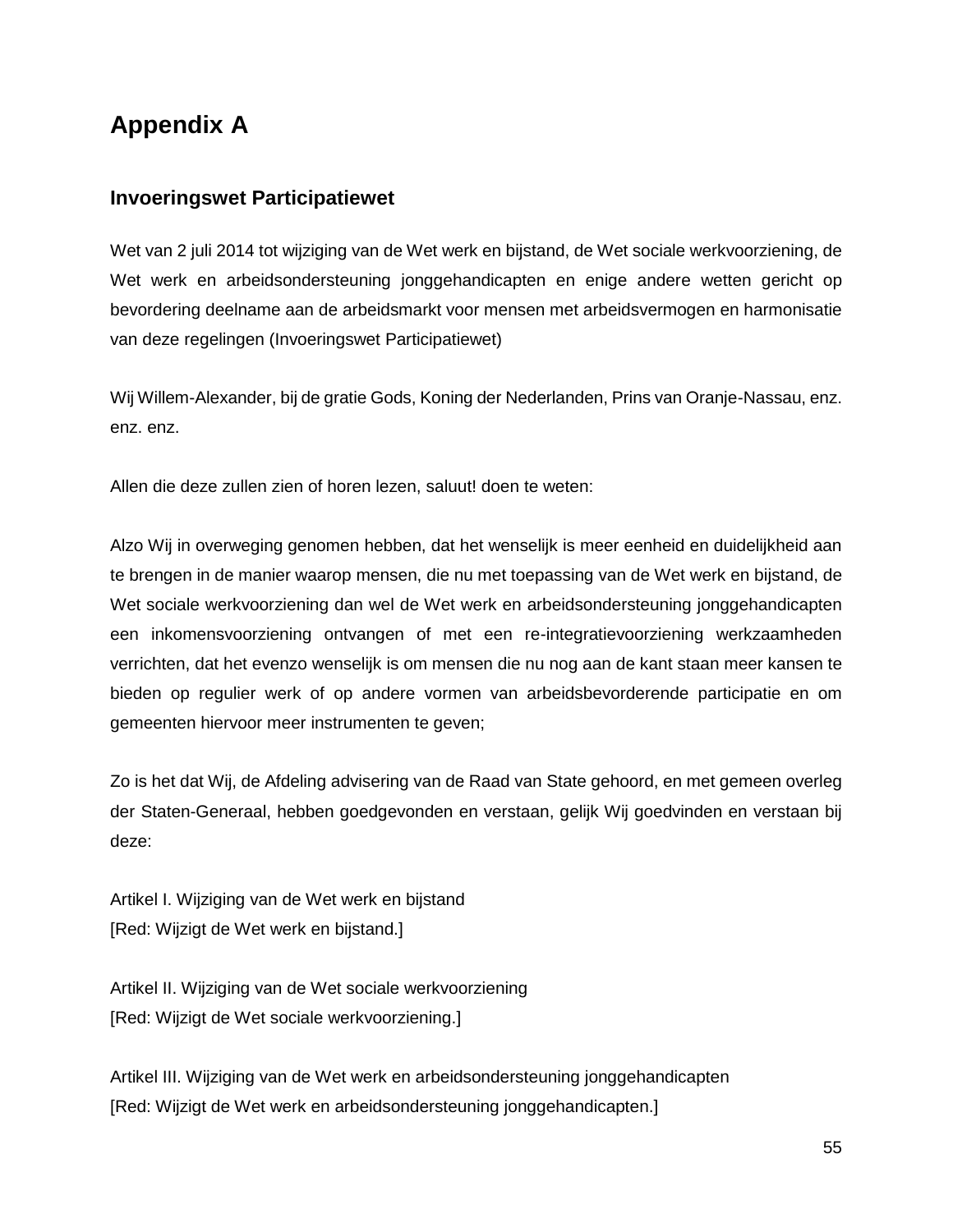# Appendix A

## Invoeringswet Participatiewet

Wet van 2 juli 2014 tot wijziging van de Wet werk en bijstand, de Wet sociale werkvoorziening, de Wet werk en arbeidsondersteuning jonggehandicapten en enige andere wetten gericht op bevordering deelname aan de arbeidsmarkt voor mensen met arbeidsvermogen en harmonisatie van deze regelingen (Invoeringswet Participatiewet)

Wij Willem-Alexander, bij de gratie Gods, Koning der Nederlanden, Prins van Oranje-Nassau, enz. enz. enz.

Allen die deze zullen zien of horen lezen, saluut! doen te weten:

Alzo Wij in overweging genomen hebben, dat het wenselijk is meer eenheid en duidelijkheid aan te brengen in de manier waarop mensen, die nu met toepassing van de Wet werk en bijstand, de Wet sociale werkvoorziening dan wel de Wet werk en arbeidsondersteuning jonggehandicapten een inkomensvoorziening ontvangen of met een re-integratievoorziening werkzaamheden verrichten, dat het evenzo wenselijk is om mensen die nu nog aan de kant staan meer kansen te bieden op regulier werk of op andere vormen van arbeidsbevorderende participatie en om gemeenten hiervoor meer instrumenten te geven;

Zo is het dat Wij, de Afdeling advisering van de Raad van State gehoord, en met gemeen overleg der Staten-Generaal, hebben goedgevonden en verstaan, gelijk Wij goedvinden en verstaan bij deze:

Artikel I. Wijziging van de Wet werk en bijstand
[Red: Wijzigt de Wet werk en bijstand.]

Artikel II. Wijziging van de Wet sociale werkvoorziening
[Red: Wijzigt de Wet sociale werkvoorziening.]

Artikel III. Wijziging van de Wet werk en arbeidsondersteuning jonggehandicapten
[Red: Wijzigt de Wet werk en arbeidsondersteuning jonggehandicapten.]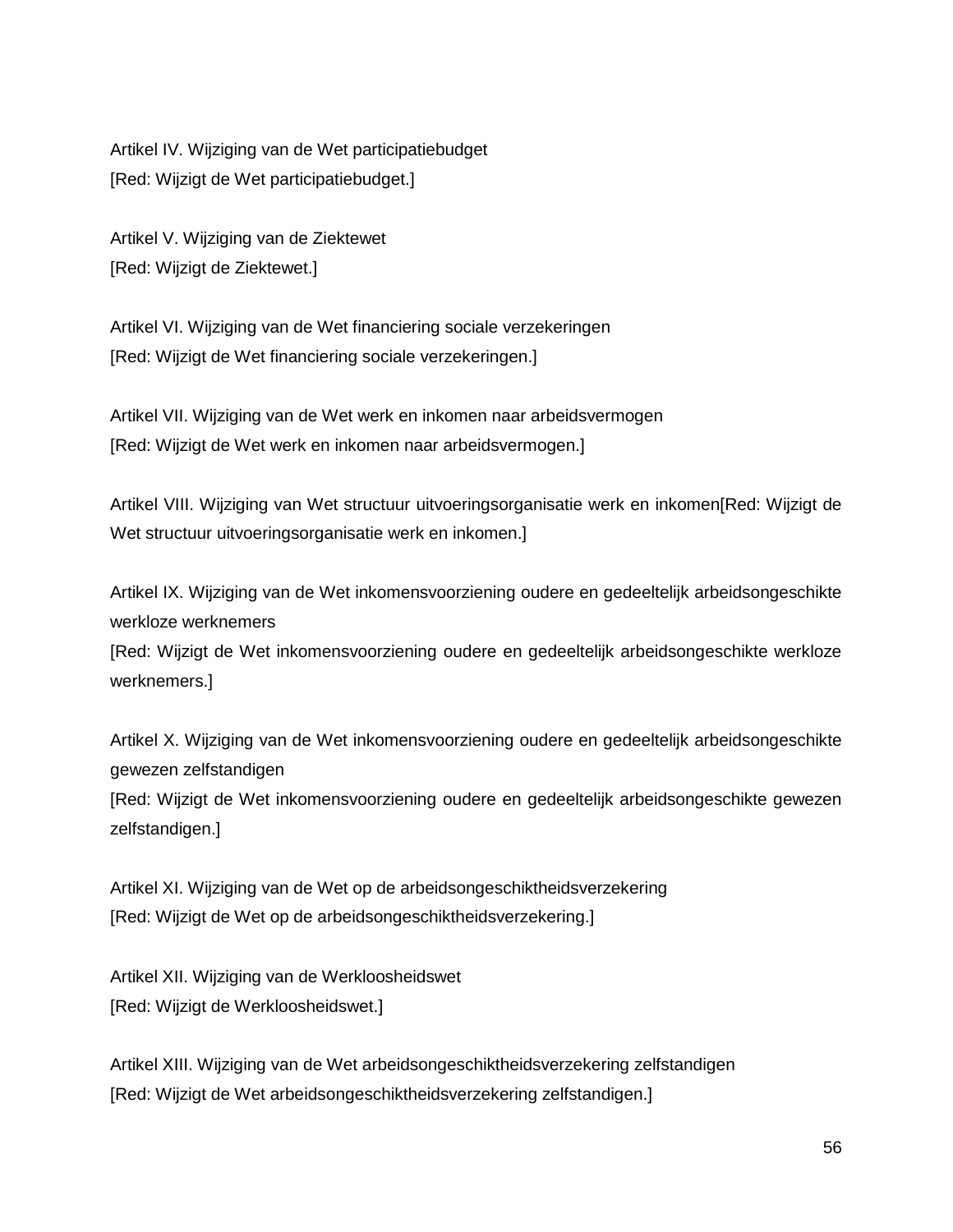Artikel IV. Wijziging van de Wet participatiebudget
[Red: Wijzigt de Wet participatiebudget.]

Artikel V. Wijziging van de Ziektewet
[Red: Wijzigt de Ziektewet.]

Artikel VI. Wijziging van de Wet financiering sociale verzekeringen
[Red: Wijzigt de Wet financiering sociale verzekeringen.]

Artikel VII. Wijziging van de Wet werk en inkomen naar arbeidsvermogen
[Red: Wijzigt de Wet werk en inkomen naar arbeidsvermogen.]

Artikel VIII. Wijziging van Wet structuur uitvoeringsorganisatie werk en inkomen[Red: Wijzigt de Wet structuur uitvoeringsorganisatie werk en inkomen.]

Artikel IX. Wijziging van de Wet inkomensvoorziening oudere en gedeeltelijk arbeidsongeschikte werkloze werknemers
[Red: Wijzigt de Wet inkomensvoorziening oudere en gedeeltelijk arbeidsongeschikte werkloze werknemers.]

Artikel X. Wijziging van de Wet inkomensvoorziening oudere en gedeeltelijk arbeidsongeschikte gewezen zelfstandigen
[Red: Wijzigt de Wet inkomensvoorziening oudere en gedeeltelijk arbeidsongeschikte gewezen zelfstandigen.]

Artikel XI. Wijziging van de Wet op de arbeidsongeschiktheidsverzekering
[Red: Wijzigt de Wet op de arbeidsongeschiktheidsverzekering.]

Artikel XII. Wijziging van de Werkloosheidswet
[Red: Wijzigt de Werkloosheidswet.]

Artikel XIII. Wijziging van de Wet arbeidsongeschiktheidsverzekering zelfstandigen
[Red: Wijzigt de Wet arbeidsongeschiktheidsverzekering zelfstandigen.]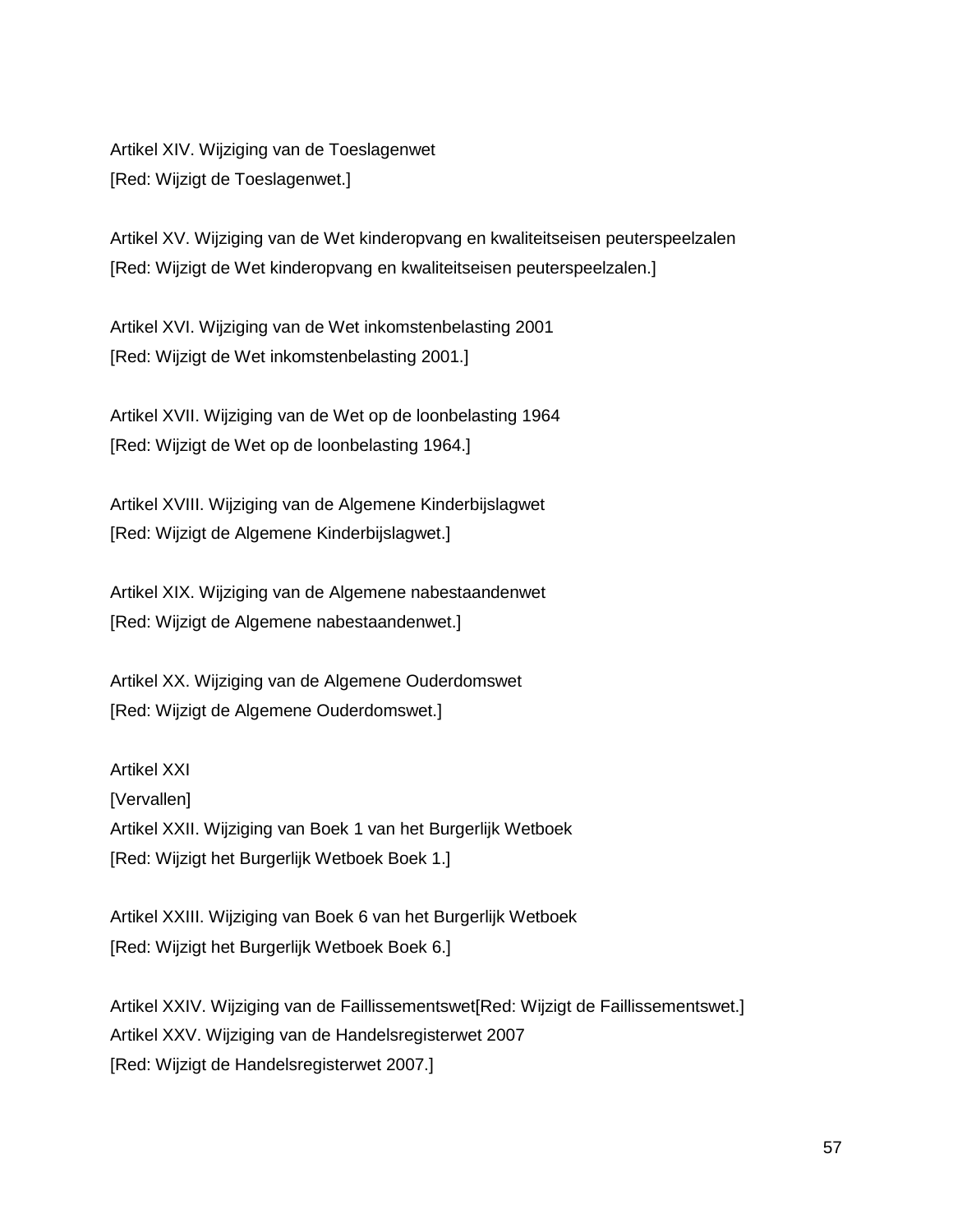Artikel XIV. Wijziging van de Toeslagenwet
[Red: Wijzigt de Toeslagenwet.]

Artikel XV. Wijziging van de Wet kinderopvang en kwaliteitseisen peuterspeelzalen
[Red: Wijzigt de Wet kinderopvang en kwaliteitseisen peuterspeelzalen.]

Artikel XVI. Wijziging van de Wet inkomstenbelasting 2001
[Red: Wijzigt de Wet inkomstenbelasting 2001.]

Artikel XVII. Wijziging van de Wet op de loonbelasting 1964
[Red: Wijzigt de Wet op de loonbelasting 1964.]

Artikel XVIII. Wijziging van de Algemene Kinderbijslagwet
[Red: Wijzigt de Algemene Kinderbijslagwet.]

Artikel XIX. Wijziging van de Algemene nabestaandenwet
[Red: Wijzigt de Algemene nabestaandenwet.]

Artikel XX. Wijziging van de Algemene Ouderdomswet
[Red: Wijzigt de Algemene Ouderdomswet.]

Artikel XXI
[Vervallen]
Artikel XXII. Wijziging van Boek 1 van het Burgerlijk Wetboek
[Red: Wijzigt het Burgerlijk Wetboek Boek 1.]

Artikel XXIII. Wijziging van Boek 6 van het Burgerlijk Wetboek
[Red: Wijzigt het Burgerlijk Wetboek Boek 6.]

Artikel XXIV. Wijziging van de Faillissementswet[Red: Wijzigt de Faillissementswet.]
Artikel XXV. Wijziging van de Handelsregisterwet 2007
[Red: Wijzigt de Handelsregisterwet 2007.]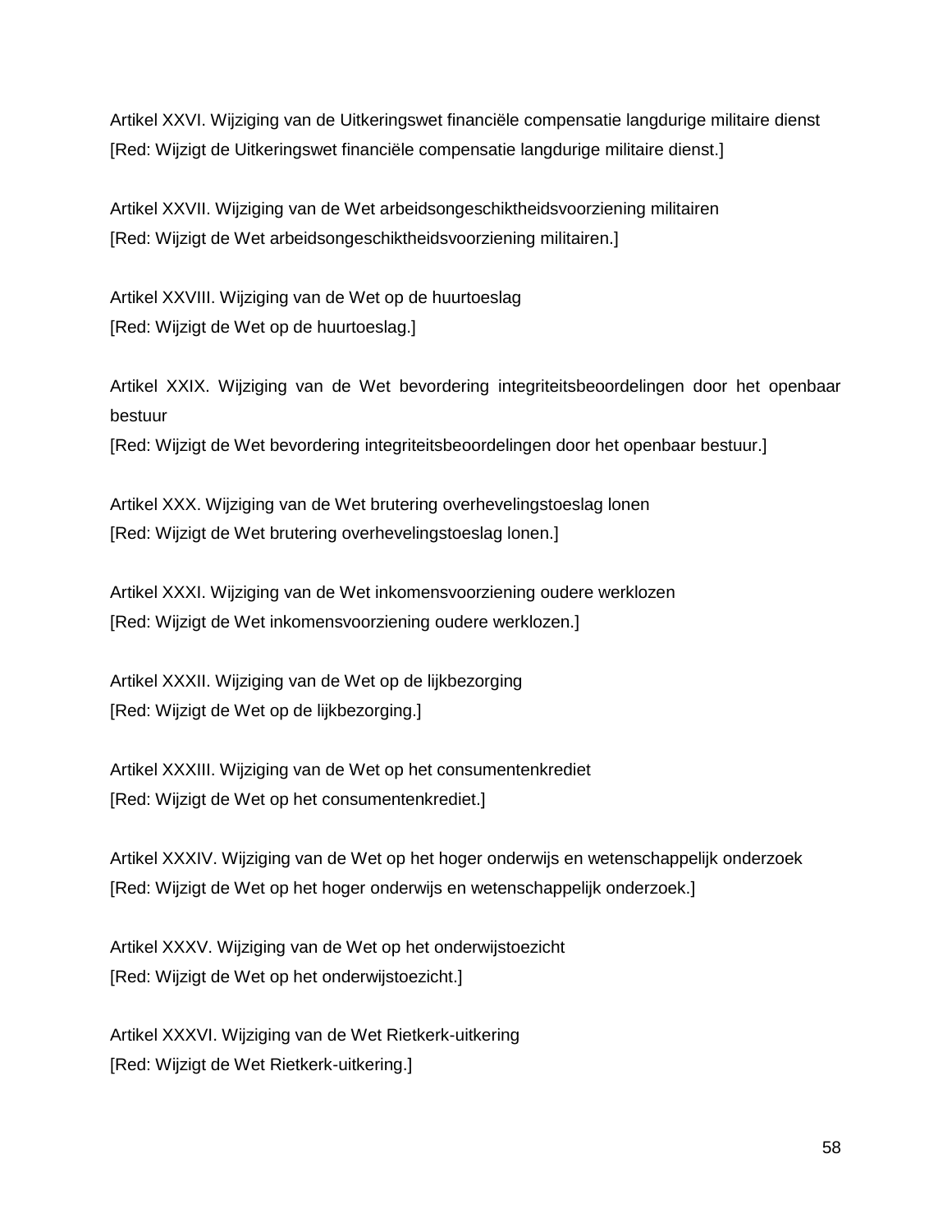Artikel XXVI. Wijziging van de Uitkeringswet financiële compensatie langdurige militaire dienst
[Red: Wijzigt de Uitkeringswet financiële compensatie langdurige militaire dienst.]

Artikel XXVII. Wijziging van de Wet arbeidsongeschiktheidsvoorziening militairen
[Red: Wijzigt de Wet arbeidsongeschiktheidsvoorziening militairen.]

Artikel XXVIII. Wijziging van de Wet op de huurtoeslag
[Red: Wijzigt de Wet op de huurtoeslag.]

Artikel XXIX. Wijziging van de Wet bevordering integriteitsbeoordelingen door het openbaar bestuur
[Red: Wijzigt de Wet bevordering integriteitsbeoordelingen door het openbaar bestuur.]

Artikel XXX. Wijziging van de Wet brutering overhevelingstoeslag lonen
[Red: Wijzigt de Wet brutering overhevelingstoeslag lonen.]

Artikel XXXI. Wijziging van de Wet inkomensvoorziening oudere werklozen
[Red: Wijzigt de Wet inkomensvoorziening oudere werklozen.]

Artikel XXXII. Wijziging van de Wet op de lijkbezorging
[Red: Wijzigt de Wet op de lijkbezorging.]

Artikel XXXIII. Wijziging van de Wet op het consumentenkrediet
[Red: Wijzigt de Wet op het consumentenkrediet.]

Artikel XXXIV. Wijziging van de Wet op het hoger onderwijs en wetenschappelijk onderzoek
[Red: Wijzigt de Wet op het hoger onderwijs en wetenschappelijk onderzoek.]

Artikel XXXV. Wijziging van de Wet op het onderwijstoezicht
[Red: Wijzigt de Wet op het onderwijstoezicht.]

Artikel XXXVI. Wijziging van de Wet Rietkerk-uitkering
[Red: Wijzigt de Wet Rietkerk-uitkering.]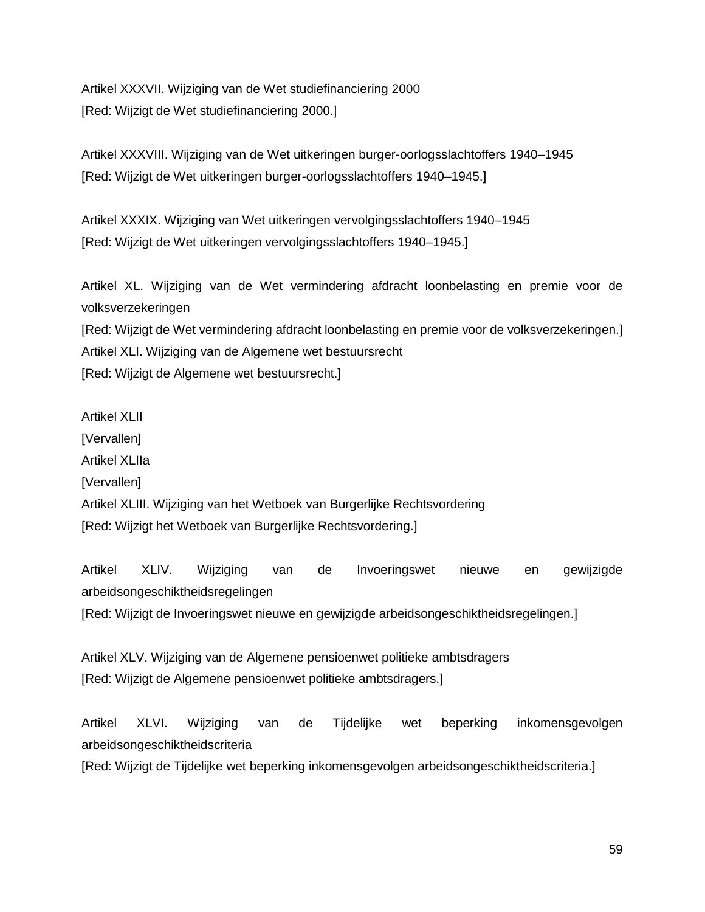Artikel XXXVII. Wijziging van de Wet studiefinanciering 2000
[Red: Wijzigt de Wet studiefinanciering 2000.]

Artikel XXXVIII. Wijziging van de Wet uitkeringen burger-oorlogsslachtoffers 1940–1945
[Red: Wijzigt de Wet uitkeringen burger-oorlogsslachtoffers 1940–1945.]

Artikel XXXIX. Wijziging van Wet uitkeringen vervolgingsslachtoffers 1940–1945
[Red: Wijzigt de Wet uitkeringen vervolgingsslachtoffers 1940–1945.]

Artikel XL. Wijziging van de Wet vermindering afdracht loonbelasting en premie voor de volksverzekeringen
[Red: Wijzigt de Wet vermindering afdracht loonbelasting en premie voor de volksverzekeringen.]
Artikel XLI. Wijziging van de Algemene wet bestuursrecht
[Red: Wijzigt de Algemene wet bestuursrecht.]

Artikel XLII
[Vervallen]
Artikel XLIIa
[Vervallen]
Artikel XLIII. Wijziging van het Wetboek van Burgerlijke Rechtsvordering
[Red: Wijzigt het Wetboek van Burgerlijke Rechtsvordering.]

Artikel XLIV. Wijziging van de Invoeringswet nieuwe en gewijzigde arbeidsongeschiktheidsregelingen
[Red: Wijzigt de Invoeringswet nieuwe en gewijzigde arbeidsongeschiktheidsregelingen.]

Artikel XLV. Wijziging van de Algemene pensioenwet politieke ambtsdragers
[Red: Wijzigt de Algemene pensioenwet politieke ambtsdragers.]

Artikel XLVI. Wijziging van de Tijdelijke wet beperking inkomensgevolgen arbeidsongeschiktheidscriteria
[Red: Wijzigt de Tijdelijke wet beperking inkomensgevolgen arbeidsongeschiktheidscriteria.]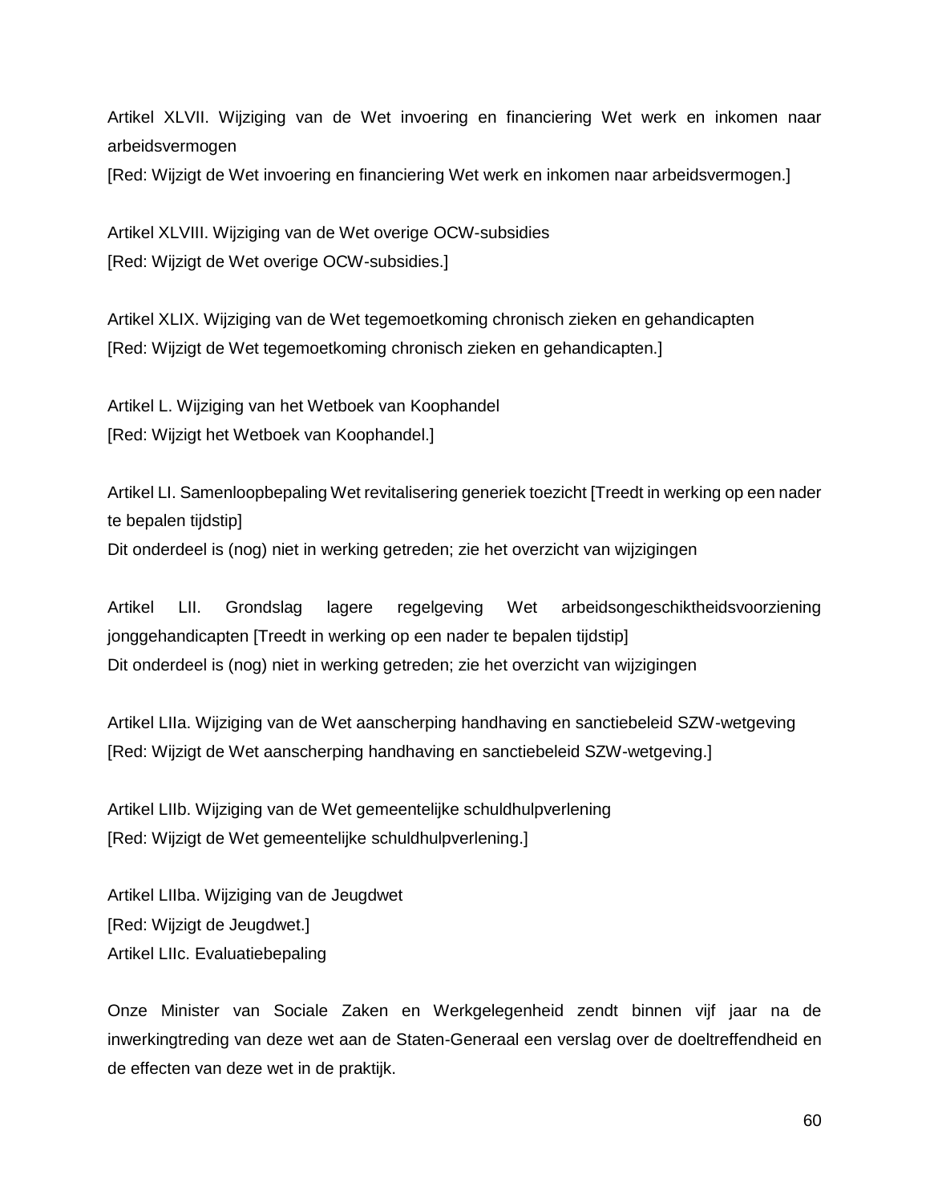Artikel XLVII. Wijziging van de Wet invoering en financiering Wet werk en inkomen naar arbeidsvermogen

[Red: Wijzigt de Wet invoering en financiering Wet werk en inkomen naar arbeidsvermogen.]

Artikel XLVIII. Wijziging van de Wet overige OCW-subsidies

[Red: Wijzigt de Wet overige OCW-subsidies.]

Artikel XLIX. Wijziging van de Wet tegemoetkoming chronisch zieken en gehandicapten

[Red: Wijzigt de Wet tegemoetkoming chronisch zieken en gehandicapten.]

Artikel L. Wijziging van het Wetboek van Koophandel

[Red: Wijzigt het Wetboek van Koophandel.]

Artikel LI. Samenloopbepaling Wet revitalisering generiek toezicht [Treedt in werking op een nader te bepalen tijdstip]

Dit onderdeel is (nog) niet in werking getreden; zie het overzicht van wijzigingen

Artikel LII. Grondslag lagere regelgeving Wet arbeidsongeschiktheidsvoorziening jonggehandicapten [Treedt in werking op een nader te bepalen tijdstip]

Dit onderdeel is (nog) niet in werking getreden; zie het overzicht van wijzigingen

Artikel LIIa. Wijziging van de Wet aanscherping handhaving en sanctiebeleid SZW-wetgeving

[Red: Wijzigt de Wet aanscherping handhaving en sanctiebeleid SZW-wetgeving.]

Artikel LIIb. Wijziging van de Wet gemeentelijke schuldhulpverlening

[Red: Wijzigt de Wet gemeentelijke schuldhulpverlening.]

Artikel LIIba. Wijziging van de Jeugdwet

[Red: Wijzigt de Jeugdwet.]

Artikel LIIc. Evaluatiebepaling

Onze Minister van Sociale Zaken en Werkgelegenheid zendt binnen vijf jaar na de inwerkingtreding van deze wet aan de Staten-Generaal een verslag over de doeltreffendheid en de effecten van deze wet in de praktijk.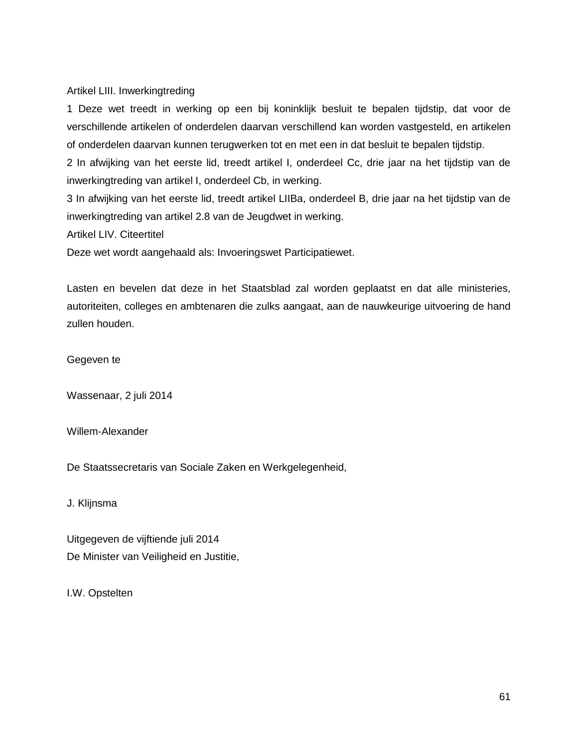Artikel LIII. Inwerkingtreding

1 Deze wet treedt in werking op een bij koninklijk besluit te bepalen tijdstip, dat voor de verschillende artikelen of onderdelen daarvan verschillend kan worden vastgesteld, en artikelen of onderdelen daarvan kunnen terugwerken tot en met een in dat besluit te bepalen tijdstip.

2 In afwijking van het eerste lid, treedt artikel I, onderdeel Cc, drie jaar na het tijdstip van de inwerkingtreding van artikel I, onderdeel Cb, in werking.

3 In afwijking van het eerste lid, treedt artikel LIIBa, onderdeel B, drie jaar na het tijdstip van de inwerkingtreding van artikel 2.8 van de Jeugdwet in werking.

Artikel LIV. Citeertitel

Deze wet wordt aangehaald als: Invoeringswet Participatiewet.

Lasten en bevelen dat deze in het Staatsblad zal worden geplaatst en dat alle ministeries, autoriteiten, colleges en ambtenaren die zulks aangaat, aan de nauwkeurige uitvoering de hand zullen houden.

Gegeven te

Wassenaar, 2 juli 2014

Willem-Alexander

De Staatssecretaris van Sociale Zaken en Werkgelegenheid,

J. Klijnsma

Uitgegeven de vijftiende juli 2014

De Minister van Veiligheid en Justitie,

I.W. Opstelten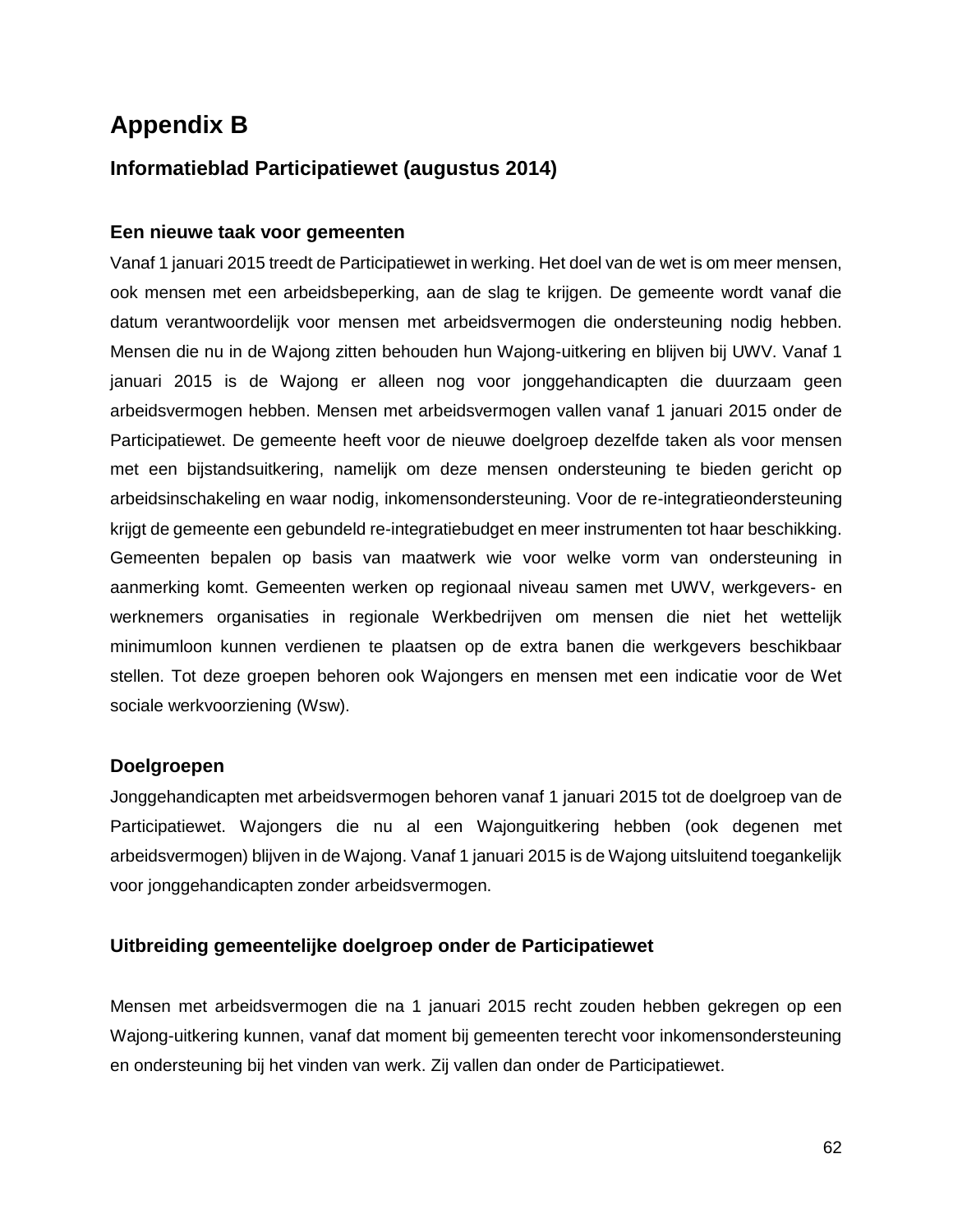# Appendix B

## Informatieblad Participatiewet (augustus 2014)

### Een nieuwe taak voor gemeenten

Vanaf 1 januari 2015 treedt de Participatiewet in werking. Het doel van de wet is om meer mensen, ook mensen met een arbeidsbeperking, aan de slag te krijgen. De gemeente wordt vanaf die datum verantwoordelijk voor mensen met arbeidsvermogen die ondersteuning nodig hebben. Mensen die nu in de Wajong zitten behouden hun Wajong-uitkering en blijven bij UWV. Vanaf 1 januari 2015 is de Wajong er alleen nog voor jonggehandicapten die duurzaam geen arbeidsvermogen hebben. Mensen met arbeidsvermogen vallen vanaf 1 januari 2015 onder de Participatiewet. De gemeente heeft voor de nieuwe doelgroep dezelfde taken als voor mensen met een bijstandsuitkering, namelijk om deze mensen ondersteuning te bieden gericht op arbeidsinschakeling en waar nodig, inkomensondersteuning. Voor de re-integratieondersteuning krijgt de gemeente een gebundeld re-integratiebudget en meer instrumenten tot haar beschikking. Gemeenten bepalen op basis van maatwerk wie voor welke vorm van ondersteuning in aanmerking komt. Gemeenten werken op regionaal niveau samen met UWV, werkgevers- en werknemers organisaties in regionale Werkbedrijven om mensen die niet het wettelijk minimumloon kunnen verdienen te plaatsen op de extra banen die werkgevers beschikbaar stellen. Tot deze groepen behoren ook Wajongers en mensen met een indicatie voor de Wet sociale werkvoorziening (Wsw).

### Doelgroepen

Jonggehandicapten met arbeidsvermogen behoren vanaf 1 januari 2015 tot de doelgroep van de Participatiewet. Wajongers die nu al een Wajonguitkering hebben (ook degenen met arbeidsvermogen) blijven in de Wajong. Vanaf 1 januari 2015 is de Wajong uitsluitend toegankelijk voor jonggehandicapten zonder arbeidsvermogen.

### Uitbreiding gemeentelijke doelgroep onder de Participatiewet

Mensen met arbeidsvermogen die na 1 januari 2015 recht zouden hebben gekregen op een Wajong-uitkering kunnen, vanaf dat moment bij gemeenten terecht voor inkomensondersteuning en ondersteuning bij het vinden van werk. Zij vallen dan onder de Participatiewet.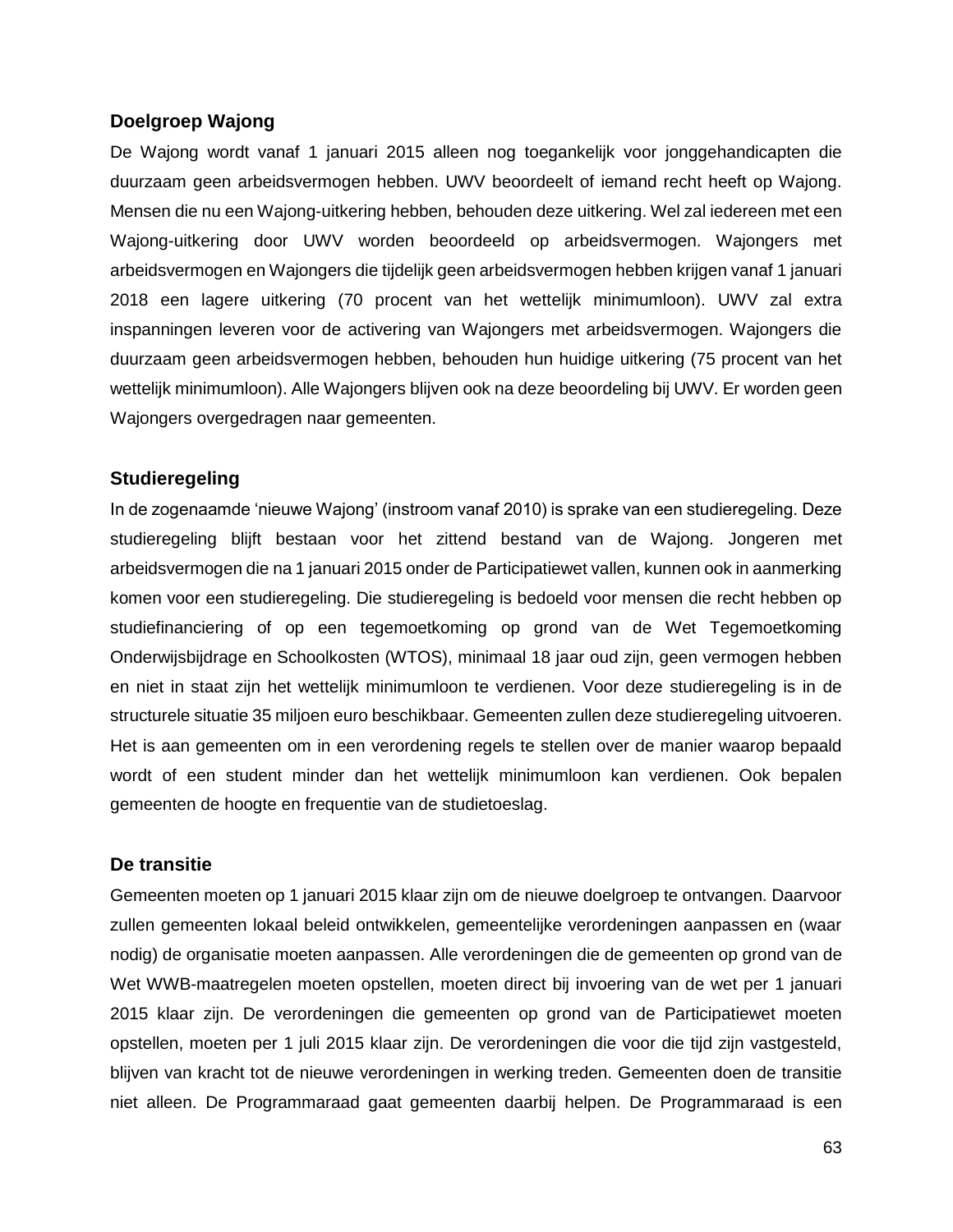### Doelgroep Wajong

De Wajong wordt vanaf 1 januari 2015 alleen nog toegankelijk voor jonggehandicapten die duurzaam geen arbeidsvermogen hebben. UWV beoordeelt of iemand recht heeft op Wajong. Mensen die nu een Wajong-uitkering hebben, behouden deze uitkering. Wel zal iedereen met een Wajong-uitkering door UWV worden beoordeeld op arbeidsvermogen. Wajongers met arbeidsvermogen en Wajongers die tijdelijk geen arbeidsvermogen hebben krijgen vanaf 1 januari 2018 een lagere uitkering (70 procent van het wettelijk minimumloon). UWV zal extra inspanningen leveren voor de activering van Wajongers met arbeidsvermogen. Wajongers die duurzaam geen arbeidsvermogen hebben, behouden hun huidige uitkering (75 procent van het wettelijk minimumloon). Alle Wajongers blijven ook na deze beoordeling bij UWV. Er worden geen Wajongers overgedragen naar gemeenten.

### Studieregeling

In de zogenaamde 'nieuwe Wajong' (instroom vanaf 2010) is sprake van een studieregeling. Deze studieregeling blijft bestaan voor het zittend bestand van de Wajong. Jongeren met arbeidsvermogen die na 1 januari 2015 onder de Participatiewet vallen, kunnen ook in aanmerking komen voor een studieregeling. Die studieregeling is bedoeld voor mensen die recht hebben op studiefinanciering of op een tegemoetkoming op grond van de Wet Tegemoetkoming Onderwijsbijdrage en Schoolkosten (WTOS), minimaal 18 jaar oud zijn, geen vermogen hebben en niet in staat zijn het wettelijk minimumloon te verdienen. Voor deze studieregeling is in de structurele situatie 35 miljoen euro beschikbaar. Gemeenten zullen deze studieregeling uitvoeren. Het is aan gemeenten om in een verordening regels te stellen over de manier waarop bepaald wordt of een student minder dan het wettelijk minimumloon kan verdienen. Ook bepalen gemeenten de hoogte en frequentie van de studietoeslag.

### De transitie

Gemeenten moeten op 1 januari 2015 klaar zijn om de nieuwe doelgroep te ontvangen. Daarvoor zullen gemeenten lokaal beleid ontwikkelen, gemeentelijke verordeningen aanpassen en (waar nodig) de organisatie moeten aanpassen. Alle verordeningen die de gemeenten op grond van de Wet WWB-maatregelen moeten opstellen, moeten direct bij invoering van de wet per 1 januari 2015 klaar zijn. De verordeningen die gemeenten op grond van de Participatiewet moeten opstellen, moeten per 1 juli 2015 klaar zijn. De verordeningen die voor die tijd zijn vastgesteld, blijven van kracht tot de nieuwe verordeningen in werking treden. Gemeenten doen de transitie niet alleen. De Programmaraad gaat gemeenten daarbij helpen. De Programmaraad is een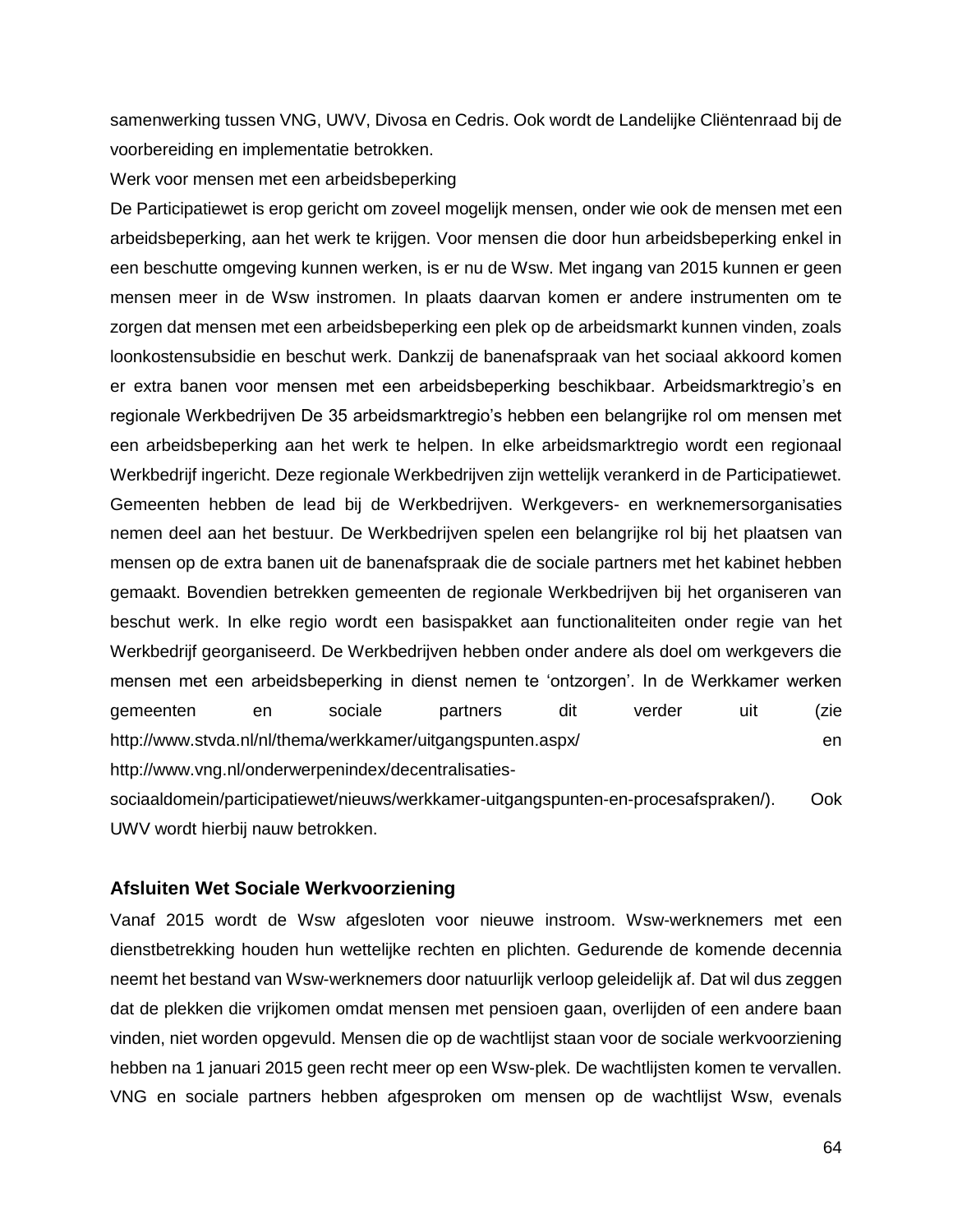samenwerking tussen VNG, UWV, Divosa en Cedris. Ook wordt de Landelijke Cliëntenraad bij de voorbereiding en implementatie betrokken.

Werk voor mensen met een arbeidsbeperking

De Participatiewet is erop gericht om zoveel mogelijk mensen, onder wie ook de mensen met een arbeidsbeperking, aan het werk te krijgen. Voor mensen die door hun arbeidsbeperking enkel in een beschutte omgeving kunnen werken, is er nu de Wsw. Met ingang van 2015 kunnen er geen mensen meer in de Wsw instromen. In plaats daarvan komen er andere instrumenten om te zorgen dat mensen met een arbeidsbeperking een plek op de arbeidsmarkt kunnen vinden, zoals loonkostensubsidie en beschut werk. Dankzij de banenafspraak van het sociaal akkoord komen er extra banen voor mensen met een arbeidsbeperking beschikbaar. Arbeidsmarktregio's en regionale Werkbedrijven De 35 arbeidsmarktregio's hebben een belangrijke rol om mensen met een arbeidsbeperking aan het werk te helpen. In elke arbeidsmarktregio wordt een regionaal Werkbedrijf ingericht. Deze regionale Werkbedrijven zijn wettelijk verankerd in de Participatiewet. Gemeenten hebben de lead bij de Werkbedrijven. Werkgevers- en werknemersorganisaties nemen deel aan het bestuur. De Werkbedrijven spelen een belangrijke rol bij het plaatsen van mensen op de extra banen uit de banenafspraak die de sociale partners met het kabinet hebben gemaakt. Bovendien betrekken gemeenten de regionale Werkbedrijven bij het organiseren van beschut werk. In elke regio wordt een basispakket aan functionaliteiten onder regie van het Werkbedrijf georganiseerd. De Werkbedrijven hebben onder andere als doel om werkgevers die mensen met een arbeidsbeperking in dienst nemen te 'ontzorgen'. In de Werkkamer werken gemeenten en sociale partners dit verder uit (zie http://www.stvda.nl/nl/thema/werkkamer/uitgangspunten.aspx/ en http://www.vng.nl/onderwerpenindex/decentralisaties-sociaaldomein/participatiewet/nieuws/werkkamer-uitgangspunten-en-procesafspraken/). Ook UWV wordt hierbij nauw betrokken.

## Afsluiten Wet Sociale Werkvoorziening

Vanaf 2015 wordt de Wsw afgesloten voor nieuwe instroom. Wsw-werknemers met een dienstbetrekking houden hun wettelijke rechten en plichten. Gedurende de komende decennia neemt het bestand van Wsw-werknemers door natuurlijk verloop geleidelijk af. Dat wil dus zeggen dat de plekken die vrijkomen omdat mensen met pensioen gaan, overlijden of een andere baan vinden, niet worden opgevuld. Mensen die op de wachtlijst staan voor de sociale werkvoorziening hebben na 1 januari 2015 geen recht meer op een Wsw-plek. De wachtlijsten komen te vervallen. VNG en sociale partners hebben afgesproken om mensen op de wachtlijst Wsw, evenals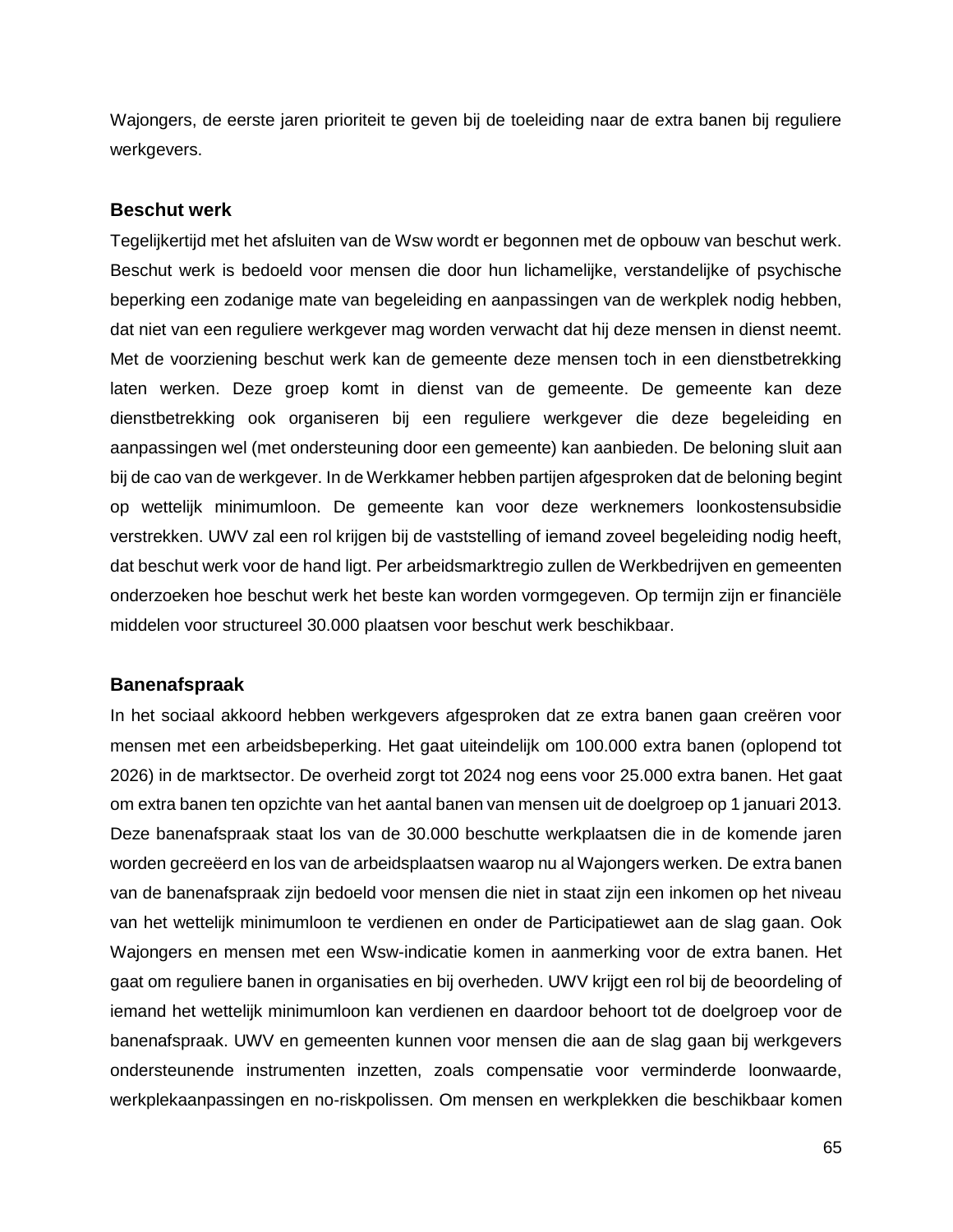Wajongers, de eerste jaren prioriteit te geven bij de toeleiding naar de extra banen bij reguliere werkgevers.

### Beschut werk

Tegelijkertijd met het afsluiten van de Wsw wordt er begonnen met de opbouw van beschut werk. Beschut werk is bedoeld voor mensen die door hun lichamelijke, verstandelijke of psychische beperking een zodanige mate van begeleiding en aanpassingen van de werkplek nodig hebben, dat niet van een reguliere werkgever mag worden verwacht dat hij deze mensen in dienst neemt. Met de voorziening beschut werk kan de gemeente deze mensen toch in een dienstbetrekking laten werken. Deze groep komt in dienst van de gemeente. De gemeente kan deze dienstbetrekking ook organiseren bij een reguliere werkgever die deze begeleiding en aanpassingen wel (met ondersteuning door een gemeente) kan aanbieden. De beloning sluit aan bij de cao van de werkgever. In de Werkkamer hebben partijen afgesproken dat de beloning begint op wettelijk minimumloon. De gemeente kan voor deze werknemers loonkostensubsidie verstrekken. UWV zal een rol krijgen bij de vaststelling of iemand zoveel begeleiding nodig heeft, dat beschut werk voor de hand ligt. Per arbeidsmarktregio zullen de Werkbedrijven en gemeenten onderzoeken hoe beschut werk het beste kan worden vormgegeven. Op termijn zijn er financiële middelen voor structureel 30.000 plaatsen voor beschut werk beschikbaar.

### Banenafspraak

In het sociaal akkoord hebben werkgevers afgesproken dat ze extra banen gaan creëren voor mensen met een arbeidsbeperking. Het gaat uiteindelijk om 100.000 extra banen (oplopend tot 2026) in de marktsector. De overheid zorgt tot 2024 nog eens voor 25.000 extra banen. Het gaat om extra banen ten opzichte van het aantal banen van mensen uit de doelgroep op 1 januari 2013. Deze banenafspraak staat los van de 30.000 beschutte werkplaatsen die in de komende jaren worden gecreëerd en los van de arbeidsplaatsen waarop nu al Wajongers werken. De extra banen van de banenafspraak zijn bedoeld voor mensen die niet in staat zijn een inkomen op het niveau van het wettelijk minimumloon te verdienen en onder de Participatiewet aan de slag gaan. Ook Wajongers en mensen met een Wsw-indicatie komen in aanmerking voor de extra banen. Het gaat om reguliere banen in organisaties en bij overheden. UWV krijgt een rol bij de beoordeling of iemand het wettelijk minimumloon kan verdienen en daardoor behoort tot de doelgroep voor de banenafspraak. UWV en gemeenten kunnen voor mensen die aan de slag gaan bij werkgevers ondersteunende instrumenten inzetten, zoals compensatie voor verminderde loonwaarde, werkplekaanpassingen en no-riskpolissen. Om mensen en werkplekken die beschikbaar komen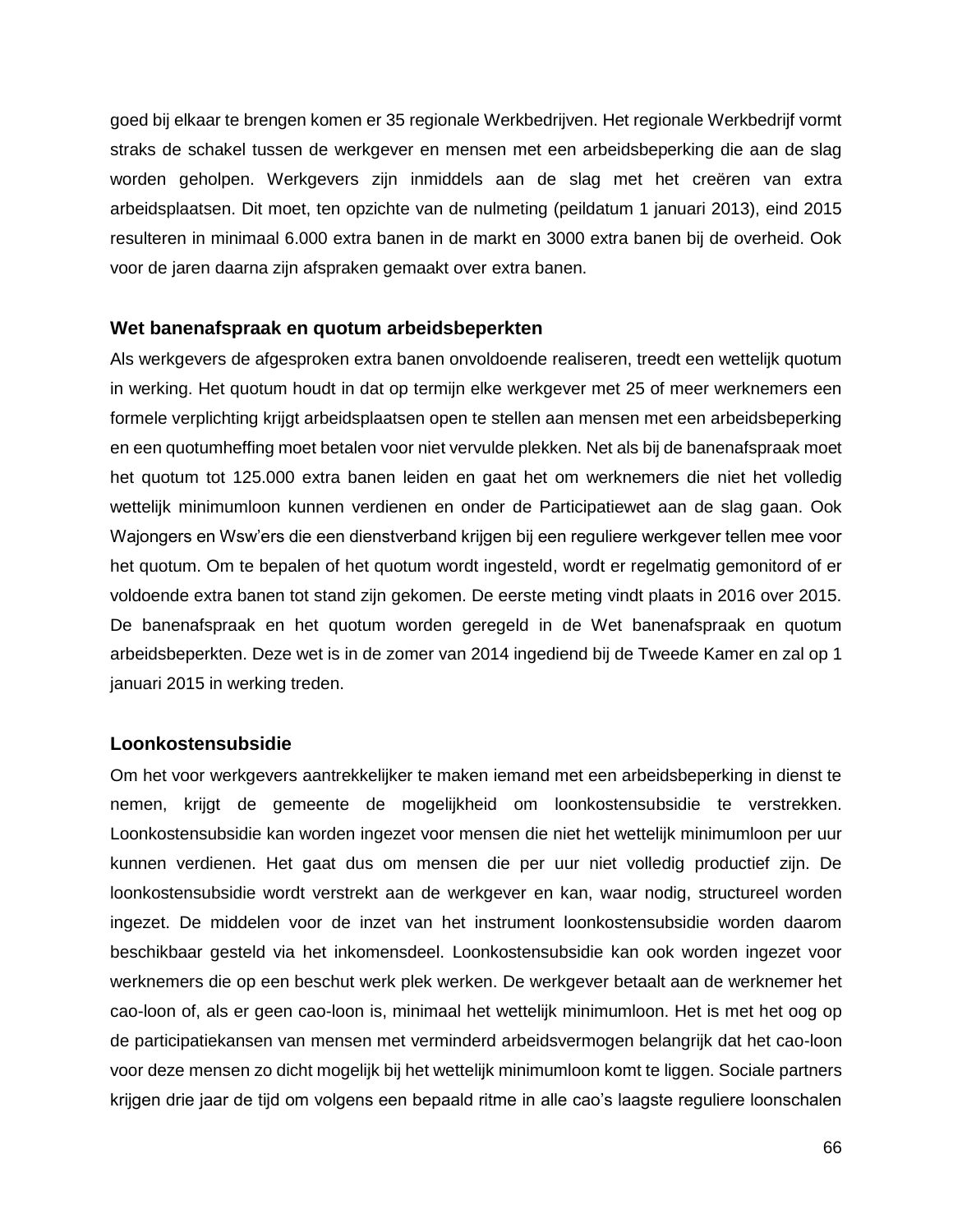goed bij elkaar te brengen komen er 35 regionale Werkbedrijven. Het regionale Werkbedrijf vormt straks de schakel tussen de werkgever en mensen met een arbeidsbeperking die aan de slag worden geholpen. Werkgevers zijn inmiddels aan de slag met het creëren van extra arbeidsplaatsen. Dit moet, ten opzichte van de nulmeting (peildatum 1 januari 2013), eind 2015 resulteren in minimaal 6.000 extra banen in de markt en 3000 extra banen bij de overheid. Ook voor de jaren daarna zijn afspraken gemaakt over extra banen.

### Wet banenafspraak en quotum arbeidsbeperkten

Als werkgevers de afgesproken extra banen onvoldoende realiseren, treedt een wettelijk quotum in werking. Het quotum houdt in dat op termijn elke werkgever met 25 of meer werknemers een formele verplichting krijgt arbeidsplaatsen open te stellen aan mensen met een arbeidsbeperking en een quotumheffing moet betalen voor niet vervulde plekken. Net als bij de banenafspraak moet het quotum tot 125.000 extra banen leiden en gaat het om werknemers die niet het volledig wettelijk minimumloon kunnen verdienen en onder de Participatiewet aan de slag gaan. Ook Wajongers en Wsw'ers die een dienstverband krijgen bij een reguliere werkgever tellen mee voor het quotum. Om te bepalen of het quotum wordt ingesteld, wordt er regelmatig gemonitord of er voldoende extra banen tot stand zijn gekomen. De eerste meting vindt plaats in 2016 over 2015. De banenafspraak en het quotum worden geregeld in de Wet banenafspraak en quotum arbeidsbeperkten. Deze wet is in de zomer van 2014 ingediend bij de Tweede Kamer en zal op 1 januari 2015 in werking treden.

### Loonkostensubsidie

Om het voor werkgevers aantrekkelijker te maken iemand met een arbeidsbeperking in dienst te nemen, krijgt de gemeente de mogelijkheid om loonkostensubsidie te verstrekken. Loonkostensubsidie kan worden ingezet voor mensen die niet het wettelijk minimumloon per uur kunnen verdienen. Het gaat dus om mensen die per uur niet volledig productief zijn. De loonkostensubsidie wordt verstrekt aan de werkgever en kan, waar nodig, structureel worden ingezet. De middelen voor de inzet van het instrument loonkostensubsidie worden daarom beschikbaar gesteld via het inkomensdeel. Loonkostensubsidie kan ook worden ingezet voor werknemers die op een beschut werk plek werken. De werkgever betaalt aan de werknemer het cao-loon of, als er geen cao-loon is, minimaal het wettelijk minimumloon. Het is met het oog op de participatiekansen van mensen met verminderd arbeidsvermogen belangrijk dat het cao-loon voor deze mensen zo dicht mogelijk bij het wettelijk minimumloon komt te liggen. Sociale partners krijgen drie jaar de tijd om volgens een bepaald ritme in alle cao's laagste reguliere loonschalen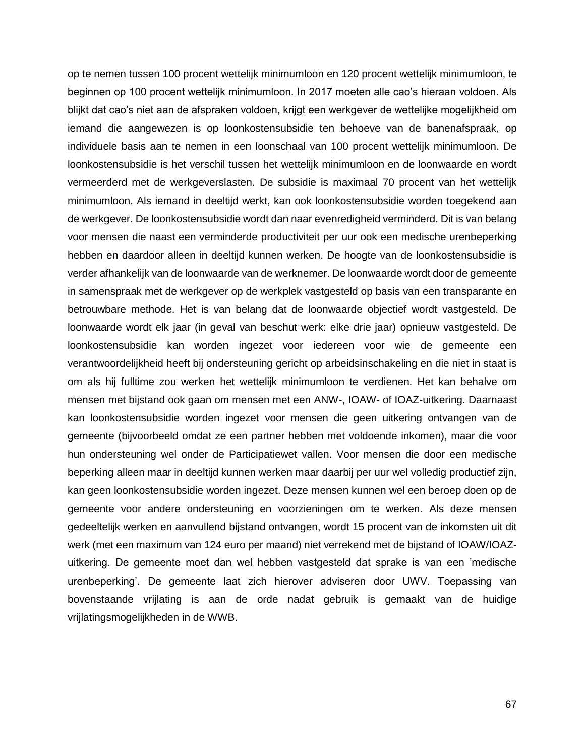op te nemen tussen 100 procent wettelijk minimumloon en 120 procent wettelijk minimumloon, te beginnen op 100 procent wettelijk minimumloon. In 2017 moeten alle cao's hieraan voldoen. Als blijkt dat cao's niet aan de afspraken voldoen, krijgt een werkgever de wettelijke mogelijkheid om iemand die aangewezen is op loonkostensubsidie ten behoeve van de banenafspraak, op individuele basis aan te nemen in een loonschaal van 100 procent wettelijk minimumloon. De loonkostensubsidie is het verschil tussen het wettelijk minimumloon en de loonwaarde en wordt vermeerderd met de werkgeverslasten. De subsidie is maximaal 70 procent van het wettelijk minimumloon. Als iemand in deeltijd werkt, kan ook loonkostensubsidie worden toegekend aan de werkgever. De loonkostensubsidie wordt dan naar evenredigheid verminderd. Dit is van belang voor mensen die naast een verminderde productiviteit per uur ook een medische urenbeperking hebben en daardoor alleen in deeltijd kunnen werken. De hoogte van de loonkostensubsidie is verder afhankelijk van de loonwaarde van de werknemer. De loonwaarde wordt door de gemeente in samenspraak met de werkgever op de werkplek vastgesteld op basis van een transparante en betrouwbare methode. Het is van belang dat de loonwaarde objectief wordt vastgesteld. De loonwaarde wordt elk jaar (in geval van beschut werk: elke drie jaar) opnieuw vastgesteld. De loonkostensubsidie kan worden ingezet voor iedereen voor wie de gemeente een verantwoordelijkheid heeft bij ondersteuning gericht op arbeidsinschakeling en die niet in staat is om als hij fulltime zou werken het wettelijk minimumloon te verdienen. Het kan behalve om mensen met bijstand ook gaan om mensen met een ANW-, IOAW- of IOAZ-uitkering. Daarnaast kan loonkostensubsidie worden ingezet voor mensen die geen uitkering ontvangen van de gemeente (bijvoorbeeld omdat ze een partner hebben met voldoende inkomen), maar die voor hun ondersteuning wel onder de Participatiewet vallen. Voor mensen die door een medische beperking alleen maar in deeltijd kunnen werken maar daarbij per uur wel volledig productief zijn, kan geen loonkostensubsidie worden ingezet. Deze mensen kunnen wel een beroep doen op de gemeente voor andere ondersteuning en voorzieningen om te werken. Als deze mensen gedeeltelijk werken en aanvullend bijstand ontvangen, wordt 15 procent van de inkomsten uit dit werk (met een maximum van 124 euro per maand) niet verrekend met de bijstand of IOAW/IOAZ-uitkering. De gemeente moet dan wel hebben vastgesteld dat sprake is van een 'medische urenbeperking'. De gemeente laat zich hierover adviseren door UWV. Toepassing van bovenstaande vrijlating is aan de orde nadat gebruik is gemaakt van de huidige vrijlatingsmogelijkheden in de WWB.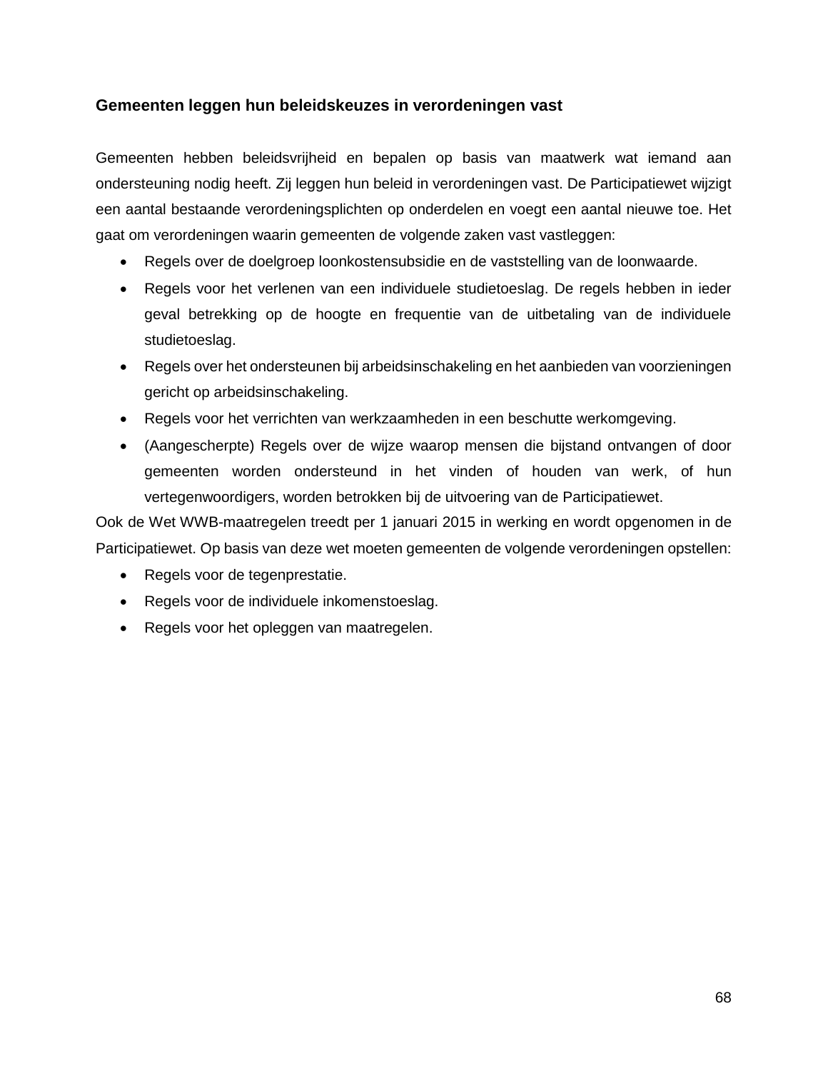### Gemeenten leggen hun beleidskeuzes in verordeningen vast

Gemeenten hebben beleidsvrijheid en bepalen op basis van maatwerk wat iemand aan ondersteuning nodig heeft. Zij leggen hun beleid in verordeningen vast. De Participatiewet wijzigt een aantal bestaande verordeningsplichten op onderdelen en voegt een aantal nieuwe toe. Het gaat om verordeningen waarin gemeenten de volgende zaken vast vastleggen:

- Regels over de doelgroep loonkostensubsidie en de vaststelling van de loonwaarde.
- Regels voor het verlenen van een individuele studietoeslag. De regels hebben in ieder geval betrekking op de hoogte en frequentie van de uitbetaling van de individuele studietoeslag.
- Regels over het ondersteunen bij arbeidsinschakeling en het aanbieden van voorzieningen gericht op arbeidsinschakeling.
- Regels voor het verrichten van werkzaamheden in een beschutte werkomgeving.
- (Aangescherpte) Regels over de wijze waarop mensen die bijstand ontvangen of door gemeenten worden ondersteund in het vinden of houden van werk, of hun vertegenwoordigers, worden betrokken bij de uitvoering van de Participatiewet.

Ook de Wet WWB-maatregelen treedt per 1 januari 2015 in werking en wordt opgenomen in de Participatiewet. Op basis van deze wet moeten gemeenten de volgende verordeningen opstellen:

- Regels voor de tegenprestatie.
- Regels voor de individuele inkomenstoeslag.
- Regels voor het opleggen van maatregelen.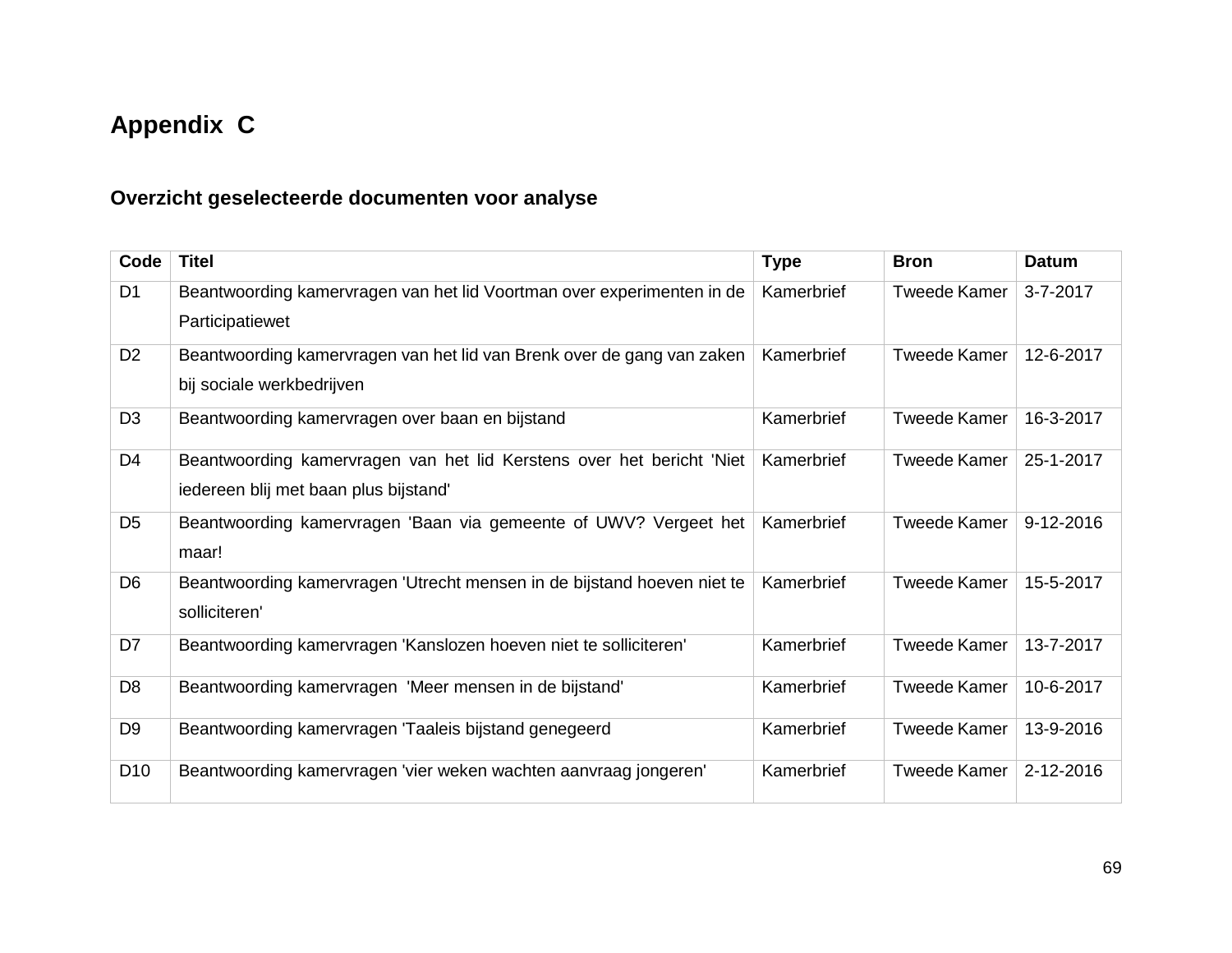# Appendix C

## Overzicht geselecteerde documenten voor analyse

| Code | Titel | Type | Bron | Datum |
| --- | --- | --- | --- | --- |
| D1 | Beantwoording kamervragen van het lid Voortman over experimenten in de Participatiewet | Kamerbrief | Tweede Kamer | 3-7-2017 |
| D2 | Beantwoording kamervragen van het lid van Brenk over de gang van zaken bij sociale werkbedrijven | Kamerbrief | Tweede Kamer | 12-6-2017 |
| D3 | Beantwoording kamervragen over baan en bijstand | Kamerbrief | Tweede Kamer | 16-3-2017 |
| D4 | Beantwoording kamervragen van het lid Kerstens over het bericht 'Niet iedereen blij met baan plus bijstand' | Kamerbrief | Tweede Kamer | 25-1-2017 |
| D5 | Beantwoording kamervragen 'Baan via gemeente of UWV? Vergeet het maar! | Kamerbrief | Tweede Kamer | 9-12-2016 |
| D6 | Beantwoording kamervragen 'Utrecht mensen in de bijstand hoeven niet te solliciteren' | Kamerbrief | Tweede Kamer | 15-5-2017 |
| D7 | Beantwoording kamervragen 'Kanslozen hoeven niet te solliciteren' | Kamerbrief | Tweede Kamer | 13-7-2017 |
| D8 | Beantwoording kamervragen 'Meer mensen in de bijstand' | Kamerbrief | Tweede Kamer | 10-6-2017 |
| D9 | Beantwoording kamervragen 'Taaleis bijstand genegeerd | Kamerbrief | Tweede Kamer | 13-9-2016 |
| D10 | Beantwoording kamervragen 'vier weken wachten aanvraag jongeren' | Kamerbrief | Tweede Kamer | 2-12-2016 |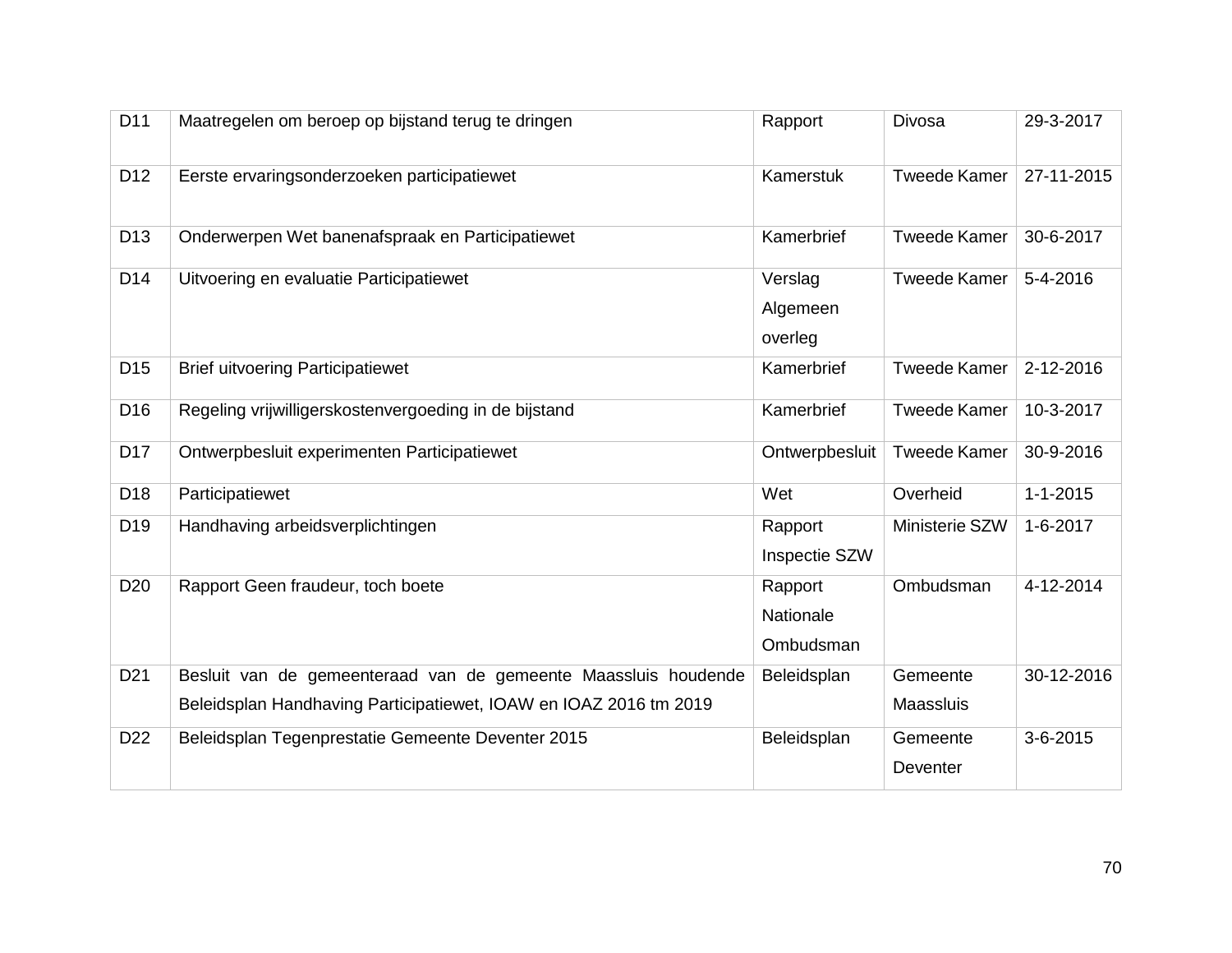| | | | | |
|---|---|---|---|---|
| D11 | Maatregelen om beroep op bijstand terug te dringen | Rapport | Divosa | 29-3-2017 |
| D12 | Eerste ervaringsonderzoeken participatiewet | Kamerstuk | Tweede Kamer | 27-11-2015 |
| D13 | Onderwerpen Wet banenafspraak en Participatiewet | Kamerbrief | Tweede Kamer | 30-6-2017 |
| D14 | Uitvoering en evaluatie Participatiewet | Verslag Algemeen overleg | Tweede Kamer | 5-4-2016 |
| D15 | Brief uitvoering Participatiewet | Kamerbrief | Tweede Kamer | 2-12-2016 |
| D16 | Regeling vrijwilligerskostenvergoeding in de bijstand | Kamerbrief | Tweede Kamer | 10-3-2017 |
| D17 | Ontwerpbesluit experimenten Participatiewet | Ontwerpbesluit | Tweede Kamer | 30-9-2016 |
| D18 | Participatiewet | Wet | Overheid | 1-1-2015 |
| D19 | Handhaving arbeidsverplichtingen | Rapport Inspectie SZW | Ministerie SZW | 1-6-2017 |
| D20 | Rapport Geen fraudeur, toch boete | Rapport Nationale Ombudsman | Ombudsman | 4-12-2014 |
| D21 | Besluit van de gemeenteraad van de gemeente Maassluis houdende Beleidsplan Handhaving Participatiewet, IOAW en IOAZ 2016 tm 2019 | Beleidsplan | Gemeente Maassluis | 30-12-2016 |
| D22 | Beleidsplan Tegenprestatie Gemeente Deventer 2015 | Beleidsplan | Gemeente Deventer | 3-6-2015 |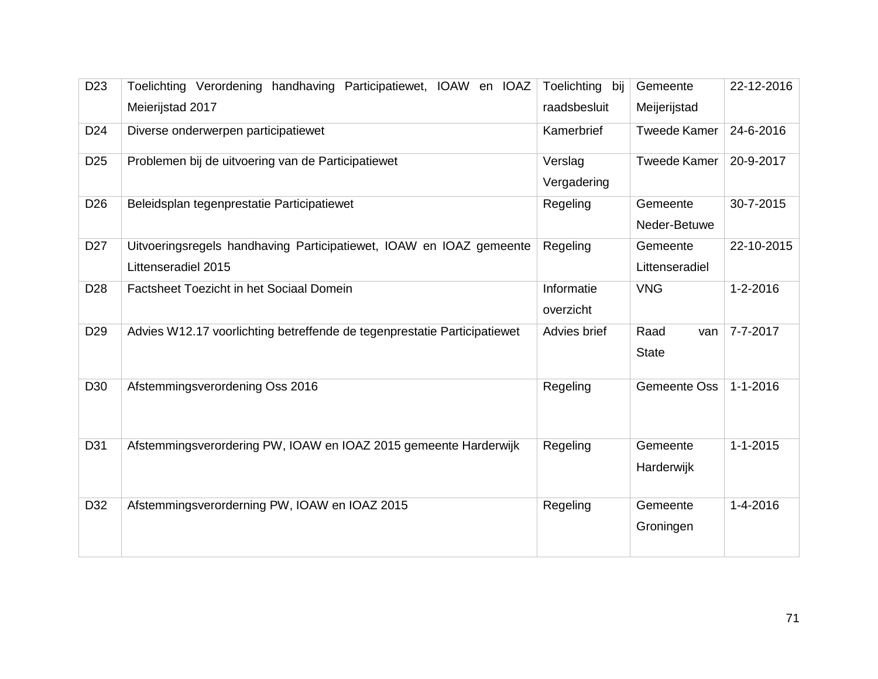| D23 | Toelichting Verordening handhaving Participatiewet, IOAW en IOAZ Meierijstad 2017 | Toelichting bij raadsbesluit | Gemeente Meijerijstad | 22-12-2016 |
|---|---|---|---|---|
| D24 | Diverse onderwerpen participatiewet | Kamerbrief | Tweede Kamer | 24-6-2016 |
| D25 | Problemen bij de uitvoering van de Participatiewet | Verslag Vergadering | Tweede Kamer | 20-9-2017 |
| D26 | Beleidsplan tegenprestatie Participatiewet | Regeling | Gemeente Neder-Betuwe | 30-7-2015 |
| D27 | Uitvoeringsregels handhaving Participatiewet, IOAW en IOAZ gemeente Littenseradiel 2015 | Regeling | Gemeente Littenseradiel | 22-10-2015 |
| D28 | Factsheet Toezicht in het Sociaal Domein | Informatie overzicht | VNG | 1-2-2016 |
| D29 | Advies W12.17 voorlichting betreffende de tegenprestatie Participatiewet | Advies brief | Raad van State | 7-7-2017 |
| D30 | Afstemmingsverordening Oss 2016 | Regeling | Gemeente Oss | 1-1-2016 |
| D31 | Afstemmingsverordering PW, IOAW en IOAZ 2015 gemeente Harderwijk | Regeling | Gemeente Harderwijk | 1-1-2015 |
| D32 | Afstemmingsverorderning PW, IOAW en IOAZ 2015 | Regeling | Gemeente Groningen | 1-4-2016 |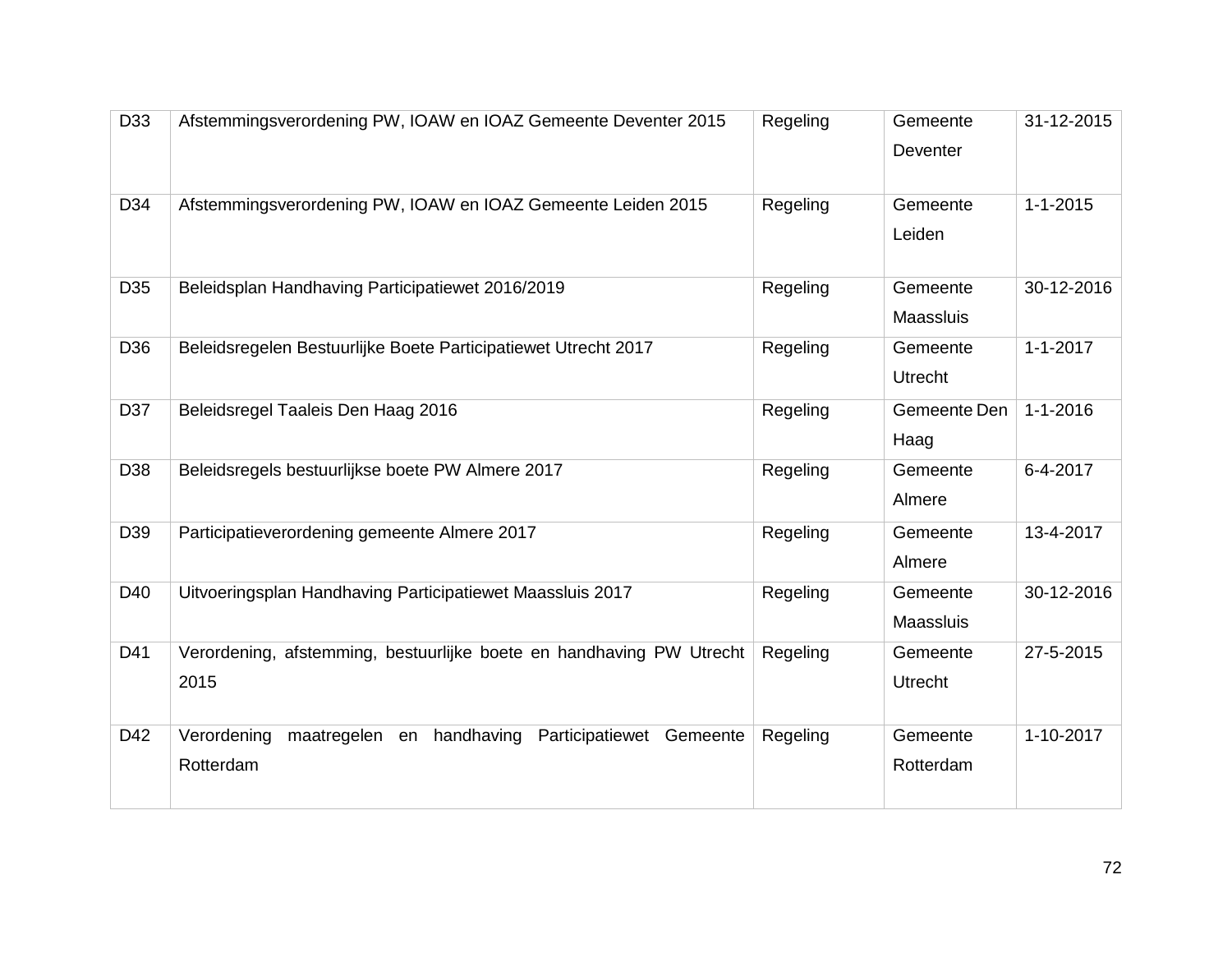| D33 | Afstemmingsverordening PW, IOAW en IOAZ Gemeente Deventer 2015 | Regeling | Gemeente Deventer | 31-12-2015 |
|---|---|---|---|---|
| D34 | Afstemmingsverordening PW, IOAW en IOAZ Gemeente Leiden 2015 | Regeling | Gemeente Leiden | 1-1-2015 |
| D35 | Beleidsplan Handhaving Participatiewet 2016/2019 | Regeling | Gemeente Maassluis | 30-12-2016 |
| D36 | Beleidsregelen Bestuurlijke Boete Participatiewet Utrecht 2017 | Regeling | Gemeente Utrecht | 1-1-2017 |
| D37 | Beleidsregel Taaleis Den Haag 2016 | Regeling | Gemeente Den Haag | 1-1-2016 |
| D38 | Beleidsregels bestuurlijkse boete PW Almere 2017 | Regeling | Gemeente Almere | 6-4-2017 |
| D39 | Participatieverordening gemeente Almere 2017 | Regeling | Gemeente Almere | 13-4-2017 |
| D40 | Uitvoeringsplan Handhaving Participatiewet Maassluis 2017 | Regeling | Gemeente Maassluis | 30-12-2016 |
| D41 | Verordening, afstemming, bestuurlijke boete en handhaving PW Utrecht 2015 | Regeling | Gemeente Utrecht | 27-5-2015 |
| D42 | Verordening maatregelen en handhaving Participatiewet Gemeente Rotterdam | Regeling | Gemeente Rotterdam | 1-10-2017 |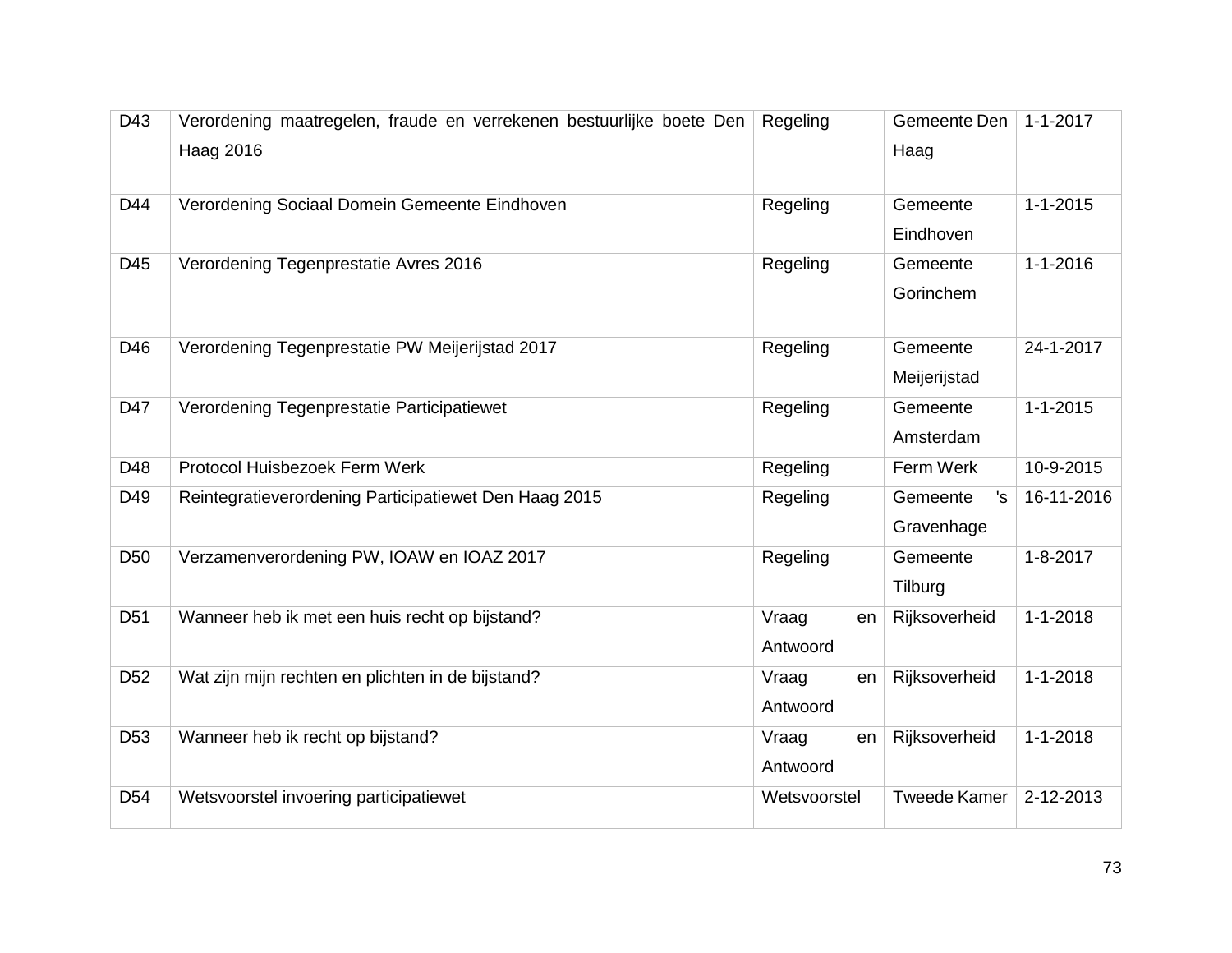| | | | | |
|---|---|---|---|---|
| D43 | Verordening maatregelen, fraude en verrekenen bestuurlijke boete Den Haag 2016 | Regeling | Gemeente Den Haag | 1-1-2017 |
| D44 | Verordening Sociaal Domein Gemeente Eindhoven | Regeling | Gemeente Eindhoven | 1-1-2015 |
| D45 | Verordening Tegenprestatie Avres 2016 | Regeling | Gemeente Gorinchem | 1-1-2016 |
| D46 | Verordening Tegenprestatie PW Meijerijstad 2017 | Regeling | Gemeente Meijerijstad | 24-1-2017 |
| D47 | Verordening Tegenprestatie Participatiewet | Regeling | Gemeente Amsterdam | 1-1-2015 |
| D48 | Protocol Huisbezoek Ferm Werk | Regeling | Ferm Werk | 10-9-2015 |
| D49 | Reintegratieverordening Participatiewet Den Haag 2015 | Regeling | Gemeente 's Gravenhage | 16-11-2016 |
| D50 | Verzamenverordening PW, IOAW en IOAZ 2017 | Regeling | Gemeente Tilburg | 1-8-2017 |
| D51 | Wanneer heb ik met een huis recht op bijstand? | Vraag en Antwoord | Rijksoverheid | 1-1-2018 |
| D52 | Wat zijn mijn rechten en plichten in de bijstand? | Vraag en Antwoord | Rijksoverheid | 1-1-2018 |
| D53 | Wanneer heb ik recht op bijstand? | Vraag en Antwoord | Rijksoverheid | 1-1-2018 |
| D54 | Wetsvoorstel invoering participatiewet | Wetsvoorstel | Tweede Kamer | 2-12-2013 |